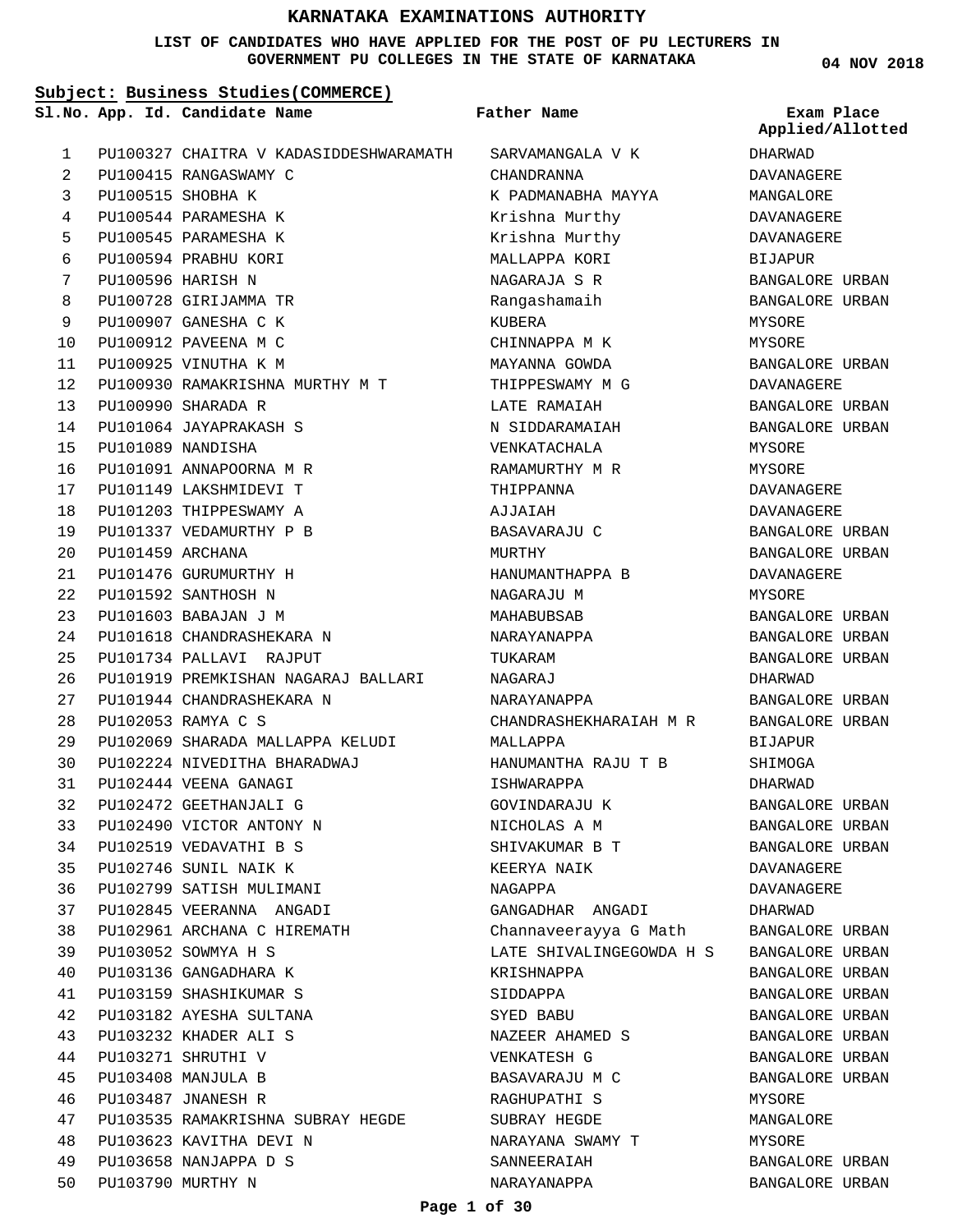# KARNATAKA EXAMINATIONS AUTHORITY

**LIST OF CANDIDATES WHO HAVE APPLIED FOR THE POST OF PU LECTURERS IN GOVERNMENT PU COLLEGES IN THE STATE OF KARNATAKA**

**04 NOV 2018**

**Subject: Business Studies(COMMERCE)**

| Sl.No. | App. Id. | Candidate Name | Father Name | Exam Place Applied/Allotted |
|---|---|---|---|---|
| 1 | PU100327 | CHAITRA V KADASIDDESHWARAMATH | SARVAMANGALA V K | DHARWAD |
| 2 | PU100415 | RANGASWAMY C | CHANDRANNA | DAVANAGERE |
| 3 | PU100515 | SHOBHA K | K PADMANABHA MAYYA | MANGALORE |
| 4 | PU100544 | PARAMESHA K | Krishna Murthy | DAVANAGERE |
| 5 | PU100545 | PARAMESHA K | Krishna Murthy | DAVANAGERE |
| 6 | PU100594 | PRABHU KORI | MALLAPPA KORI | BIJAPUR |
| 7 | PU100596 | HARISH N | NAGARAJA S R | BANGALORE URBAN |
| 8 | PU100728 | GIRIJAMMA TR | Rangashamaih | BANGALORE URBAN |
| 9 | PU100907 | GANESHA C K | KUBERA | MYSORE |
| 10 | PU100912 | PAVEENA M C | CHINNAPPA M K | MYSORE |
| 11 | PU100925 | VINUTHA K M | MAYANNA GOWDA | BANGALORE URBAN |
| 12 | PU100930 | RAMAKRISHNA MURTHY M T | THIPPESWAMY M G | DAVANAGERE |
| 13 | PU100990 | SHARADA R | LATE RAMAIAH | BANGALORE URBAN |
| 14 | PU101064 | JAYAPRAKASH S | N SIDDARAMAIAH | BANGALORE URBAN |
| 15 | PU101089 | NANDISHA | VENKATACHALA | MYSORE |
| 16 | PU101091 | ANNAPOORNA M R | RAMAMURTHY M R | MYSORE |
| 17 | PU101149 | LAKSHMIDEVI T | THIPPANNA | DAVANAGERE |
| 18 | PU101203 | THIPPESWAMY A | AJJAIAH | DAVANAGERE |
| 19 | PU101337 | VEDAMURTHY P B | BASAVARAJU C | BANGALORE URBAN |
| 20 | PU101459 | ARCHANA | MURTHY | BANGALORE URBAN |
| 21 | PU101476 | GURUMURTHY H | HANUMANTHAPPA B | DAVANAGERE |
| 22 | PU101592 | SANTHOSH N | NAGARAJU M | MYSORE |
| 23 | PU101603 | BABAJAN J M | MAHABUBSAB | BANGALORE URBAN |
| 24 | PU101618 | CHANDRASHEKARA N | NARAYANAPPA | BANGALORE URBAN |
| 25 | PU101734 | PALLAVI RAJPUT | TUKARAM | BANGALORE URBAN |
| 26 | PU101919 | PREMKISHAN NAGARAJ BALLARI | NAGARAJ | DHARWAD |
| 27 | PU101944 | CHANDRASHEKARA N | NARAYANAPPA | BANGALORE URBAN |
| 28 | PU102053 | RAMYA C S | CHANDRASHEKHARAIAH M R | BANGALORE URBAN |
| 29 | PU102069 | SHARADA MALLAPPA KELUDI | MALLAPPA | BIJAPUR |
| 30 | PU102224 | NIVEDITHA BHARADWAJ | HANUMANTHA RAJU T B | SHIMOGA |
| 31 | PU102444 | VEENA GANAGI | ISHWARAPPA | DHARWAD |
| 32 | PU102472 | GEETHANJALI G | GOVINDARAJU K | BANGALORE URBAN |
| 33 | PU102490 | VICTOR ANTONY N | NICHOLAS A M | BANGALORE URBAN |
| 34 | PU102519 | VEDAVATHI B S | SHIVAKUMAR B T | BANGALORE URBAN |
| 35 | PU102746 | SUNIL NAIK K | KEERYA NAIK | DAVANAGERE |
| 36 | PU102799 | SATISH MULIMANI | NAGAPPA | DAVANAGERE |
| 37 | PU102845 | VEERANNA ANGADI | GANGADHAR ANGADI | DHARWAD |
| 38 | PU102961 | ARCHANA C HIREMATH | Channaveerayya G Math | BANGALORE URBAN |
| 39 | PU103052 | SOWMYA H S | LATE SHIVALINGEGOWDA H S | BANGALORE URBAN |
| 40 | PU103136 | GANGADHARA K | KRISHNAPPA | BANGALORE URBAN |
| 41 | PU103159 | SHASHIKUMAR S | SIDDAPPA | BANGALORE URBAN |
| 42 | PU103182 | AYESHA SULTANA | SYED BABU | BANGALORE URBAN |
| 43 | PU103232 | KHADER ALI S | NAZEER AHAMED S | BANGALORE URBAN |
| 44 | PU103271 | SHRUTHI V | VENKATESH G | BANGALORE URBAN |
| 45 | PU103408 | MANJULA B | BASAVARAJU M C | BANGALORE URBAN |
| 46 | PU103487 | JNANESH R | RAGHUPATHI S | MYSORE |
| 47 | PU103535 | RAMAKRISHNA SUBRAY HEGDE | SUBRAY HEGDE | MANGALORE |
| 48 | PU103623 | KAVITHA DEVI N | NARAYANA SWAMY T | MYSORE |
| 49 | PU103658 | NANJAPPA D S | SANNEERAIAH | BANGALORE URBAN |
| 50 | PU103790 | MURTHY N | NARAYANAPPA | BANGALORE URBAN |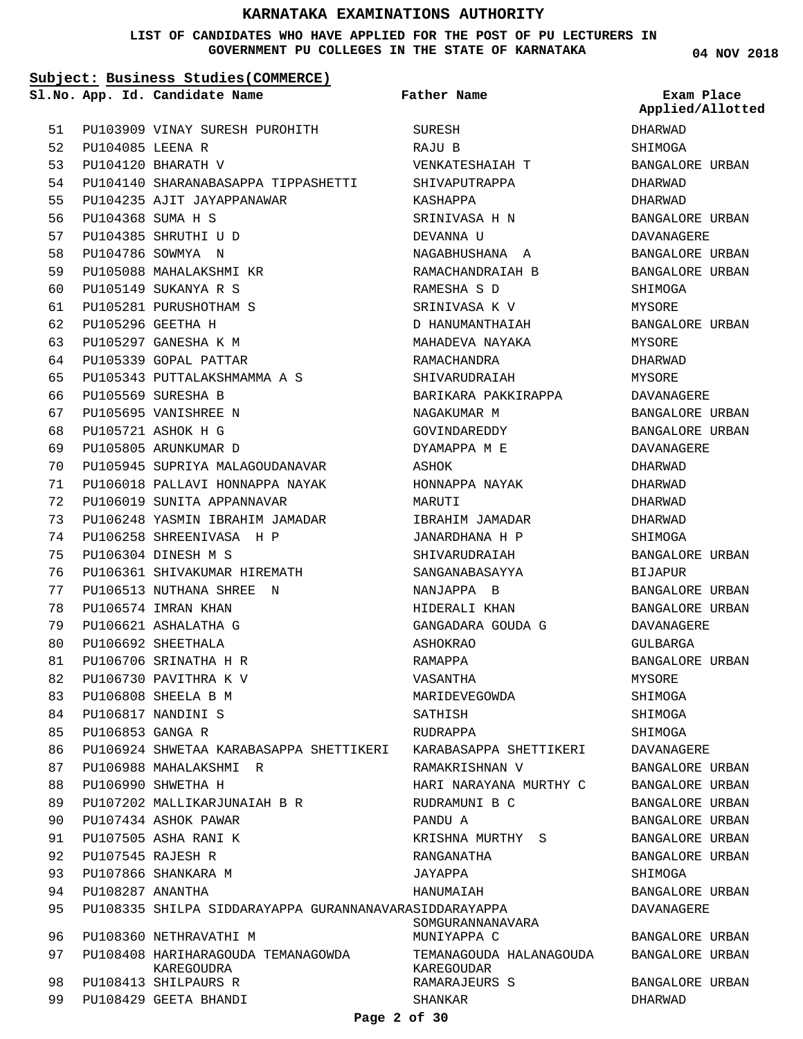# KARNATAKA EXAMINATIONS AUTHORITY

**LIST OF CANDIDATES WHO HAVE APPLIED FOR THE POST OF PU LECTURERS IN GOVERNMENT PU COLLEGES IN THE STATE OF KARNATAKA**

**04 NOV 2018**

**Subject: Business Studies(COMMERCE)**

| Sl.No. | App. Id. | Candidate Name | Father Name | Exam Place Applied/Allotted |
|---|---|---|---|---|
| 51 | PU103909 | VINAY SURESH PUROHITH | SURESH | DHARWAD |
| 52 | PU104085 | LEENA R | RAJU B | SHIMOGA |
| 53 | PU104120 | BHARATH V | VENKATESHAIAH T | BANGALORE URBAN |
| 54 | PU104140 | SHARANABASAPPA TIPPASHETTI | SHIVAPUTRAPPA | DHARWAD |
| 55 | PU104235 | AJIT JAYAPPANAWAR | KASHAPPA | DHARWAD |
| 56 | PU104368 | SUMA H S | SRINIVASA H N | BANGALORE URBAN |
| 57 | PU104385 | SHRUTHI U D | DEVANNA U | DAVANAGERE |
| 58 | PU104786 | SOWMYA N | NAGABHUSHANA A | BANGALORE URBAN |
| 59 | PU105088 | MAHALAKSHMI KR | RAMACHANDRAIAH B | BANGALORE URBAN |
| 60 | PU105149 | SUKANYA R S | RAMESHA S D | SHIMOGA |
| 61 | PU105281 | PURUSHOTHAM S | SRINIVASA K V | MYSORE |
| 62 | PU105296 | GEETHA H | D HANUMANTHAIAH | BANGALORE URBAN |
| 63 | PU105297 | GANESHA K M | MAHADEVA NAYAKA | MYSORE |
| 64 | PU105339 | GOPAL PATTAR | RAMACHANDRA | DHARWAD |
| 65 | PU105343 | PUTTALAKSHMAMMA A S | SHIVARUDRAIAH | MYSORE |
| 66 | PU105569 | SURESHA B | BARIKARA PAKKIRAPPA | DAVANAGERE |
| 67 | PU105695 | VANISHREE N | NAGAKUMAR M | BANGALORE URBAN |
| 68 | PU105721 | ASHOK H G | GOVINDAREDDY | BANGALORE URBAN |
| 69 | PU105805 | ARUNKUMAR D | DYAMAPPA M E | DAVANAGERE |
| 70 | PU105945 | SUPRIYA MALAGOUDANAVAR | ASHOK | DHARWAD |
| 71 | PU106018 | PALLAVI HONNAPPA NAYAK | HONNAPPA NAYAK | DHARWAD |
| 72 | PU106019 | SUNITA APPANNAVAR | MARUTI | DHARWAD |
| 73 | PU106248 | YASMIN IBRAHIM JAMADAR | IBRAHIM JAMADAR | DHARWAD |
| 74 | PU106258 | SHREENIVASA H P | JANARDHANA H P | SHIMOGA |
| 75 | PU106304 | DINESH M S | SHIVARUDRAIAH | BANGALORE URBAN |
| 76 | PU106361 | SHIVAKUMAR HIREMATH | SANGANABASAYYA | BIJAPUR |
| 77 | PU106513 | NUTHANA SHREE N | NANJAPPA B | BANGALORE URBAN |
| 78 | PU106574 | IMRAN KHAN | HIDERALI KHAN | BANGALORE URBAN |
| 79 | PU106621 | ASHALATHA G | GANGADARA GOUDA G | DAVANAGERE |
| 80 | PU106692 | SHEETHALA | ASHOKRAO | GULBARGA |
| 81 | PU106706 | SRINATHA H R | RAMAPPA | BANGALORE URBAN |
| 82 | PU106730 | PAVITHRA K V | VASANTHA | MYSORE |
| 83 | PU106808 | SHEELA B M | MARIDEVEGOWDA | SHIMOGA |
| 84 | PU106817 | NANDINI S | SATHISH | SHIMOGA |
| 85 | PU106853 | GANGA R | RUDRAPPA | SHIMOGA |
| 86 | PU106924 | SHWETAA KARABASAPPA SHETTIKERI | KARABASAPPA SHETTIKERI | DAVANAGERE |
| 87 | PU106988 | MAHALAKSHMI R | RAMAKRISHNAN V | BANGALORE URBAN |
| 88 | PU106990 | SHWETHA H | HARI NARAYANA MURTHY C | BANGALORE URBAN |
| 89 | PU107202 | MALLIKARJUNAIAH B R | RUDRAMUNI B C | BANGALORE URBAN |
| 90 | PU107434 | ASHOK PAWAR | PANDU A | BANGALORE URBAN |
| 91 | PU107505 | ASHA RANI K | KRISHNA MURTHY S | BANGALORE URBAN |
| 92 | PU107545 | RAJESH R | RANGANATHA | BANGALORE URBAN |
| 93 | PU107866 | SHANKARA M | JAYAPPA | SHIMOGA |
| 94 | PU108287 | ANANTHA | HANUMAIAH | BANGALORE URBAN |
| 95 | PU108335 | SHILPA SIDDARAYAPPA GURANNANAVARA | SIDDARAYAPPA SOMGURANNANAVARA | DAVANAGERE |
| 96 | PU108360 | NETHRAVATHI M | MUNIYAPPA C | BANGALORE URBAN |
| 97 | PU108408 | HARIHARAGOUDA TEMANAGOWDA KAREGOUDRA | TEMANAGOUDA HALANAGOUDA KAREGOUDAR | BANGALORE URBAN |
| 98 | PU108413 | SHILPAURS R | RAMARAJEURS S | BANGALORE URBAN |
| 99 | PU108429 | GEETA BHANDI | SHANKAR | DHARWAD |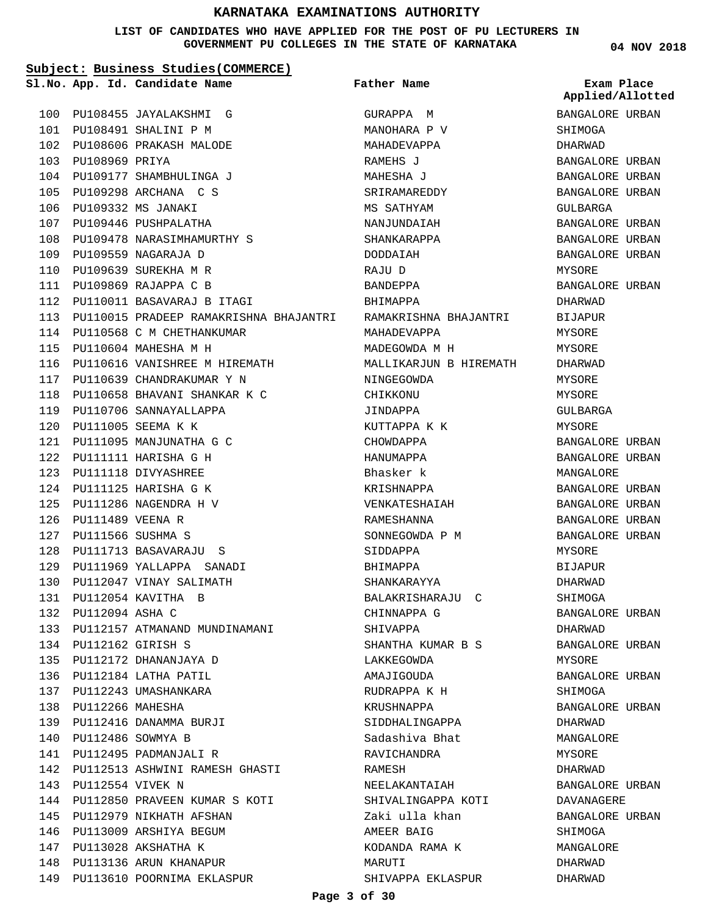# KARNATAKA EXAMINATIONS AUTHORITY

**LIST OF CANDIDATES WHO HAVE APPLIED FOR THE POST OF PU LECTURERS IN GOVERNMENT PU COLLEGES IN THE STATE OF KARNATAKA**

**04 NOV 2018**

**Subject: Business Studies(COMMERCE)**

| Sl.No. | App. Id. | Candidate Name | Father Name | Exam Place Applied/Allotted |
|---|---|---|---|---|
| 100 | PU108455 | JAYALAKSHMI G | GURAPPA M | BANGALORE URBAN |
| 101 | PU108491 | SHALINI P M | MANOHARA P V | SHIMOGA |
| 102 | PU108606 | PRAKASH MALODE | MAHADEVAPPA | DHARWAD |
| 103 | PU108969 | PRIYA | RAMEHS J | BANGALORE URBAN |
| 104 | PU109177 | SHAMBHULINGA J | MAHESHA J | BANGALORE URBAN |
| 105 | PU109298 | ARCHANA C S | SRIRAMAREDDY | BANGALORE URBAN |
| 106 | PU109332 | MS JANAKI | MS SATHYAM | GULBARGA |
| 107 | PU109446 | PUSHPALATHA | NANJUNDAIAH | BANGALORE URBAN |
| 108 | PU109478 | NARASIMHAMURTHY S | SHANKARAPPA | BANGALORE URBAN |
| 109 | PU109559 | NAGARAJA D | DODDAIAH | BANGALORE URBAN |
| 110 | PU109639 | SUREKHA M R | RAJU D | MYSORE |
| 111 | PU109869 | RAJAPPA C B | BANDEPPA | BANGALORE URBAN |
| 112 | PU110011 | BASAVARAJ B ITAGI | BHIMAPPA | DHARWAD |
| 113 | PU110015 | PRADEEP RAMAKRISHNA BHAJANTRI | RAMAKRISHNA BHAJANTRI | BIJAPUR |
| 114 | PU110568 | C M CHETHANKUMAR | MAHADEVAPPA | MYSORE |
| 115 | PU110604 | MAHESHA M H | MADEGOWDA M H | MYSORE |
| 116 | PU110616 | VANISHREE M HIREMATH | MALLIKARJUN B HIREMATH | DHARWAD |
| 117 | PU110639 | CHANDRAKUMAR Y N | NINGEGOWDA | MYSORE |
| 118 | PU110658 | BHAVANI SHANKAR K C | CHIKKONU | MYSORE |
| 119 | PU110706 | SANNAYALLAPPA | JINDAPPA | GULBARGA |
| 120 | PU111005 | SEEMA K K | KUTTAPPA K K | MYSORE |
| 121 | PU111095 | MANJUNATHA G C | CHOWDAPPA | BANGALORE URBAN |
| 122 | PU111111 | HARISHA G H | HANUMAPPA | BANGALORE URBAN |
| 123 | PU111118 | DIVYASHREE | Bhasker k | MANGALORE |
| 124 | PU111125 | HARISHA G K | KRISHNAPPA | BANGALORE URBAN |
| 125 | PU111286 | NAGENDRA H V | VENKATESHAIAH | BANGALORE URBAN |
| 126 | PU111489 | VEENA R | RAMESHANNA | BANGALORE URBAN |
| 127 | PU111566 | SUSHMA S | SONNEGOWDA P M | BANGALORE URBAN |
| 128 | PU111713 | BASAVARAJU S | SIDDAPPA | MYSORE |
| 129 | PU111969 | YALLAPPA SANADI | BHIMAPPA | BIJAPUR |
| 130 | PU112047 | VINAY SALIMATH | SHANKARAYYA | DHARWAD |
| 131 | PU112054 | KAVITHA B | BALAKRISHARAJU C | SHIMOGA |
| 132 | PU112094 | ASHA C | CHINNAPPA G | BANGALORE URBAN |
| 133 | PU112157 | ATMANAND MUNDINAMANI | SHIVAPPA | DHARWAD |
| 134 | PU112162 | GIRISH S | SHANTHA KUMAR B S | BANGALORE URBAN |
| 135 | PU112172 | DHANANJAYA D | LAKKEGOWDA | MYSORE |
| 136 | PU112184 | LATHA PATIL | AMAJIGOUDA | BANGALORE URBAN |
| 137 | PU112243 | UMASHANKARA | RUDRAPPA K H | SHIMOGA |
| 138 | PU112266 | MAHESHA | KRUSHNAPPA | BANGALORE URBAN |
| 139 | PU112416 | DANAMMA BURJI | SIDDHALINGAPPA | DHARWAD |
| 140 | PU112486 | SOWMYA B | Sadashiva Bhat | MANGALORE |
| 141 | PU112495 | PADMANJALI R | RAVICHANDRA | MYSORE |
| 142 | PU112513 | ASHWINI RAMESH GHASTI | RAMESH | DHARWAD |
| 143 | PU112554 | VIVEK N | NEELAKANTAIAH | BANGALORE URBAN |
| 144 | PU112850 | PRAVEEN KUMAR S KOTI | SHIVALINGAPPA KOTI | DAVANAGERE |
| 145 | PU112979 | NIKHATH AFSHAN | Zaki ulla khan | BANGALORE URBAN |
| 146 | PU113009 | ARSHIYA BEGUM | AMEER BAIG | SHIMOGA |
| 147 | PU113028 | AKSHATHA K | KODANDA RAMA K | MANGALORE |
| 148 | PU113136 | ARUN KHANAPUR | MARUTI | DHARWAD |
| 149 | PU113610 | POORNIMA EKLASPUR | SHIVAPPA EKLASPUR | DHARWAD |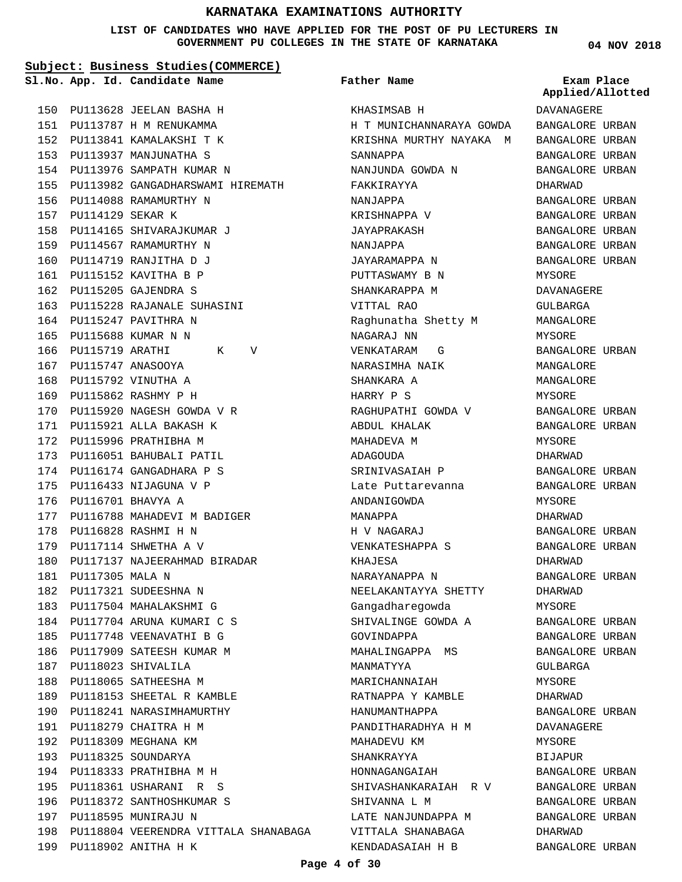# KARNATAKA EXAMINATIONS AUTHORITY

**LIST OF CANDIDATES WHO HAVE APPLIED FOR THE POST OF PU LECTURERS IN GOVERNMENT PU COLLEGES IN THE STATE OF KARNATAKA**

**04 NOV 2018**

**Subject: Business Studies(COMMERCE)**

| Sl.No. | App. Id. | Candidate Name | Father Name | Exam Place Applied/Allotted |
|---|---|---|---|---|
| 150 | PU113628 | JEELAN BASHA H | KHASIMSAB H | DAVANAGERE |
| 151 | PU113787 | H M RENUKAMMA | H T MUNICHANNARAYA GOWDA | BANGALORE URBAN |
| 152 | PU113841 | KAMALAKSHI T K | KRISHNA MURTHY NAYAKA M | BANGALORE URBAN |
| 153 | PU113937 | MANJUNATHA S | SANNAPPA | BANGALORE URBAN |
| 154 | PU113976 | SAMPATH KUMAR N | NANJUNDA GOWDA N | BANGALORE URBAN |
| 155 | PU113982 | GANGADHARSWAMI HIREMATH | FAKKIRAYYA | DHARWAD |
| 156 | PU114088 | RAMAMURTHY N | NANJAPPA | BANGALORE URBAN |
| 157 | PU114129 | SEKAR K | KRISHNAPPA V | BANGALORE URBAN |
| 158 | PU114165 | SHIVARAJKUMAR J | JAYAPRAKASH | BANGALORE URBAN |
| 159 | PU114567 | RAMAMURTHY N | NANJAPPA | BANGALORE URBAN |
| 160 | PU114719 | RANJITHA D J | JAYARAMAPPA N | BANGALORE URBAN |
| 161 | PU115152 | KAVITHA B P | PUTTASWAMY B N | MYSORE |
| 162 | PU115205 | GAJENDRA S | SHANKARAPPA M | DAVANAGERE |
| 163 | PU115228 | RAJANALE SUHASINI | VITTAL RAO | GULBARGA |
| 164 | PU115247 | PAVITHRA N | Raghunatha Shetty M | MANGALORE |
| 165 | PU115688 | KUMAR N N | NAGARAJ NN | MYSORE |
| 166 | PU115719 | ARATHI K V | VENKATARAM G | BANGALORE URBAN |
| 167 | PU115747 | ANASOOYA | NARASIMHA NAIK | MANGALORE |
| 168 | PU115792 | VINUTHA A | SHANKARA A | MANGALORE |
| 169 | PU115862 | RASHMY P H | HARRY P S | MYSORE |
| 170 | PU115920 | NAGESH GOWDA V R | RAGHUPATHI GOWDA V | BANGALORE URBAN |
| 171 | PU115921 | ALLA BAKASH K | ABDUL KHALAK | BANGALORE URBAN |
| 172 | PU115996 | PRATHIBHA M | MAHADEVA M | MYSORE |
| 173 | PU116051 | BAHUBALI PATIL | ADAGOUDA | DHARWAD |
| 174 | PU116174 | GANGADHARA P S | SRINIVASAIAH P | BANGALORE URBAN |
| 175 | PU116433 | NIJAGUNA V P | Late Puttarevanna | BANGALORE URBAN |
| 176 | PU116701 | BHAVYA A | ANDANIGOWDA | MYSORE |
| 177 | PU116788 | MAHADEVI M BADIGER | MANAPPA | DHARWAD |
| 178 | PU116828 | RASHMI H N | H V NAGARAJ | BANGALORE URBAN |
| 179 | PU117114 | SHWETHA A V | VENKATESHAPPA S | BANGALORE URBAN |
| 180 | PU117137 | NAJEERAHMAD BIRADAR | KHAJESA | DHARWAD |
| 181 | PU117305 | MALA N | NARAYANAPPA N | BANGALORE URBAN |
| 182 | PU117321 | SUDEESHNA N | NEELAKANTAYYA SHETTY | DHARWAD |
| 183 | PU117504 | MAHALAKSHMI G | Gangadharegowda | MYSORE |
| 184 | PU117704 | ARUNA KUMARI C S | SHIVALINGE GOWDA A | BANGALORE URBAN |
| 185 | PU117748 | VEENAVATHI B G | GOVINDAPPA | BANGALORE URBAN |
| 186 | PU117909 | SATEESH KUMAR M | MAHALINGAPPA MS | BANGALORE URBAN |
| 187 | PU118023 | SHIVALILA | MANMATYYA | GULBARGA |
| 188 | PU118065 | SATHEESHA M | MARICHANNAIAH | MYSORE |
| 189 | PU118153 | SHEETAL R KAMBLE | RATNAPPA Y KAMBLE | DHARWAD |
| 190 | PU118241 | NARASIMHAMURTHY | HANUMANTHAPPA | BANGALORE URBAN |
| 191 | PU118279 | CHAITRA H M | PANDITHARADHYA H M | DAVANAGERE |
| 192 | PU118309 | MEGHANA KM | MAHADEVU KM | MYSORE |
| 193 | PU118325 | SOUNDARYA | SHANKRAYYA | BIJAPUR |
| 194 | PU118333 | PRATHIBHA M H | HONNAGANGAIAH | BANGALORE URBAN |
| 195 | PU118361 | USHARANI R S | SHIVASHANKARAIAH R V | BANGALORE URBAN |
| 196 | PU118372 | SANTHOSHKUMAR S | SHIVANNA L M | BANGALORE URBAN |
| 197 | PU118595 | MUNIRAJU N | LATE NANJUNDAPPA M | BANGALORE URBAN |
| 198 | PU118804 | VEERENDRA VITTALA SHANABAGA | VITTALA SHANABAGA | DHARWAD |
| 199 | PU118902 | ANITHA H K | KENDADASAIAH H B | BANGALORE URBAN |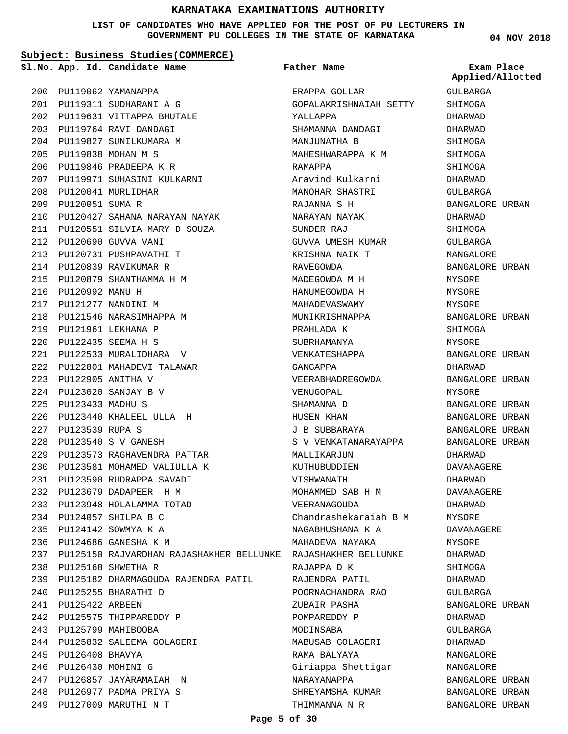# KARNATAKA EXAMINATIONS AUTHORITY

**LIST OF CANDIDATES WHO HAVE APPLIED FOR THE POST OF PU LECTURERS IN GOVERNMENT PU COLLEGES IN THE STATE OF KARNATAKA**

**04 NOV 2018**

**Subject: Business Studies(COMMERCE)**

| Sl.No. | App. Id. | Candidate Name | Father Name | Exam Place Applied/Allotted |
|---|---|---|---|---|
| 200 | PU119062 | YAMANAPPA | ERAPPA GOLLAR | GULBARGA |
| 201 | PU119311 | SUDHARANI A G | GOPALAKRISHNAIAH SETTY | SHIMOGA |
| 202 | PU119631 | VITTAPPA BHUTALE | YALLAPPA | DHARWAD |
| 203 | PU119764 | RAVI DANDAGI | SHAMANNA DANDAGI | DHARWAD |
| 204 | PU119827 | SUNILKUMARA M | MANJUNATHA B | SHIMOGA |
| 205 | PU119838 | MOHAN M S | MAHESHWARAPPA K M | SHIMOGA |
| 206 | PU119846 | PRADEEPA K R | RAMAPPA | SHIMOGA |
| 207 | PU119971 | SUHASINI KULKARNI | Aravind Kulkarni | DHARWAD |
| 208 | PU120041 | MURLIDHAR | MANOHAR SHASTRI | GULBARGA |
| 209 | PU120051 | SUMA R | RAJANNA S H | BANGALORE URBAN |
| 210 | PU120427 | SAHANA NARAYAN NAYAK | NARAYAN NAYAK | DHARWAD |
| 211 | PU120551 | SILVIA MARY D SOUZA | SUNDER RAJ | SHIMOGA |
| 212 | PU120690 | GUVVA VANI | GUVVA UMESH KUMAR | GULBARGA |
| 213 | PU120731 | PUSHPAVATHI T | KRISHNA NAIK T | MANGALORE |
| 214 | PU120839 | RAVIKUMAR R | RAVEGOWDA | BANGALORE URBAN |
| 215 | PU120879 | SHANTHAMMA H M | MADEGOWDA M H | MYSORE |
| 216 | PU120992 | MANU H | HANUMEGOWDA H | MYSORE |
| 217 | PU121277 | NANDINI M | MAHADEVASWAMY | MYSORE |
| 218 | PU121546 | NARASIMHAPPA M | MUNIKRISHNAPPA | BANGALORE URBAN |
| 219 | PU121961 | LEKHANA P | PRAHLADA K | SHIMOGA |
| 220 | PU122435 | SEEMA H S | SUBRHAMANYA | MYSORE |
| 221 | PU122533 | MURALIDHARA V | VENKATESHAPPA | BANGALORE URBAN |
| 222 | PU122801 | MAHADEVI TALAWAR | GANGAPPA | DHARWAD |
| 223 | PU122905 | ANITHA V | VEERABHADREGOWDA | BANGALORE URBAN |
| 224 | PU123020 | SANJAY B V | VENUGOPAL | MYSORE |
| 225 | PU123433 | MADHU S | SHAMANNA D | BANGALORE URBAN |
| 226 | PU123440 | KHALEEL ULLA H | HUSEN KHAN | BANGALORE URBAN |
| 227 | PU123539 | RUPA S | J B SUBBARAYA | BANGALORE URBAN |
| 228 | PU123540 | S V GANESH | S V VENKATANARAYAPPA | BANGALORE URBAN |
| 229 | PU123573 | RAGHAVENDRA PATTAR | MALLIKARJUN | DHARWAD |
| 230 | PU123581 | MOHAMED VALIULLA K | KUTHUBUDDIEN | DAVANAGERE |
| 231 | PU123590 | RUDRAPPA SAVADI | VISHWANATH | DHARWAD |
| 232 | PU123679 | DADAPEER H M | MOHAMMED SAB H M | DAVANAGERE |
| 233 | PU123948 | HOLALAMMA TOTAD | VEERANAGOUDA | DHARWAD |
| 234 | PU124057 | SHILPA B C | Chandrashekaraiah B M | MYSORE |
| 235 | PU124142 | SOWMYA K A | NAGABHUSHANA K A | DAVANAGERE |
| 236 | PU124686 | GANESHA K M | MAHADEVA NAYAKA | MYSORE |
| 237 | PU125150 | RAJVARDHAN RAJASHAKHER BELLUNKE | RAJASHAKHER BELLUNKE | DHARWAD |
| 238 | PU125168 | SHWETHA R | RAJAPPA D K | SHIMOGA |
| 239 | PU125182 | DHARMAGOUDA RAJENDRA PATIL | RAJENDRA PATIL | DHARWAD |
| 240 | PU125255 | BHARATHI D | POORNACHANDRA RAO | GULBARGA |
| 241 | PU125422 | ARBEEN | ZUBAIR PASHA | BANGALORE URBAN |
| 242 | PU125575 | THIPPAREDDY P | POMPAREDDY P | DHARWAD |
| 243 | PU125799 | MAHIBOOBA | MODINSABA | GULBARGA |
| 244 | PU125832 | SALEEMA GOLAGERI | MABUSAB GOLAGERI | DHARWAD |
| 245 | PU126408 | BHAVYA | RAMA BALYAYA | MANGALORE |
| 246 | PU126430 | MOHINI G | Giriappa Shettigar | MANGALORE |
| 247 | PU126857 | JAYARAMAIAH N | NARAYANAPPA | BANGALORE URBAN |
| 248 | PU126977 | PADMA PRIYA S | SHREYAMSHA KUMAR | BANGALORE URBAN |
| 249 | PU127009 | MARUTHI N T | THIMMANNA N R | BANGALORE URBAN |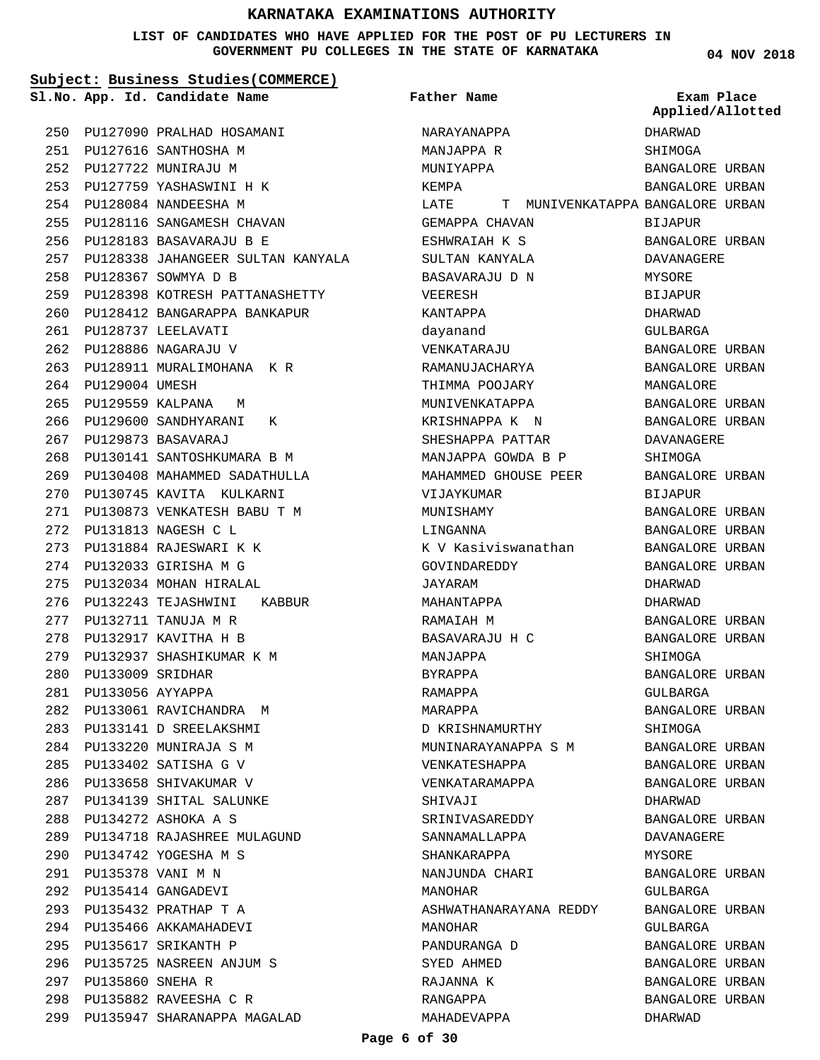# KARNATAKA EXAMINATIONS AUTHORITY

**LIST OF CANDIDATES WHO HAVE APPLIED FOR THE POST OF PU LECTURERS IN GOVERNMENT PU COLLEGES IN THE STATE OF KARNATAKA**

04 NOV 2018

**Subject: Business Studies(COMMERCE)**

| Sl.No. | App. Id. | Candidate Name | Father Name | Exam Place Applied/Allotted |
|---|---|---|---|---|
| 250 | PU127090 | PRALHAD HOSAMANI | NARAYANAPPA | DHARWAD |
| 251 | PU127616 | SANTHOSHA M | MANJAPPA R | SHIMOGA |
| 252 | PU127722 | MUNIRAJU M | MUNIYAPPA | BANGALORE URBAN |
| 253 | PU127759 | YASHASWINI H K | KEMPA | BANGALORE URBAN |
| 254 | PU128084 | NANDEESHA M | LATE T MUNIVENKATAPPA | BANGALORE URBAN |
| 255 | PU128116 | SANGAMESH CHAVAN | GEMAPPA CHAVAN | BIJAPUR |
| 256 | PU128183 | BASAVARAJU B E | ESHWRAIAH K S | BANGALORE URBAN |
| 257 | PU128338 | JAHANGEER SULTAN KANYALA | SULTAN KANYALA | DAVANAGERE |
| 258 | PU128367 | SOWMYA D B | BASAVARAJU D N | MYSORE |
| 259 | PU128398 | KOTRESH PATTANASHETTY | VEERESH | BIJAPUR |
| 260 | PU128412 | BANGARAPPA BANKAPUR | KANTAPPA | DHARWAD |
| 261 | PU128737 | LEELAVATI | dayanand | GULBARGA |
| 262 | PU128886 | NAGARAJU V | VENKATARAJU | BANGALORE URBAN |
| 263 | PU128911 | MURALIMOHANA K R | RAMANUJACHARYA | BANGALORE URBAN |
| 264 | PU129004 | UMESH | THIMMA POOJARY | MANGALORE |
| 265 | PU129559 | KALPANA M | MUNIVENKATAPPA | BANGALORE URBAN |
| 266 | PU129600 | SANDHYARANI K | KRISHNAPPA K N | BANGALORE URBAN |
| 267 | PU129873 | BASAVARAJ | SHESHAPPA PATTAR | DAVANAGERE |
| 268 | PU130141 | SANTOSHKUMARA B M | MANJAPPA GOWDA B P | SHIMOGA |
| 269 | PU130408 | MAHAMMED SADATHULLA | MAHAMMED GHOUSE PEER | BANGALORE URBAN |
| 270 | PU130745 | KAVITA KULKARNI | VIJAYKUMAR | BIJAPUR |
| 271 | PU130873 | VENKATESH BABU T M | MUNISHAMY | BANGALORE URBAN |
| 272 | PU131813 | NAGESH C L | LINGANNA | BANGALORE URBAN |
| 273 | PU131884 | RAJESWARI K K | K V Kasiviswanathan | BANGALORE URBAN |
| 274 | PU132033 | GIRISHA M G | GOVINDAREDDY | BANGALORE URBAN |
| 275 | PU132034 | MOHAN HIRALAL | JAYARAM | DHARWAD |
| 276 | PU132243 | TEJASHWINI KABBUR | MAHANTAPPA | DHARWAD |
| 277 | PU132711 | TANUJA M R | RAMAIAH M | BANGALORE URBAN |
| 278 | PU132917 | KAVITHA H B | BASAVARAJU H C | BANGALORE URBAN |
| 279 | PU132937 | SHASHIKUMAR K M | MANJAPPA | SHIMOGA |
| 280 | PU133009 | SRIDHAR | BYRAPPA | BANGALORE URBAN |
| 281 | PU133056 | AYYAPPA | RAMAPPA | GULBARGA |
| 282 | PU133061 | RAVICHANDRA M | MARAPPA | BANGALORE URBAN |
| 283 | PU133141 | D SREELAKSHMI | D KRISHNAMURTHY | SHIMOGA |
| 284 | PU133220 | MUNIRAJA S M | MUNINARAYANAPPA S M | BANGALORE URBAN |
| 285 | PU133402 | SATISHA G V | VENKATESHAPPA | BANGALORE URBAN |
| 286 | PU133658 | SHIVAKUMAR V | VENKATARAMAPPA | BANGALORE URBAN |
| 287 | PU134139 | SHITAL SALUNKE | SHIVAJI | DHARWAD |
| 288 | PU134272 | ASHOKA A S | SRINIVASAREDDY | BANGALORE URBAN |
| 289 | PU134718 | RAJASHREE MULAGUND | SANNAMALLAPPA | DAVANAGERE |
| 290 | PU134742 | YOGESHA M S | SHANKARAPPA | MYSORE |
| 291 | PU135378 | VANI M N | NANJUNDA CHARI | BANGALORE URBAN |
| 292 | PU135414 | GANGADEVI | MANOHAR | GULBARGA |
| 293 | PU135432 | PRATHAP T A | ASHWATHANARAYANA REDDY | BANGALORE URBAN |
| 294 | PU135466 | AKKAMAHADEVI | MANOHAR | GULBARGA |
| 295 | PU135617 | SRIKANTH P | PANDURANGA D | BANGALORE URBAN |
| 296 | PU135725 | NASREEN ANJUM S | SYED AHMED | BANGALORE URBAN |
| 297 | PU135860 | SNEHA R | RAJANNA K | BANGALORE URBAN |
| 298 | PU135882 | RAVEESHA C R | RANGAPPA | BANGALORE URBAN |
| 299 | PU135947 | SHARANAPPA MAGALAD | MAHADEVAPPA | DHARWAD |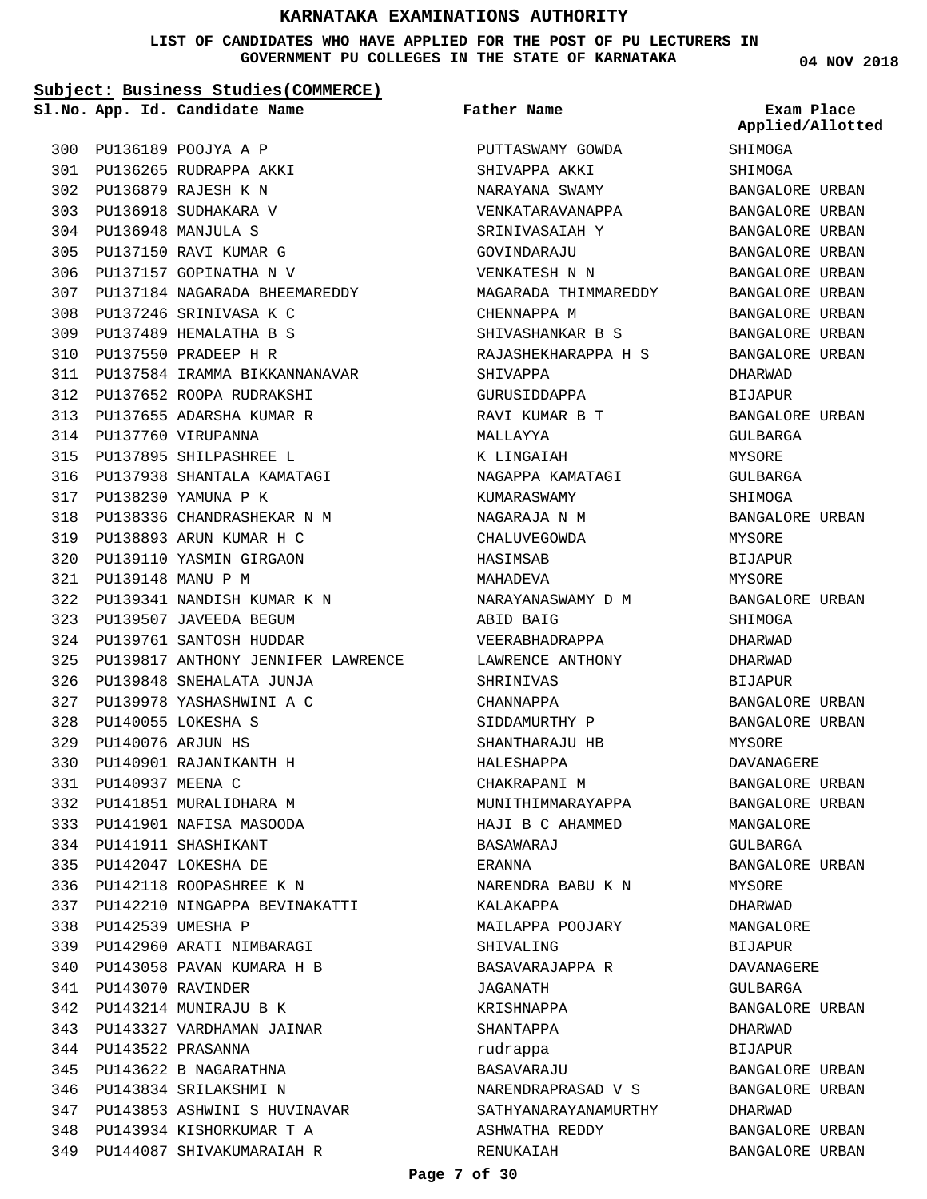# KARNATAKA EXAMINATIONS AUTHORITY

**LIST OF CANDIDATES WHO HAVE APPLIED FOR THE POST OF PU LECTURERS IN GOVERNMENT PU COLLEGES IN THE STATE OF KARNATAKA**

**04 NOV 2018**

**Subject: Business Studies(COMMERCE)**

| Sl.No. | App. Id. | Candidate Name | Father Name | Exam Place Applied/Allotted |
|---|---|---|---|---|
| 300 | PU136189 | POOJYA A P | PUTTASWAMY GOWDA | SHIMOGA |
| 301 | PU136265 | RUDRAPPA AKKI | SHIVAPPA AKKI | SHIMOGA |
| 302 | PU136879 | RAJESH K N | NARAYANA SWAMY | BANGALORE URBAN |
| 303 | PU136918 | SUDHAKARA V | VENKATARAVANAPPA | BANGALORE URBAN |
| 304 | PU136948 | MANJULA S | SRINIVASAIAH Y | BANGALORE URBAN |
| 305 | PU137150 | RAVI KUMAR G | GOVINDARAJU | BANGALORE URBAN |
| 306 | PU137157 | GOPINATHA N V | VENKATESH N N | BANGALORE URBAN |
| 307 | PU137184 | NAGARADA BHEEMAREDDY | MAGARADA THIMMAREDDY | BANGALORE URBAN |
| 308 | PU137246 | SRINIVASA K C | CHENNAPPA M | BANGALORE URBAN |
| 309 | PU137489 | HEMALATHA B S | SHIVASHANKAR B S | BANGALORE URBAN |
| 310 | PU137550 | PRADEEP H R | RAJASHEKHARAPPA H S | BANGALORE URBAN |
| 311 | PU137584 | IRAMMA BIKKANNANAVAR | SHIVAPPA | DHARWAD |
| 312 | PU137652 | ROOPA RUDRAKSHI | GURUSIDDAPPA | BIJAPUR |
| 313 | PU137655 | ADARSHA KUMAR R | RAVI KUMAR B T | BANGALORE URBAN |
| 314 | PU137760 | VIRUPANNA | MALLAYYA | GULBARGA |
| 315 | PU137895 | SHILPASHREE L | K LINGAIAH | MYSORE |
| 316 | PU137938 | SHANTALA KAMATAGI | NAGAPPA KAMATAGI | GULBARGA |
| 317 | PU138230 | YAMUNA P K | KUMARASWAMY | SHIMOGA |
| 318 | PU138336 | CHANDRASHEKAR N M | NAGARAJA N M | BANGALORE URBAN |
| 319 | PU138893 | ARUN KUMAR H C | CHALUVEGOWDA | MYSORE |
| 320 | PU139110 | YASMIN GIRGAON | HASIMSAB | BIJAPUR |
| 321 | PU139148 | MANU P M | MAHADEVA | MYSORE |
| 322 | PU139341 | NANDISH KUMAR K N | NARAYANASWAMY D M | BANGALORE URBAN |
| 323 | PU139507 | JAVEEDA BEGUM | ABID BAIG | SHIMOGA |
| 324 | PU139761 | SANTOSH HUDDAR | VEERABHADRAPPA | DHARWAD |
| 325 | PU139817 | ANTHONY JENNIFER LAWRENCE | LAWRENCE ANTHONY | DHARWAD |
| 326 | PU139848 | SNEHALATA JUNJA | SHRINIVAS | BIJAPUR |
| 327 | PU139978 | YASHASHWINI A C | CHANNAPPA | BANGALORE URBAN |
| 328 | PU140055 | LOKESHA S | SIDDAMURTHY P | BANGALORE URBAN |
| 329 | PU140076 | ARJUN HS | SHANTHARAJU HB | MYSORE |
| 330 | PU140901 | RAJANIKANTH H | HALESHAPPA | DAVANAGERE |
| 331 | PU140937 | MEENA C | CHAKRAPANI M | BANGALORE URBAN |
| 332 | PU141851 | MURALIDHARA M | MUNITHIMMARAYAPPA | BANGALORE URBAN |
| 333 | PU141901 | NAFISA MASOODA | HAJI B C AHAMMED | MANGALORE |
| 334 | PU141911 | SHASHIKANT | BASAWARAJ | GULBARGA |
| 335 | PU142047 | LOKESHA DE | ERANNA | BANGALORE URBAN |
| 336 | PU142118 | ROOPASHREE K N | NARENDRA BABU K N | MYSORE |
| 337 | PU142210 | NINGAPPA BEVINAKATTI | KALAKAPPA | DHARWAD |
| 338 | PU142539 | UMESHA P | MAILAPPA POOJARY | MANGALORE |
| 339 | PU142960 | ARATI NIMBARAGI | SHIVALING | BIJAPUR |
| 340 | PU143058 | PAVAN KUMARA H B | BASAVARAJAPPA R | DAVANAGERE |
| 341 | PU143070 | RAVINDER | JAGANATH | GULBARGA |
| 342 | PU143214 | MUNIRAJU B K | KRISHNAPPA | BANGALORE URBAN |
| 343 | PU143327 | VARDHAMAN JAINAR | SHANTAPPA | DHARWAD |
| 344 | PU143522 | PRASANNA | rudrappa | BIJAPUR |
| 345 | PU143622 | B NAGARATHNA | BASAVARAJU | BANGALORE URBAN |
| 346 | PU143834 | SRILAKSHMI N | NARENDRAPRASAD V S | BANGALORE URBAN |
| 347 | PU143853 | ASHWINI S HUVINAVAR | SATHYANARAYANAMURTHY | DHARWAD |
| 348 | PU143934 | KISHORKUMAR T A | ASHWATHA REDDY | BANGALORE URBAN |
| 349 | PU144087 | SHIVAKUMARAIAH R | RENUKAIAH | BANGALORE URBAN |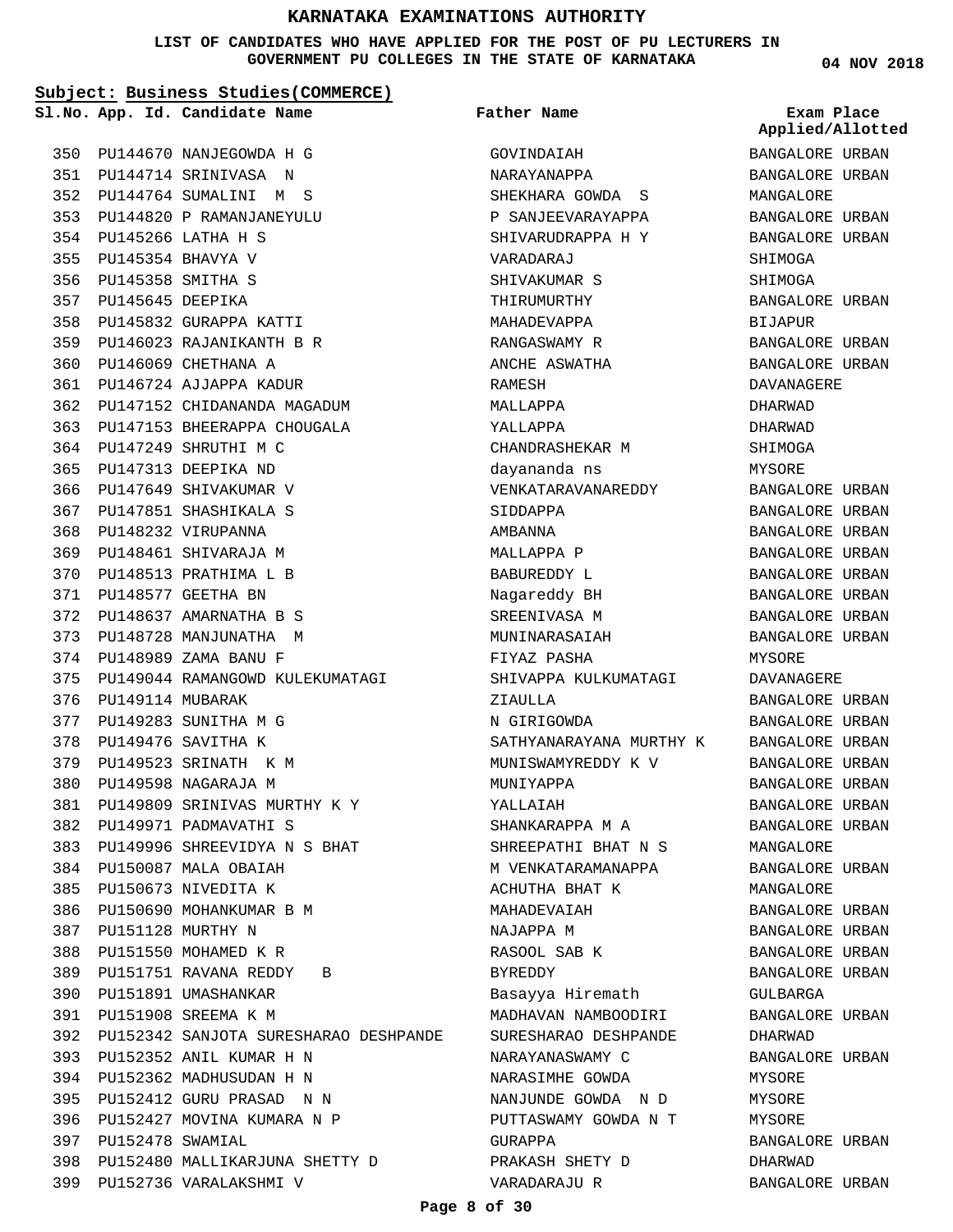# KARNATAKA EXAMINATIONS AUTHORITY

**LIST OF CANDIDATES WHO HAVE APPLIED FOR THE POST OF PU LECTURERS IN GOVERNMENT PU COLLEGES IN THE STATE OF KARNATAKA**

**04 NOV 2018**

**Subject: Business Studies(COMMERCE)**

| Sl.No. | App. Id. | Candidate Name | Father Name | Exam Place Applied/Allotted |
|---|---|---|---|---|
| 350 | PU144670 | NANJEGOWDA H G | GOVINDAIAH | BANGALORE URBAN |
| 351 | PU144714 | SRINIVASA N | NARAYANAPPA | BANGALORE URBAN |
| 352 | PU144764 | SUMALINI M S | SHEKHARA GOWDA S | MANGALORE |
| 353 | PU144820 | P RAMANJANEYULU | P SANJEEVARAYAPPA | BANGALORE URBAN |
| 354 | PU145266 | LATHA H S | SHIVARUDRAPPA H Y | BANGALORE URBAN |
| 355 | PU145354 | BHAVYA V | VARADARAJ | SHIMOGA |
| 356 | PU145358 | SMITHA S | SHIVAKUMAR S | SHIMOGA |
| 357 | PU145645 | DEEPIKA | THIRUMURTHY | BANGALORE URBAN |
| 358 | PU145832 | GURAPPA KATTI | MAHADEVAPPA | BIJAPUR |
| 359 | PU146023 | RAJANIKANTH B R | RANGASWAMY R | BANGALORE URBAN |
| 360 | PU146069 | CHETHANA A | ANCHE ASWATHA | BANGALORE URBAN |
| 361 | PU146724 | AJJAPPA KADUR | RAMESH | DAVANAGERE |
| 362 | PU147152 | CHIDANANDA MAGADUM | MALLAPPA | DHARWAD |
| 363 | PU147153 | BHEERAPPA CHOUGALA | YALLAPPA | DHARWAD |
| 364 | PU147249 | SHRUTHI M C | CHANDRASHEKAR M | SHIMOGA |
| 365 | PU147313 | DEEPIKA ND | dayananda ns | MYSORE |
| 366 | PU147649 | SHIVAKUMAR V | VENKATARAVANAREDDY | BANGALORE URBAN |
| 367 | PU147851 | SHASHIKALA S | SIDDAPPA | BANGALORE URBAN |
| 368 | PU148232 | VIRUPANNA | AMBANNA | BANGALORE URBAN |
| 369 | PU148461 | SHIVARAJA M | MALLAPPA P | BANGALORE URBAN |
| 370 | PU148513 | PRATHIMA L B | BABUREDDY L | BANGALORE URBAN |
| 371 | PU148577 | GEETHA BN | Nagareddy BH | BANGALORE URBAN |
| 372 | PU148637 | AMARNATHA B S | SREENIVASA M | BANGALORE URBAN |
| 373 | PU148728 | MANJUNATHA M | MUNINARASAIAH | BANGALORE URBAN |
| 374 | PU148989 | ZAMA BANU F | FIYAZ PASHA | MYSORE |
| 375 | PU149044 | RAMANGOWD KULEKUMATAGI | SHIVAPPA KULKUMATAGI | DAVANAGERE |
| 376 | PU149114 | MUBARAK | ZIAULLA | BANGALORE URBAN |
| 377 | PU149283 | SUNITHA M G | N GIRIGOWDA | BANGALORE URBAN |
| 378 | PU149476 | SAVITHA K | SATHYANARAYANA MURTHY K | BANGALORE URBAN |
| 379 | PU149523 | SRINATH K M | MUNISWAMYREDDY K V | BANGALORE URBAN |
| 380 | PU149598 | NAGARAJA M | MUNIYAPPA | BANGALORE URBAN |
| 381 | PU149809 | SRINIVAS MURTHY K Y | YALLAIAH | BANGALORE URBAN |
| 382 | PU149971 | PADMAVATHI S | SHANKARAPPA M A | BANGALORE URBAN |
| 383 | PU149996 | SHREEVIDYA N S BHAT | SHREEPATHI BHAT N S | MANGALORE |
| 384 | PU150087 | MALA OBAIAH | M VENKATARAMANAPPA | BANGALORE URBAN |
| 385 | PU150673 | NIVEDITA K | ACHUTHA BHAT K | MANGALORE |
| 386 | PU150690 | MOHANKUMAR B M | MAHADEVAIAH | BANGALORE URBAN |
| 387 | PU151128 | MURTHY N | NAJAPPA M | BANGALORE URBAN |
| 388 | PU151550 | MOHAMED K R | RASOOL SAB K | BANGALORE URBAN |
| 389 | PU151751 | RAVANA REDDY B | BYREDDY | BANGALORE URBAN |
| 390 | PU151891 | UMASHANKAR | Basayya Hiremath | GULBARGA |
| 391 | PU151908 | SREEMA K M | MADHAVAN NAMBOODIRI | BANGALORE URBAN |
| 392 | PU152342 | SANJOTA SURESHARAO DESHPANDE | SURESHARAO DESHPANDE | DHARWAD |
| 393 | PU152352 | ANIL KUMAR H N | NARAYANASWAMY C | BANGALORE URBAN |
| 394 | PU152362 | MADHUSUDAN H N | NARASIMHE GOWDA | MYSORE |
| 395 | PU152412 | GURU PRASAD N N | NANJUNDE GOWDA N D | MYSORE |
| 396 | PU152427 | MOVINA KUMARA N P | PUTTASWAMY GOWDA N T | MYSORE |
| 397 | PU152478 | SWAMIAL | GURAPPA | BANGALORE URBAN |
| 398 | PU152480 | MALLIKARJUNA SHETTY D | PRAKASH SHETY D | DHARWAD |
| 399 | PU152736 | VARALAKSHMI V | VARADARAJU R | BANGALORE URBAN |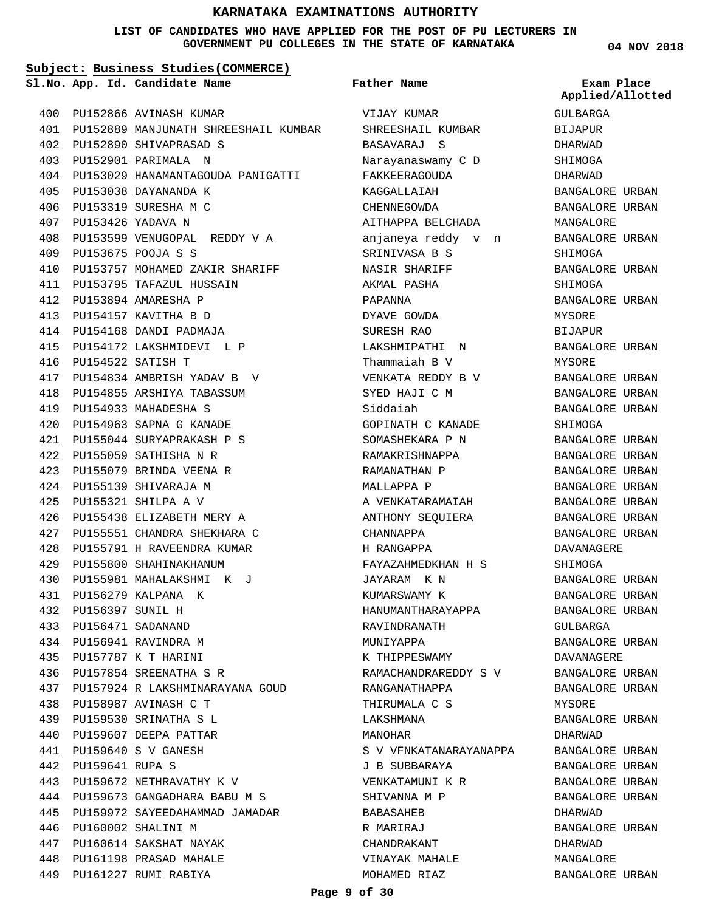# KARNATAKA EXAMINATIONS AUTHORITY

**LIST OF CANDIDATES WHO HAVE APPLIED FOR THE POST OF PU LECTURERS IN GOVERNMENT PU COLLEGES IN THE STATE OF KARNATAKA**

**04 NOV 2018**

**Subject: Business Studies(COMMERCE)**

| Sl.No. | App. Id. | Candidate Name | Father Name | Exam Place Applied/Allotted |
|---|---|---|---|---|
| 400 | PU152866 | AVINASH KUMAR | VIJAY KUMAR | GULBARGA |
| 401 | PU152889 | MANJUNATH SHREESHAIL KUMBAR | SHREESHAIL KUMBAR | BIJAPUR |
| 402 | PU152890 | SHIVAPRASAD S | BASAVARAJ S | DHARWAD |
| 403 | PU152901 | PARIMALA N | Narayanaswamy C D | SHIMOGA |
| 404 | PU153029 | HANAMANTAGOUDA PANIGATTI | FAKKEERAGOUDA | DHARWAD |
| 405 | PU153038 | DAYANANDA K | KAGGALLAIAH | BANGALORE URBAN |
| 406 | PU153319 | SURESHA M C | CHENNEGOWDA | BANGALORE URBAN |
| 407 | PU153426 | YADAVA N | AITHAPPA BELCHADA | MANGALORE |
| 408 | PU153599 | VENUGOPAL REDDY V A | anjaneya reddy v n | BANGALORE URBAN |
| 409 | PU153675 | POOJA S S | SRINIVASA B S | SHIMOGA |
| 410 | PU153757 | MOHAMED ZAKIR SHARIFF | NASIR SHARIFF | BANGALORE URBAN |
| 411 | PU153795 | TAFAZUL HUSSAIN | AKMAL PASHA | SHIMOGA |
| 412 | PU153894 | AMARESHA P | PAPANNA | BANGALORE URBAN |
| 413 | PU154157 | KAVITHA B D | DYAVE GOWDA | MYSORE |
| 414 | PU154168 | DANDI PADMAJA | SURESH RAO | BIJAPUR |
| 415 | PU154172 | LAKSHMIDEVI L P | LAKSHMIPATHI N | BANGALORE URBAN |
| 416 | PU154522 | SATISH T | Thammaiah B V | MYSORE |
| 417 | PU154834 | AMBRISH YADAV B V | VENKATA REDDY B V | BANGALORE URBAN |
| 418 | PU154855 | ARSHIYA TABASSUM | SYED HAJI C M | BANGALORE URBAN |
| 419 | PU154933 | MAHADESHA S | Siddaiah | BANGALORE URBAN |
| 420 | PU154963 | SAPNA G KANADE | GOPINATH C KANADE | SHIMOGA |
| 421 | PU155044 | SURYAPRAKASH P S | SOMASHEKARA P N | BANGALORE URBAN |
| 422 | PU155059 | SATHISHA N R | RAMAKRISHNAPPA | BANGALORE URBAN |
| 423 | PU155079 | BRINDA VEENA R | RAMANATHAN P | BANGALORE URBAN |
| 424 | PU155139 | SHIVARAJA M | MALLAPPA P | BANGALORE URBAN |
| 425 | PU155321 | SHILPA A V | A VENKATARAMAIAH | BANGALORE URBAN |
| 426 | PU155438 | ELIZABETH MERY A | ANTHONY SEQUIERA | BANGALORE URBAN |
| 427 | PU155551 | CHANDRA SHEKHARA C | CHANNAPPA | BANGALORE URBAN |
| 428 | PU155791 | H RAVEENDRA KUMAR | H RANGAPPA | DAVANAGERE |
| 429 | PU155800 | SHAHINAKHANUM | FAYAZAHMEDKHAN H S | SHIMOGA |
| 430 | PU155981 | MAHALAKSHMI K J | JAYARAM K N | BANGALORE URBAN |
| 431 | PU156279 | KALPANA K | KUMARSWAMY K | BANGALORE URBAN |
| 432 | PU156397 | SUNIL H | HANUMANTHARAYAPPA | BANGALORE URBAN |
| 433 | PU156471 | SADANAND | RAVINDRANATH | GULBARGA |
| 434 | PU156941 | RAVINDRA M | MUNIYAPPA | BANGALORE URBAN |
| 435 | PU157787 | K T HARINI | K THIPPESWAMY | DAVANAGERE |
| 436 | PU157854 | SREENATHA S R | RAMACHANDRAREDDY S V | BANGALORE URBAN |
| 437 | PU157924 | R LAKSHMINARAYANA GOUD | RANGANATHAPPA | BANGALORE URBAN |
| 438 | PU158987 | AVINASH C T | THIRUMALA C S | MYSORE |
| 439 | PU159530 | SRINATHA S L | LAKSHMANA | BANGALORE URBAN |
| 440 | PU159607 | DEEPA PATTAR | MANOHAR | DHARWAD |
| 441 | PU159640 | S V GANESH | S V VFNKATANARAYANAPPA | BANGALORE URBAN |
| 442 | PU159641 | RUPA S | J B SUBBARAYA | BANGALORE URBAN |
| 443 | PU159672 | NETHRAVATHY K V | VENKATAMUNI K R | BANGALORE URBAN |
| 444 | PU159673 | GANGADHARA BABU M S | SHIVANNA M P | BANGALORE URBAN |
| 445 | PU159972 | SAYEEDAHAMMAD JAMADAR | BABASAHEB | DHARWAD |
| 446 | PU160002 | SHALINI M | R MARIRAJ | BANGALORE URBAN |
| 447 | PU160614 | SAKSHAT NAYAK | CHANDRAKANT | DHARWAD |
| 448 | PU161198 | PRASAD MAHALE | VINAYAK MAHALE | MANGALORE |
| 449 | PU161227 | RUMI RABIYA | MOHAMED RIAZ | BANGALORE URBAN |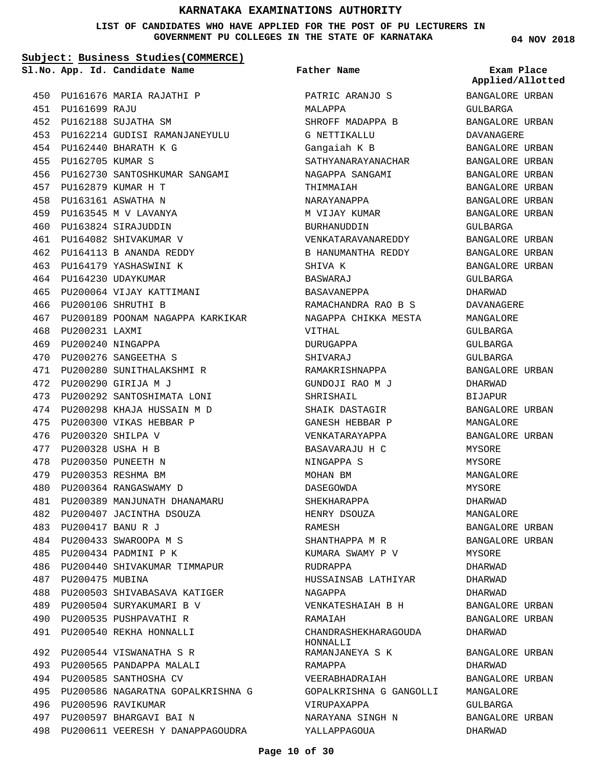# KARNATAKA EXAMINATIONS AUTHORITY

**LIST OF CANDIDATES WHO HAVE APPLIED FOR THE POST OF PU LECTURERS IN GOVERNMENT PU COLLEGES IN THE STATE OF KARNATAKA**

**04 NOV 2018**

**Subject: Business Studies(COMMERCE)**

| Sl.No. | App. Id. | Candidate Name | Father Name | Exam Place Applied/Allotted |
|---|---|---|---|---|
| 450 | PU161676 | MARIA RAJATHI P | PATRIC ARANJO S | BANGALORE URBAN |
| 451 | PU161699 | RAJU | MALAPPA | GULBARGA |
| 452 | PU162188 | SUJATHA SM | SHROFF MADAPPA B | BANGALORE URBAN |
| 453 | PU162214 | GUDISI RAMANJANEYULU | G NETTIKALLU | DAVANAGERE |
| 454 | PU162440 | BHARATH K G | Gangaiah K B | BANGALORE URBAN |
| 455 | PU162705 | KUMAR S | SATHYANARAYANACHAR | BANGALORE URBAN |
| 456 | PU162730 | SANTOSHKUMAR SANGAMI | NAGAPPA SANGAMI | BANGALORE URBAN |
| 457 | PU162879 | KUMAR H T | THIMMAIAH | BANGALORE URBAN |
| 458 | PU163161 | ASWATHA N | NARAYANAPPA | BANGALORE URBAN |
| 459 | PU163545 | M V LAVANYA | M VIJAY KUMAR | BANGALORE URBAN |
| 460 | PU163824 | SIRAJUDDIN | BURHANUDDIN | GULBARGA |
| 461 | PU164082 | SHIVAKUMAR V | VENKATARAVANAREDDY | BANGALORE URBAN |
| 462 | PU164113 | B ANANDA REDDY | B HANUMANTHA REDDY | BANGALORE URBAN |
| 463 | PU164179 | YASHASWINI K | SHIVA K | BANGALORE URBAN |
| 464 | PU164230 | UDAYKUMAR | BASWARAJ | GULBARGA |
| 465 | PU200064 | VIJAY KATTIMANI | BASAVANEPPA | DHARWAD |
| 466 | PU200106 | SHRUTHI B | RAMACHANDRA RAO B S | DAVANAGERE |
| 467 | PU200189 | POONAM NAGAPPA KARKIKAR | NAGAPPA CHIKKA MESTA | MANGALORE |
| 468 | PU200231 | LAXMI | VITHAL | GULBARGA |
| 469 | PU200240 | NINGAPPA | DURUGAPPA | GULBARGA |
| 470 | PU200276 | SANGEETHA S | SHIVARAJ | GULBARGA |
| 471 | PU200280 | SUNITHALAKSHMI R | RAMAKRISHNAPPA | BANGALORE URBAN |
| 472 | PU200290 | GIRIJA M J | GUNDOJI RAO M J | DHARWAD |
| 473 | PU200292 | SANTOSHIMATA LONI | SHRISHAIL | BIJAPUR |
| 474 | PU200298 | KHAJA HUSSAIN M D | SHAIK DASTAGIR | BANGALORE URBAN |
| 475 | PU200300 | VIKAS HEBBAR P | GANESH HEBBAR P | MANGALORE |
| 476 | PU200320 | SHILPA V | VENKATARAYAPPA | BANGALORE URBAN |
| 477 | PU200328 | USHA H B | BASAVARAJU H C | MYSORE |
| 478 | PU200350 | PUNEETH N | NINGAPPA S | MYSORE |
| 479 | PU200353 | RESHMA BM | MOHAN BM | MANGALORE |
| 480 | PU200364 | RANGASWAMY D | DASEGOWDA | MYSORE |
| 481 | PU200389 | MANJUNATH DHANAMARU | SHEKHARAPPA | DHARWAD |
| 482 | PU200407 | JACINTHA DSOUZA | HENRY DSOUZA | MANGALORE |
| 483 | PU200417 | BANU R J | RAMESH | BANGALORE URBAN |
| 484 | PU200433 | SWAROOPA M S | SHANTHAPPA M R | BANGALORE URBAN |
| 485 | PU200434 | PADMINI P K | KUMARA SWAMY P V | MYSORE |
| 486 | PU200440 | SHIVAKUMAR TIMMAPUR | RUDRAPPA | DHARWAD |
| 487 | PU200475 | MUBINA | HUSSAINSAB LATHIYAR | DHARWAD |
| 488 | PU200503 | SHIVABASAVA KATIGER | NAGAPPA | DHARWAD |
| 489 | PU200504 | SURYAKUMARI B V | VENKATESHAIAH B H | BANGALORE URBAN |
| 490 | PU200535 | PUSHPAVATHI R | RAMAIAH | BANGALORE URBAN |
| 491 | PU200540 | REKHA HONNALLI | CHANDRASHEKHARAGOUDA HONNALLI | DHARWAD |
| 492 | PU200544 | VISWANATHA S R | RAMANJANEYA S K | BANGALORE URBAN |
| 493 | PU200565 | PANDAPPA MALALI | RAMAPPA | DHARWAD |
| 494 | PU200585 | SANTHOSHA CV | VEERABHADRAIAH | BANGALORE URBAN |
| 495 | PU200586 | NAGARATNA GOPALKRISHNA G | GOPALKRISHNA G GANGOLLI | MANGALORE |
| 496 | PU200596 | RAVIKUMAR | VIRUPAXAPPA | GULBARGA |
| 497 | PU200597 | BHARGAVI BAI N | NARAYANA SINGH N | BANGALORE URBAN |
| 498 | PU200611 | VEERESH Y DANAPPAGOUDRA | YALLAPPAGOUA | DHARWAD |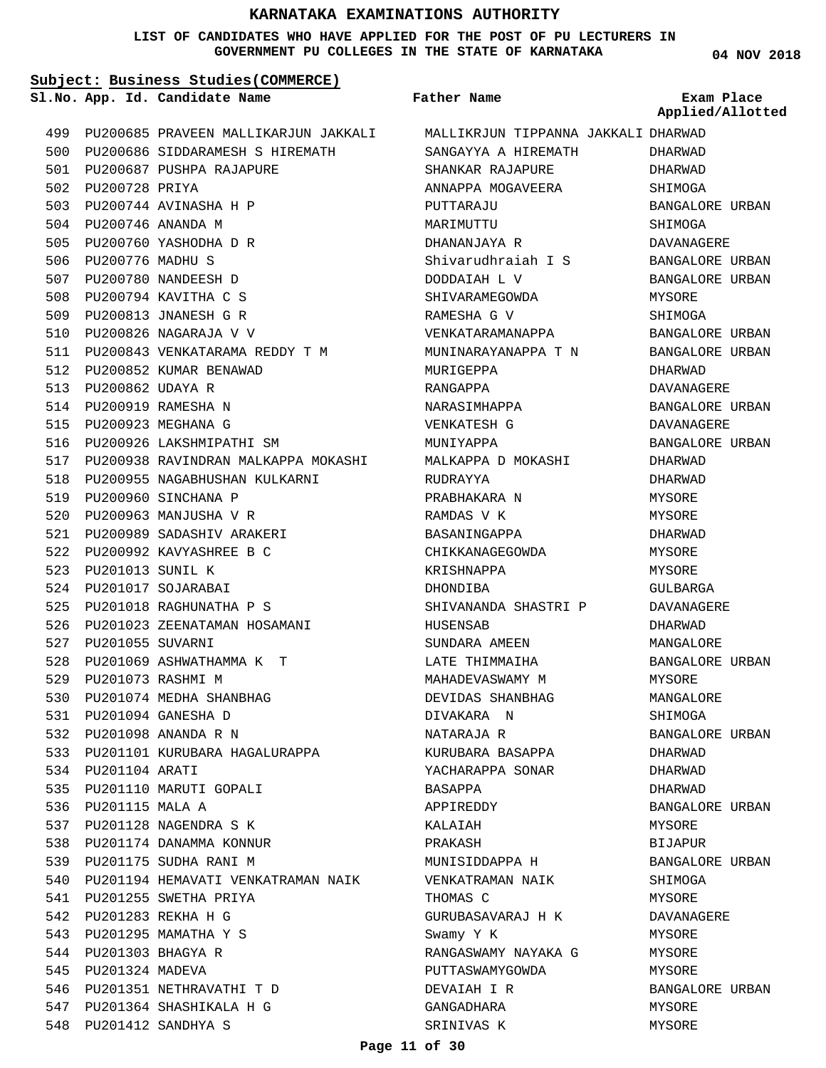# KARNATAKA EXAMINATIONS AUTHORITY

**LIST OF CANDIDATES WHO HAVE APPLIED FOR THE POST OF PU LECTURERS IN GOVERNMENT PU COLLEGES IN THE STATE OF KARNATAKA**

**04 NOV 2018**

**Subject: Business Studies(COMMERCE)**

| Sl.No. | App. Id. | Candidate Name | Father Name | Exam Place Applied/Allotted |
|---|---|---|---|---|
| 499 | PU200685 | PRAVEEN MALLIKARJUN JAKKALI | MALLIKRJUN TIPPANNA JAKKALI | DHARWAD |
| 500 | PU200686 | SIDDARAMESH S HIREMATH | SANGAYYA A HIREMATH | DHARWAD |
| 501 | PU200687 | PUSHPA RAJAPURE | SHANKAR RAJAPURE | DHARWAD |
| 502 | PU200728 | PRIYA | ANNAPPA MOGAVEERA | SHIMOGA |
| 503 | PU200744 | AVINASHA H P | PUTTARAJU | BANGALORE URBAN |
| 504 | PU200746 | ANANDA M | MARIMUTTU | SHIMOGA |
| 505 | PU200760 | YASHODHA D R | DHANANJAYA R | DAVANAGERE |
| 506 | PU200776 | MADHU S | Shivarudhraiah I S | BANGALORE URBAN |
| 507 | PU200780 | NANDEESH D | DODDAIAH L V | BANGALORE URBAN |
| 508 | PU200794 | KAVITHA C S | SHIVARAMEGOWDA | MYSORE |
| 509 | PU200813 | JNANESH G R | RAMESHA G V | SHIMOGA |
| 510 | PU200826 | NAGARAJA V V | VENKATARAMANAPPA | BANGALORE URBAN |
| 511 | PU200843 | VENKATARAMA REDDY T M | MUNINARAYANAPPA T N | BANGALORE URBAN |
| 512 | PU200852 | KUMAR BENAWAD | MURIGEPPA | DHARWAD |
| 513 | PU200862 | UDAYA R | RANGAPPA | DAVANAGERE |
| 514 | PU200919 | RAMESHA N | NARASIMHAPPA | BANGALORE URBAN |
| 515 | PU200923 | MEGHANA G | VENKATESH G | DAVANAGERE |
| 516 | PU200926 | LAKSHMIPATHI SM | MUNIYAPPA | BANGALORE URBAN |
| 517 | PU200938 | RAVINDRAN MALKAPPA MOKASHI | MALKAPPA D MOKASHI | DHARWAD |
| 518 | PU200955 | NAGABHUSHAN KULKARNI | RUDRAYYA | DHARWAD |
| 519 | PU200960 | SINCHANA P | PRABHAKARA N | MYSORE |
| 520 | PU200963 | MANJUSHA V R | RAMDAS V K | MYSORE |
| 521 | PU200989 | SADASHIV ARAKERI | BASANINGAPPA | DHARWAD |
| 522 | PU200992 | KAVYASHREE B C | CHIKKANAGEGOWDA | MYSORE |
| 523 | PU201013 | SUNIL K | KRISHNAPPA | MYSORE |
| 524 | PU201017 | SOJARABAI | DHONDIBA | GULBARGA |
| 525 | PU201018 | RAGHUNATHA P S | SHIVANANDA SHASTRI P | DAVANAGERE |
| 526 | PU201023 | ZEENATAMAN HOSAMANI | HUSENSAB | DHARWAD |
| 527 | PU201055 | SUVARNI | SUNDARA AMEEN | MANGALORE |
| 528 | PU201069 | ASHWATHAMMA K T | LATE THIMMAIHA | BANGALORE URBAN |
| 529 | PU201073 | RASHMI M | MAHADEVASWAMY M | MYSORE |
| 530 | PU201074 | MEDHA SHANBHAG | DEVIDAS SHANBHAG | MANGALORE |
| 531 | PU201094 | GANESHA D | DIVAKARA N | SHIMOGA |
| 532 | PU201098 | ANANDA R N | NATARAJA R | BANGALORE URBAN |
| 533 | PU201101 | KURUBARA HAGALURAPPA | KURUBARA BASAPPA | DHARWAD |
| 534 | PU201104 | ARATI | YACHARAPPA SONAR | DHARWAD |
| 535 | PU201110 | MARUTI GOPALI | BASAPPA | DHARWAD |
| 536 | PU201115 | MALA A | APPIREDDY | BANGALORE URBAN |
| 537 | PU201128 | NAGENDRA S K | KALAIAH | MYSORE |
| 538 | PU201174 | DANAMMA KONNUR | PRAKASH | BIJAPUR |
| 539 | PU201175 | SUDHA RANI M | MUNISIDDAPPA H | BANGALORE URBAN |
| 540 | PU201194 | HEMAVATI VENKATRAMAN NAIK | VENKATRAMAN NAIK | SHIMOGA |
| 541 | PU201255 | SWETHA PRIYA | THOMAS C | MYSORE |
| 542 | PU201283 | REKHA H G | GURUBASAVARAJ H K | DAVANAGERE |
| 543 | PU201295 | MAMATHA Y S | Swamy Y K | MYSORE |
| 544 | PU201303 | BHAGYA R | RANGASWAMY NAYAKA G | MYSORE |
| 545 | PU201324 | MADEVA | PUTTASWAMYGOWDA | MYSORE |
| 546 | PU201351 | NETHRAVATHI T D | DEVAIAH I R | BANGALORE URBAN |
| 547 | PU201364 | SHASHIKALA H G | GANGADHARA | MYSORE |
| 548 | PU201412 | SANDHYA S | SRINIVAS K | MYSORE |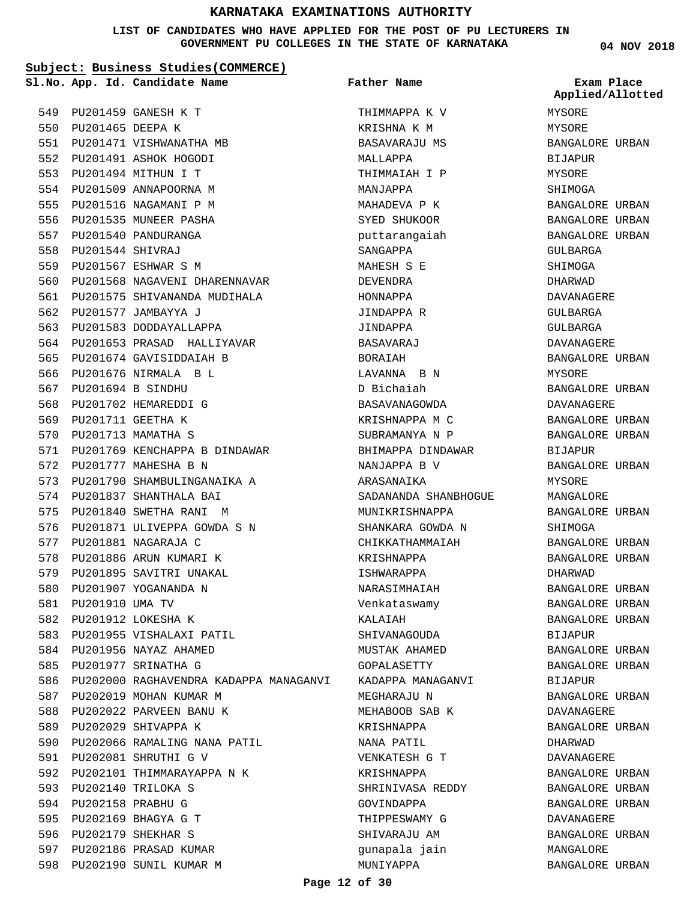# KARNATAKA EXAMINATIONS AUTHORITY

**LIST OF CANDIDATES WHO HAVE APPLIED FOR THE POST OF PU LECTURERS IN GOVERNMENT PU COLLEGES IN THE STATE OF KARNATAKA**

**04 NOV 2018**

**Subject: Business Studies(COMMERCE)**

| Sl.No. | App. Id. | Candidate Name | Father Name | Exam Place Applied/Allotted |
|---|---|---|---|---|
| 549 | PU201459 | GANESH K T | THIMMAPPA K V | MYSORE |
| 550 | PU201465 | DEEPA K | KRISHNA K M | MYSORE |
| 551 | PU201471 | VISHWANATHA MB | BASAVARAJU MS | BANGALORE URBAN |
| 552 | PU201491 | ASHOK HOGODI | MALLAPPA | BIJAPUR |
| 553 | PU201494 | MITHUN I T | THIMMAIAH I P | MYSORE |
| 554 | PU201509 | ANNAPOORNA M | MANJAPPA | SHIMOGA |
| 555 | PU201516 | NAGAMANI P M | MAHADEVA P K | BANGALORE URBAN |
| 556 | PU201535 | MUNEER PASHA | SYED SHUKOOR | BANGALORE URBAN |
| 557 | PU201540 | PANDURANGA | puttarangaiah | BANGALORE URBAN |
| 558 | PU201544 | SHIVRAJ | SANGAPPA | GULBARGA |
| 559 | PU201567 | ESHWAR S M | MAHESH S E | SHIMOGA |
| 560 | PU201568 | NAGAVENI DHARENNAVAR | DEVENDRA | DHARWAD |
| 561 | PU201575 | SHIVANANDA MUDIHALA | HONNAPPA | DAVANAGERE |
| 562 | PU201577 | JAMBAYYA J | JINDAPPA R | GULBARGA |
| 563 | PU201583 | DODDAYALLAPPA | JINDAPPA | GULBARGA |
| 564 | PU201653 | PRASAD HALLIYAVAR | BASAVARAJ | DAVANAGERE |
| 565 | PU201674 | GAVISIDDAIAH B | BORAIAH | BANGALORE URBAN |
| 566 | PU201676 | NIRMALA B L | LAVANNA B N | MYSORE |
| 567 | PU201694 | B SINDHU | D Bichaiah | BANGALORE URBAN |
| 568 | PU201702 | HEMAREDDI G | BASAVANAGOWDA | DAVANAGERE |
| 569 | PU201711 | GEETHA K | KRISHNAPPA M C | BANGALORE URBAN |
| 570 | PU201713 | MAMATHA S | SUBRAMANYA N P | BANGALORE URBAN |
| 571 | PU201769 | KENCHAPPA B DINDAWAR | BHIMAPPA DINDAWAR | BIJAPUR |
| 572 | PU201777 | MAHESHA B N | NANJAPPA B V | BANGALORE URBAN |
| 573 | PU201790 | SHAMBULINGANAIKA A | ARASANAIKA | MYSORE |
| 574 | PU201837 | SHANTHALA BAI | SADANANDA SHANBHOGUE | MANGALORE |
| 575 | PU201840 | SWETHA RANI M | MUNIKRISHNAPPA | BANGALORE URBAN |
| 576 | PU201871 | ULIVEPPA GOWDA S N | SHANKARA GOWDA N | SHIMOGA |
| 577 | PU201881 | NAGARAJA C | CHIKKATHAMMAIAH | BANGALORE URBAN |
| 578 | PU201886 | ARUN KUMARI K | KRISHNAPPA | BANGALORE URBAN |
| 579 | PU201895 | SAVITRI UNAKAL | ISHWARAPPA | DHARWAD |
| 580 | PU201907 | YOGANANDA N | NARASIMHAIAH | BANGALORE URBAN |
| 581 | PU201910 | UMA TV | Venkataswamy | BANGALORE URBAN |
| 582 | PU201912 | LOKESHA K | KALAIAH | BANGALORE URBAN |
| 583 | PU201955 | VISHALAXI PATIL | SHIVANAGOUDA | BIJAPUR |
| 584 | PU201956 | NAYAZ AHAMED | MUSTAK AHAMED | BANGALORE URBAN |
| 585 | PU201977 | SRINATHA G | GOPALASETTY | BANGALORE URBAN |
| 586 | PU202000 | RAGHAVENDRA KADAPPA MANAGANVI | KADAPPA MANAGANVI | BIJAPUR |
| 587 | PU202019 | MOHAN KUMAR M | MEGHARAJU N | BANGALORE URBAN |
| 588 | PU202022 | PARVEEN BANU K | MEHABOOB SAB K | DAVANAGERE |
| 589 | PU202029 | SHIVAPPA K | KRISHNAPPA | BANGALORE URBAN |
| 590 | PU202066 | RAMALING NANA PATIL | NANA PATIL | DHARWAD |
| 591 | PU202081 | SHRUTHI G V | VENKATESH G T | DAVANAGERE |
| 592 | PU202101 | THIMMARAYAPPA N K | KRISHNAPPA | BANGALORE URBAN |
| 593 | PU202140 | TRILOKA S | SHRINIVASA REDDY | BANGALORE URBAN |
| 594 | PU202158 | PRABHU G | GOVINDAPPA | BANGALORE URBAN |
| 595 | PU202169 | BHAGYA G T | THIPPESWAMY G | DAVANAGERE |
| 596 | PU202179 | SHEKHAR S | SHIVARAJU AM | BANGALORE URBAN |
| 597 | PU202186 | PRASAD KUMAR | gunapala jain | MANGALORE |
| 598 | PU202190 | SUNIL KUMAR M | MUNIYAPPA | BANGALORE URBAN |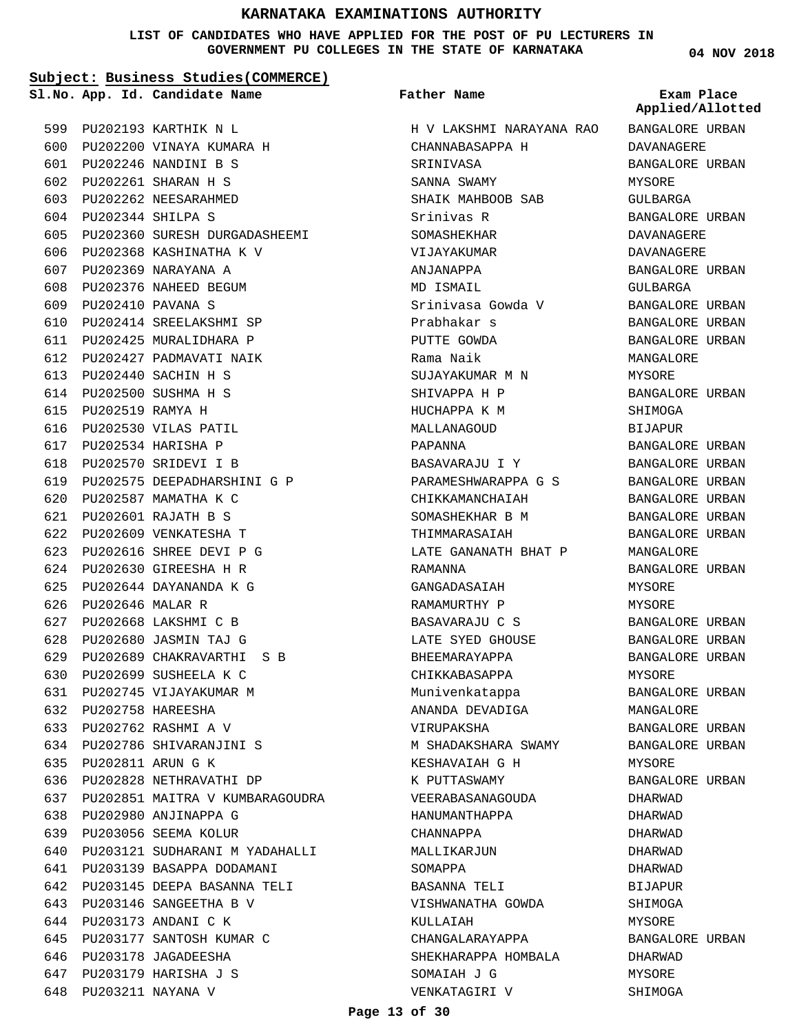# KARNATAKA EXAMINATIONS AUTHORITY

**LIST OF CANDIDATES WHO HAVE APPLIED FOR THE POST OF PU LECTURERS IN GOVERNMENT PU COLLEGES IN THE STATE OF KARNATAKA**

**04 NOV 2018**

**Subject: Business Studies(COMMERCE)**

| Sl.No. | App. Id. | Candidate Name | Father Name | Exam Place Applied/Allotted |
|---|---|---|---|---|
| 599 | PU202193 | KARTHIK N L | H V LAKSHMI NARAYANA RAO | BANGALORE URBAN |
| 600 | PU202200 | VINAYA KUMARA H | CHANNABASAPPA H | DAVANAGERE |
| 601 | PU202246 | NANDINI B S | SRINIVASA | BANGALORE URBAN |
| 602 | PU202261 | SHARAN H S | SANNA SWAMY | MYSORE |
| 603 | PU202262 | NEESARAHMED | SHAIK MAHBOOB SAB | GULBARGA |
| 604 | PU202344 | SHILPA S | Srinivas R | BANGALORE URBAN |
| 605 | PU202360 | SURESH DURGADASHEEMI | SOMASHEKHAR | DAVANAGERE |
| 606 | PU202368 | KASHINATHA K V | VIJAYAKUMAR | DAVANAGERE |
| 607 | PU202369 | NARAYANA A | ANJANAPPA | BANGALORE URBAN |
| 608 | PU202376 | NAHEED BEGUM | MD ISMAIL | GULBARGA |
| 609 | PU202410 | PAVANA S | Srinivasa Gowda V | BANGALORE URBAN |
| 610 | PU202414 | SREELAKSHMI SP | Prabhakar s | BANGALORE URBAN |
| 611 | PU202425 | MURALIDHARA P | PUTTE GOWDA | BANGALORE URBAN |
| 612 | PU202427 | PADMAVATI NAIK | Rama Naik | MANGALORE |
| 613 | PU202440 | SACHIN H S | SUJAYAKUMAR M N | MYSORE |
| 614 | PU202500 | SUSHMA H S | SHIVAPPA H P | BANGALORE URBAN |
| 615 | PU202519 | RAMYA H | HUCHAPPA K M | SHIMOGA |
| 616 | PU202530 | VILAS PATIL | MALLANAGOUD | BIJAPUR |
| 617 | PU202534 | HARISHA P | PAPANNA | BANGALORE URBAN |
| 618 | PU202570 | SRIDEVI I B | BASAVARAJU I Y | BANGALORE URBAN |
| 619 | PU202575 | DEEPADHARSHINI G P | PARAMESHWARAPPA G S | BANGALORE URBAN |
| 620 | PU202587 | MAMATHA K C | CHIKKAMANCHAIAH | BANGALORE URBAN |
| 621 | PU202601 | RAJATH B S | SOMASHEKHAR B M | BANGALORE URBAN |
| 622 | PU202609 | VENKATESHA T | THIMMARASAIAH | BANGALORE URBAN |
| 623 | PU202616 | SHREE DEVI P G | LATE GANANATH BHAT P | MANGALORE |
| 624 | PU202630 | GIREESHA H R | RAMANNA | BANGALORE URBAN |
| 625 | PU202644 | DAYANANDA K G | GANGADASAIAH | MYSORE |
| 626 | PU202646 | MALAR R | RAMAMURTHY P | MYSORE |
| 627 | PU202668 | LAKSHMI C B | BASAVARAJU C S | BANGALORE URBAN |
| 628 | PU202680 | JASMIN TAJ G | LATE SYED GHOUSE | BANGALORE URBAN |
| 629 | PU202689 | CHAKRAVARTHI S B | BHEEMARAYAPPA | BANGALORE URBAN |
| 630 | PU202699 | SUSHEELA K C | CHIKKABASAPPA | MYSORE |
| 631 | PU202745 | VIJAYAKUMAR M | Munivenkatappa | BANGALORE URBAN |
| 632 | PU202758 | HAREESHA | ANANDA DEVADIGA | MANGALORE |
| 633 | PU202762 | RASHMI A V | VIRUPAKSHA | BANGALORE URBAN |
| 634 | PU202786 | SHIVARANJINI S | M SHADAKSHARA SWAMY | BANGALORE URBAN |
| 635 | PU202811 | ARUN G K | KESHAVAIAH G H | MYSORE |
| 636 | PU202828 | NETHRAVATHI DP | K PUTTASWAMY | BANGALORE URBAN |
| 637 | PU202851 | MAITRA V KUMBARAGOUDRA | VEERABASANAGOUDA | DHARWAD |
| 638 | PU202980 | ANJINAPPA G | HANUMANTHAPPA | DHARWAD |
| 639 | PU203056 | SEEMA KOLUR | CHANNAPPA | DHARWAD |
| 640 | PU203121 | SUDHARANI M YADAHALLI | MALLIKARJUN | DHARWAD |
| 641 | PU203139 | BASAPPA DODAMANI | SOMAPPA | DHARWAD |
| 642 | PU203145 | DEEPA BASANNA TELI | BASANNA TELI | BIJAPUR |
| 643 | PU203146 | SANGEETHA B V | VISHWANATHA GOWDA | SHIMOGA |
| 644 | PU203173 | ANDANI C K | KULLAIAH | MYSORE |
| 645 | PU203177 | SANTOSH KUMAR C | CHANGALARAYAPPA | BANGALORE URBAN |
| 646 | PU203178 | JAGADEESHA | SHEKHARAPPA HOMBALA | DHARWAD |
| 647 | PU203179 | HARISHA J S | SOMAIAH J G | MYSORE |
| 648 | PU203211 | NAYANA V | VENKATAGIRI V | SHIMOGA |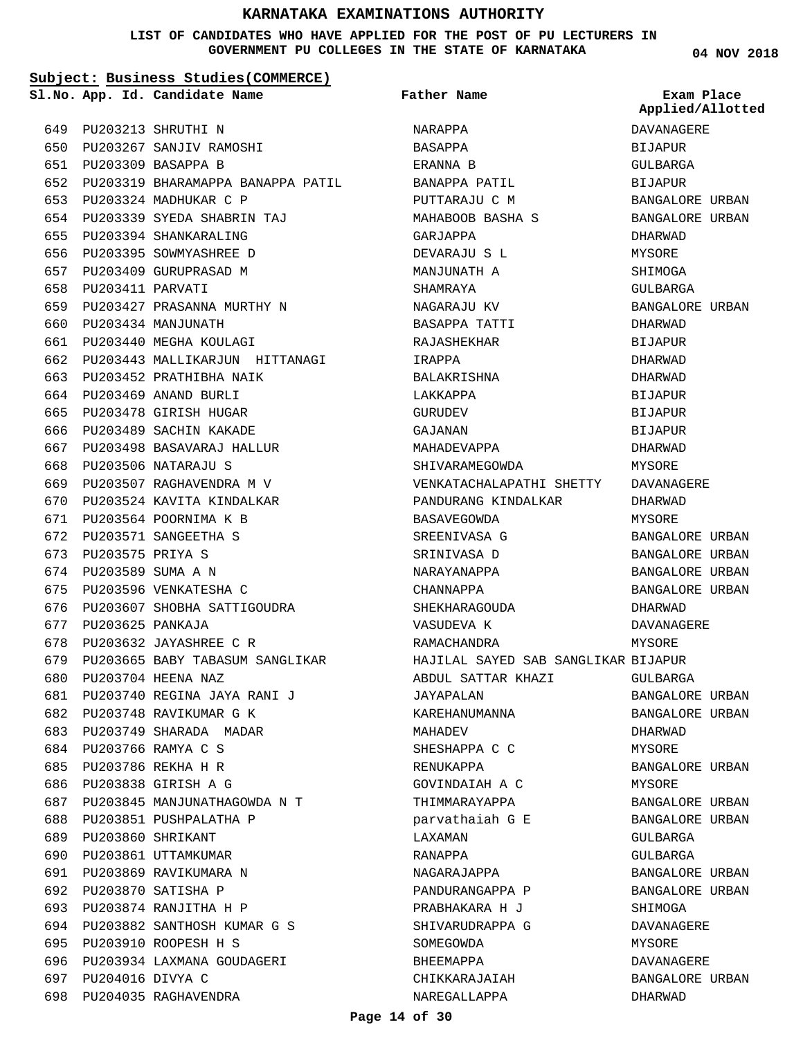# KARNATAKA EXAMINATIONS AUTHORITY

**LIST OF CANDIDATES WHO HAVE APPLIED FOR THE POST OF PU LECTURERS IN GOVERNMENT PU COLLEGES IN THE STATE OF KARNATAKA**

04 NOV 2018

**Subject: Business Studies(COMMERCE)**

| Sl.No. | App. Id. | Candidate Name | Father Name | Exam Place Applied/Allotted |
|---|---|---|---|---|
| 649 | PU203213 | SHRUTHI N | NARAPPA | DAVANAGERE |
| 650 | PU203267 | SANJIV RAMOSHI | BASAPPA | BIJAPUR |
| 651 | PU203309 | BASAPPA B | ERANNA B | GULBARGA |
| 652 | PU203319 | BHARAMAPPA BANAPPA PATIL | BANAPPA PATIL | BIJAPUR |
| 653 | PU203324 | MADHUKAR C P | PUTTARAJU C M | BANGALORE URBAN |
| 654 | PU203339 | SYEDA SHABRIN TAJ | MAHABOOB BASHA S | BANGALORE URBAN |
| 655 | PU203394 | SHANKARALING | GARJAPPA | DHARWAD |
| 656 | PU203395 | SOWMYASHREE D | DEVARAJU S L | MYSORE |
| 657 | PU203409 | GURUPRASAD M | MANJUNATH A | SHIMOGA |
| 658 | PU203411 | PARVATI | SHAMRAYA | GULBARGA |
| 659 | PU203427 | PRASANNA MURTHY N | NAGARAJU KV | BANGALORE URBAN |
| 660 | PU203434 | MANJUNATH | BASAPPA TATTI | DHARWAD |
| 661 | PU203440 | MEGHA KOULAGI | RAJASHEKHAR | BIJAPUR |
| 662 | PU203443 | MALLIKARJUN HITTANAGI | IRAPPA | DHARWAD |
| 663 | PU203452 | PRATHIBHA NAIK | BALAKRISHNA | DHARWAD |
| 664 | PU203469 | ANAND BURLI | LAKKAPPA | BIJAPUR |
| 665 | PU203478 | GIRISH HUGAR | GURUDEV | BIJAPUR |
| 666 | PU203489 | SACHIN KAKADE | GAJANAN | BIJAPUR |
| 667 | PU203498 | BASAVARAJ HALLUR | MAHADEVAPPA | DHARWAD |
| 668 | PU203506 | NATARAJU S | SHIVARAMEGOWDA | MYSORE |
| 669 | PU203507 | RAGHAVENDRA M V | VENKATACHALAPATHI SHETTY | DAVANAGERE |
| 670 | PU203524 | KAVITA KINDALKAR | PANDURANG KINDALKAR | DHARWAD |
| 671 | PU203564 | POORNIMA K B | BASAVEGOWDA | MYSORE |
| 672 | PU203571 | SANGEETHA S | SREENIVASA G | BANGALORE URBAN |
| 673 | PU203575 | PRIYA S | SRINIVASA D | BANGALORE URBAN |
| 674 | PU203589 | SUMA A N | NARAYANAPPA | BANGALORE URBAN |
| 675 | PU203596 | VENKATESHA C | CHANNAPPA | BANGALORE URBAN |
| 676 | PU203607 | SHOBHA SATTIGOUDRA | SHEKHARAGOUDA | DHARWAD |
| 677 | PU203625 | PANKAJA | VASUDEVA K | DAVANAGERE |
| 678 | PU203632 | JAYASHREE C R | RAMACHANDRA | MYSORE |
| 679 | PU203665 | BABY TABASUM SANGLIKAR | HAJILAL SAYED SAB SANGLIKAR | BIJAPUR |
| 680 | PU203704 | HEENA NAZ | ABDUL SATTAR KHAZI | GULBARGA |
| 681 | PU203740 | REGINA JAYA RANI J | JAYAPALAN | BANGALORE URBAN |
| 682 | PU203748 | RAVIKUMAR G K | KAREHANUMANNA | BANGALORE URBAN |
| 683 | PU203749 | SHARADA MADAR | MAHADEV | DHARWAD |
| 684 | PU203766 | RAMYA C S | SHESHAPPA C C | MYSORE |
| 685 | PU203786 | REKHA H R | RENUKAPPA | BANGALORE URBAN |
| 686 | PU203838 | GIRISH A G | GOVINDAIAH A C | MYSORE |
| 687 | PU203845 | MANJUNATHAGOWDA N T | THIMMARAYAPPA | BANGALORE URBAN |
| 688 | PU203851 | PUSHPALATHA P | parvathaiah G E | BANGALORE URBAN |
| 689 | PU203860 | SHRIKANT | LAXAMAN | GULBARGA |
| 690 | PU203861 | UTTAMKUMAR | RANAPPA | GULBARGA |
| 691 | PU203869 | RAVIKUMARA N | NAGARAJAPPA | BANGALORE URBAN |
| 692 | PU203870 | SATISHA P | PANDURANGAPPA P | BANGALORE URBAN |
| 693 | PU203874 | RANJITHA H P | PRABHAKARA H J | SHIMOGA |
| 694 | PU203882 | SANTHOSH KUMAR G S | SHIVARUDRAPPA G | DAVANAGERE |
| 695 | PU203910 | ROOPESH H S | SOMEGOWDA | MYSORE |
| 696 | PU203934 | LAXMANA GOUDAGERI | BHEEMAPPA | DAVANAGERE |
| 697 | PU204016 | DIVYA C | CHIKKARAJAIAH | BANGALORE URBAN |
| 698 | PU204035 | RAGHAVENDRA | NAREGALLAPPA | DHARWAD |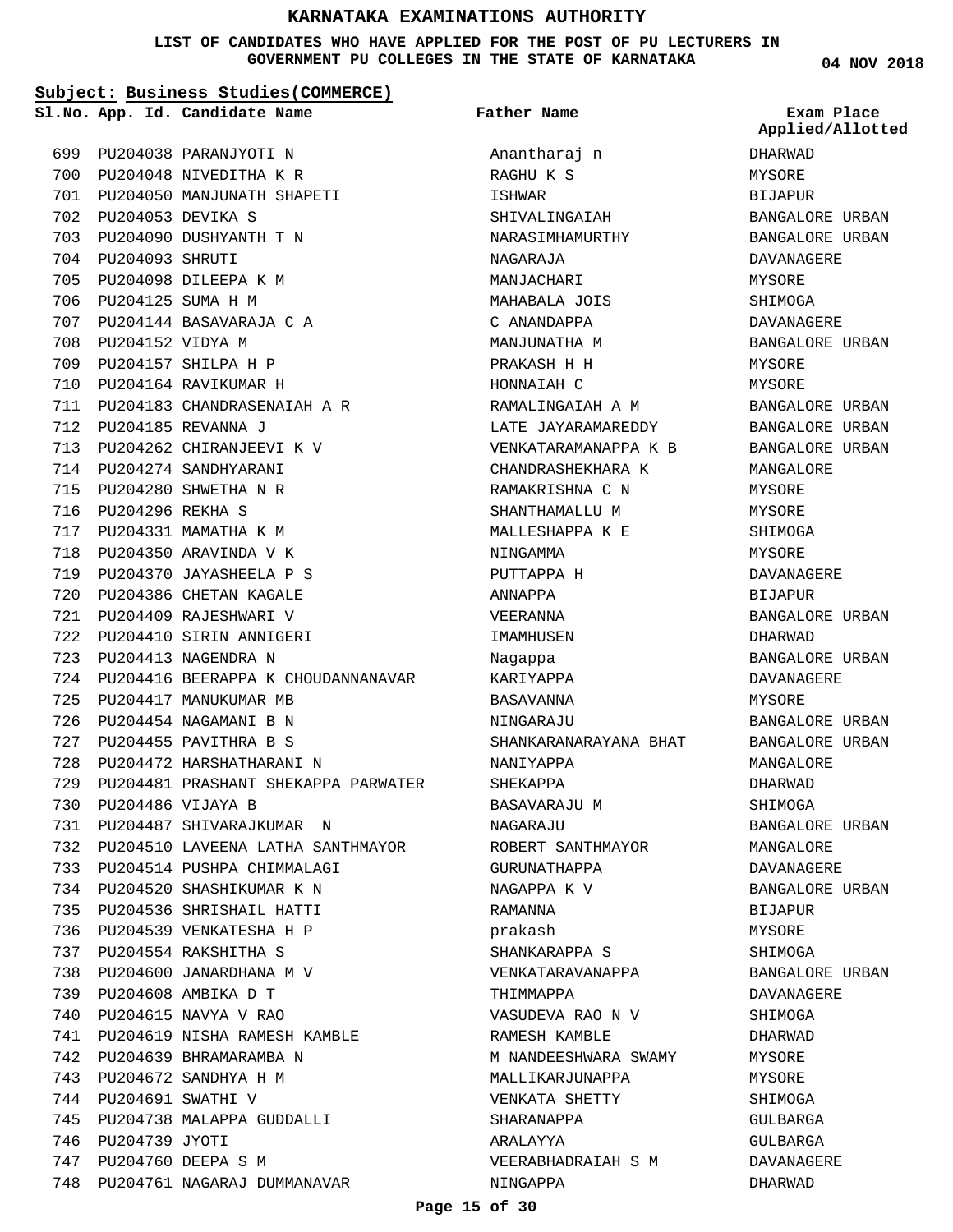# KARNATAKA EXAMINATIONS AUTHORITY

**LIST OF CANDIDATES WHO HAVE APPLIED FOR THE POST OF PU LECTURERS IN GOVERNMENT PU COLLEGES IN THE STATE OF KARNATAKA**

**04 NOV 2018**

**Subject: Business Studies(COMMERCE)**

| Sl.No. | App. Id. | Candidate Name | Father Name | Exam Place Applied/Allotted |
|---|---|---|---|---|
| 699 | PU204038 | PARANJYOTI N | Anantharaj n | DHARWAD |
| 700 | PU204048 | NIVEDITHA K R | RAGHU K S | MYSORE |
| 701 | PU204050 | MANJUNATH SHAPETI | ISHWAR | BIJAPUR |
| 702 | PU204053 | DEVIKA S | SHIVALINGAIAH | BANGALORE URBAN |
| 703 | PU204090 | DUSHYANTH T N | NARASIMHAMURTHY | BANGALORE URBAN |
| 704 | PU204093 | SHRUTI | NAGARAJA | DAVANAGERE |
| 705 | PU204098 | DILEEPA K M | MANJACHARI | MYSORE |
| 706 | PU204125 | SUMA H M | MAHABALA JOIS | SHIMOGA |
| 707 | PU204144 | BASAVARAJA C A | C ANANDAPPA | DAVANAGERE |
| 708 | PU204152 | VIDYA M | MANJUNATHA M | BANGALORE URBAN |
| 709 | PU204157 | SHILPA H P | PRAKASH H H | MYSORE |
| 710 | PU204164 | RAVIKUMAR H | HONNAIAH C | MYSORE |
| 711 | PU204183 | CHANDRASENAIAH A R | RAMALINGAIAH A M | BANGALORE URBAN |
| 712 | PU204185 | REVANNA J | LATE JAYARAMAREDDY | BANGALORE URBAN |
| 713 | PU204262 | CHIRANJEEVI K V | VENKATARAMANAPPA K B | BANGALORE URBAN |
| 714 | PU204274 | SANDHYARANI | CHANDRASHEKHARA K | MANGALORE |
| 715 | PU204280 | SHWETHA N R | RAMAKRISHNA C N | MYSORE |
| 716 | PU204296 | REKHA S | SHANTHAMALLU M | MYSORE |
| 717 | PU204331 | MAMATHA K M | MALLESHAPPA K E | SHIMOGA |
| 718 | PU204350 | ARAVINDA V K | NINGAMMA | MYSORE |
| 719 | PU204370 | JAYASHEELA P S | PUTTAPPA H | DAVANAGERE |
| 720 | PU204386 | CHETAN KAGALE | ANNAPPA | BIJAPUR |
| 721 | PU204409 | RAJESHWARI V | VEERANNA | BANGALORE URBAN |
| 722 | PU204410 | SIRIN ANNIGERI | IMAMHUSEN | DHARWAD |
| 723 | PU204413 | NAGENDRA N | Nagappa | BANGALORE URBAN |
| 724 | PU204416 | BEERAPPA K CHOUDANNANAVAR | KARIYAPPA | DAVANAGERE |
| 725 | PU204417 | MANUKUMAR MB | BASAVANNA | MYSORE |
| 726 | PU204454 | NAGAMANI B N | NINGARAJU | BANGALORE URBAN |
| 727 | PU204455 | PAVITHRA B S | SHANKARANARAYANA BHAT | BANGALORE URBAN |
| 728 | PU204472 | HARSHATHARANI N | NANIYAPPA | MANGALORE |
| 729 | PU204481 | PRASHANT SHEKAPPA PARWATER | SHEKAPPA | DHARWAD |
| 730 | PU204486 | VIJAYA B | BASAVARAJU M | SHIMOGA |
| 731 | PU204487 | SHIVARAJKUMAR N | NAGARAJU | BANGALORE URBAN |
| 732 | PU204510 | LAVEENA LATHA SANTHMAYOR | ROBERT SANTHMAYOR | MANGALORE |
| 733 | PU204514 | PUSHPA CHIMMALAGI | GURUNATHAPPA | DAVANAGERE |
| 734 | PU204520 | SHASHIKUMAR K N | NAGAPPA K V | BANGALORE URBAN |
| 735 | PU204536 | SHRISHAIL HATTI | RAMANNA | BIJAPUR |
| 736 | PU204539 | VENKATESHA H P | prakash | MYSORE |
| 737 | PU204554 | RAKSHITHA S | SHANKARAPPA S | SHIMOGA |
| 738 | PU204600 | JANARDHANA M V | VENKATARAVANAPPA | BANGALORE URBAN |
| 739 | PU204608 | AMBIKA D T | THIMMAPPA | DAVANAGERE |
| 740 | PU204615 | NAVYA V RAO | VASUDEVA RAO N V | SHIMOGA |
| 741 | PU204619 | NISHA RAMESH KAMBLE | RAMESH KAMBLE | DHARWAD |
| 742 | PU204639 | BHRAMARAMBA N | M NANDEESHWARA SWAMY | MYSORE |
| 743 | PU204672 | SANDHYA H M | MALLIKARJUNAPPA | MYSORE |
| 744 | PU204691 | SWATHI V | VENKATA SHETTY | SHIMOGA |
| 745 | PU204738 | MALAPPA GUDDALLI | SHARANAPPA | GULBARGA |
| 746 | PU204739 | JYOTI | ARALAYYA | GULBARGA |
| 747 | PU204760 | DEEPA S M | VEERABHADRAIAH S M | DAVANAGERE |
| 748 | PU204761 | NAGARAJ DUMMANAVAR | NINGAPPA | DHARWAD |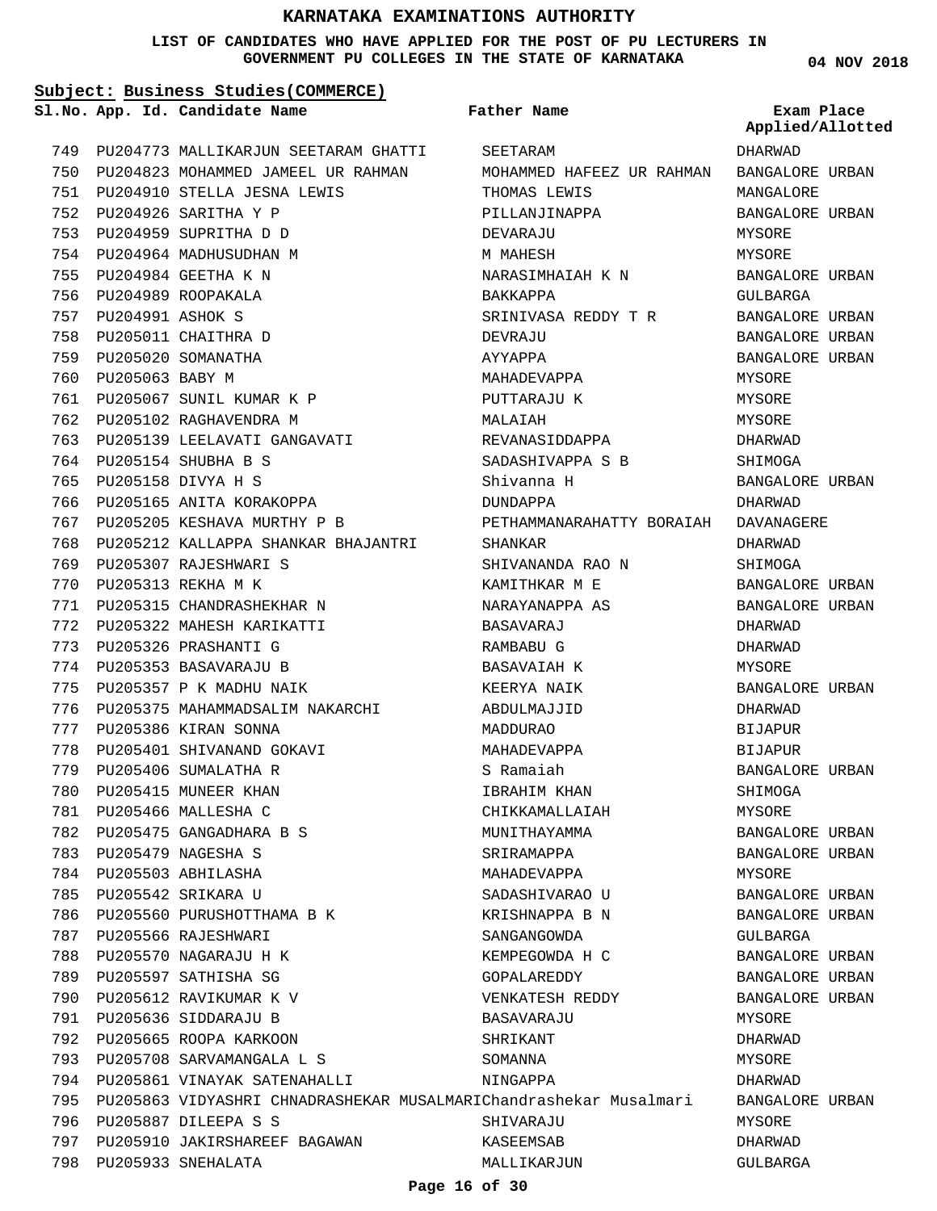# KARNATAKA EXAMINATIONS AUTHORITY

**LIST OF CANDIDATES WHO HAVE APPLIED FOR THE POST OF PU LECTURERS IN GOVERNMENT PU COLLEGES IN THE STATE OF KARNATAKA**

04 NOV 2018

**Subject: Business Studies(COMMERCE)**

| Sl.No. | App. Id. | Candidate Name | Father Name | Exam Place Applied/Allotted |
|---|---|---|---|---|
| 749 | PU204773 | MALLIKARJUN SEETARAM GHATTI | SEETARAM | DHARWAD |
| 750 | PU204823 | MOHAMMED JAMEEL UR RAHMAN | MOHAMMED HAFEEZ UR RAHMAN | BANGALORE URBAN |
| 751 | PU204910 | STELLA JESNA LEWIS | THOMAS LEWIS | MANGALORE |
| 752 | PU204926 | SARITHA Y P | PILLANJINAPPA | BANGALORE URBAN |
| 753 | PU204959 | SUPRITHA D D | DEVARAJU | MYSORE |
| 754 | PU204964 | MADHUSUDHAN M | M MAHESH | MYSORE |
| 755 | PU204984 | GEETHA K N | NARASIMHAIAH K N | BANGALORE URBAN |
| 756 | PU204989 | ROOPAKALA | BAKKAPPA | GULBARGA |
| 757 | PU204991 | ASHOK S | SRINIVASA REDDY T R | BANGALORE URBAN |
| 758 | PU205011 | CHAITHRA D | DEVRAJU | BANGALORE URBAN |
| 759 | PU205020 | SOMANATHA | AYYAPPA | BANGALORE URBAN |
| 760 | PU205063 | BABY M | MAHADEVAPPA | MYSORE |
| 761 | PU205067 | SUNIL KUMAR K P | PUTTARAJU K | MYSORE |
| 762 | PU205102 | RAGHAVENDRA M | MALAIAH | MYSORE |
| 763 | PU205139 | LEELAVATI GANGAVATI | REVANASIDDAPPA | DHARWAD |
| 764 | PU205154 | SHUBHA B S | SADASHIVAPPA S B | SHIMOGA |
| 765 | PU205158 | DIVYA H S | Shivanna H | BANGALORE URBAN |
| 766 | PU205165 | ANITA KORAKOPPA | DUNDAPPA | DHARWAD |
| 767 | PU205205 | KESHAVA MURTHY P B | PETHAMMANARAHATTY BORAIAH | DAVANAGERE |
| 768 | PU205212 | KALLAPPA SHANKAR BHAJANTRI | SHANKAR | DHARWAD |
| 769 | PU205307 | RAJESHWARI S | SHIVANANDA RAO N | SHIMOGA |
| 770 | PU205313 | REKHA M K | KAMITHKAR M E | BANGALORE URBAN |
| 771 | PU205315 | CHANDRASHEKHAR N | NARAYANAPPA AS | BANGALORE URBAN |
| 772 | PU205322 | MAHESH KARIKATTI | BASAVARAJ | DHARWAD |
| 773 | PU205326 | PRASHANTI G | RAMBABU G | DHARWAD |
| 774 | PU205353 | BASAVARAJU B | BASAVAIAH K | MYSORE |
| 775 | PU205357 | P K MADHU NAIK | KEERYA NAIK | BANGALORE URBAN |
| 776 | PU205375 | MAHAMMADSALIM NAKARCHI | ABDULMAJJID | DHARWAD |
| 777 | PU205386 | KIRAN SONNA | MADDURAO | BIJAPUR |
| 778 | PU205401 | SHIVANAND GOKAVI | MAHADEVAPPA | BIJAPUR |
| 779 | PU205406 | SUMALATHA R | S Ramaiah | BANGALORE URBAN |
| 780 | PU205415 | MUNEER KHAN | IBRAHIM KHAN | SHIMOGA |
| 781 | PU205466 | MALLESHA C | CHIKKAMALLAIAH | MYSORE |
| 782 | PU205475 | GANGADHARA B S | MUNITHAYAMMA | BANGALORE URBAN |
| 783 | PU205479 | NAGESHA S | SRIRAMAPPA | BANGALORE URBAN |
| 784 | PU205503 | ABHILASHA | MAHADEVAPPA | MYSORE |
| 785 | PU205542 | SRIKARA U | SADASHIVARAO U | BANGALORE URBAN |
| 786 | PU205560 | PURUSHOTTHAMA B K | KRISHNAPPA B N | BANGALORE URBAN |
| 787 | PU205566 | RAJESHWARI | SANGANGOWDA | GULBARGA |
| 788 | PU205570 | NAGARAJU H K | KEMPEGOWDA H C | BANGALORE URBAN |
| 789 | PU205597 | SATHISHA SG | GOPALAREDDY | BANGALORE URBAN |
| 790 | PU205612 | RAVIKUMAR K V | VENKATESH REDDY | BANGALORE URBAN |
| 791 | PU205636 | SIDDARAJU B | BASAVARAJU | MYSORE |
| 792 | PU205665 | ROOPA KARKOON | SHRIKANT | DHARWAD |
| 793 | PU205708 | SARVAMANGALA L S | SOMANNA | MYSORE |
| 794 | PU205861 | VINAYAK SATENAHALLI | NINGAPPA | DHARWAD |
| 795 | PU205863 | VIDYASHRI CHNADRASHEKAR MUSALMARI | Chandrashekar Musalmari | BANGALORE URBAN |
| 796 | PU205887 | DILEEPA S S | SHIVARAJU | MYSORE |
| 797 | PU205910 | JAKIRSHAREEF BAGAWAN | KASEEMSAB | DHARWAD |
| 798 | PU205933 | SNEHALATA | MALLIKARJUN | GULBARGA |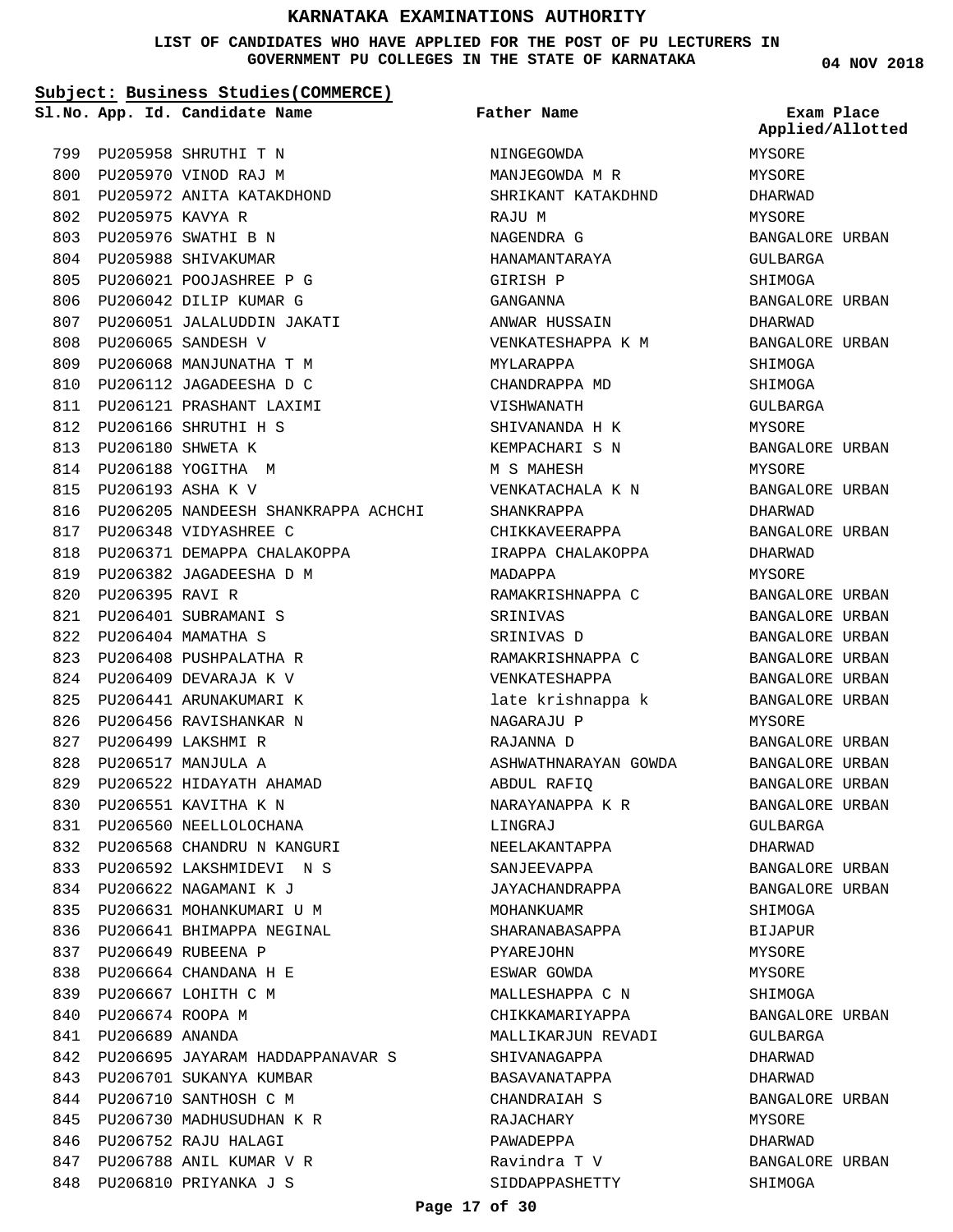# KARNATAKA EXAMINATIONS AUTHORITY

**LIST OF CANDIDATES WHO HAVE APPLIED FOR THE POST OF PU LECTURERS IN GOVERNMENT PU COLLEGES IN THE STATE OF KARNATAKA**

**04 NOV 2018**

**Subject: Business Studies(COMMERCE)**

| Sl.No. | App. Id. | Candidate Name | Father Name | Exam Place Applied/Allotted |
|---|---|---|---|---|
| 799 | PU205958 | SHRUTHI T N | NINGEGOWDA | MYSORE |
| 800 | PU205970 | VINOD RAJ M | MANJEGOWDA M R | MYSORE |
| 801 | PU205972 | ANITA KATAKDHOND | SHRIKANT KATAKDHND | DHARWAD |
| 802 | PU205975 | KAVYA R | RAJU M | MYSORE |
| 803 | PU205976 | SWATHI B N | NAGENDRA G | BANGALORE URBAN |
| 804 | PU205988 | SHIVAKUMAR | HANAMANTARAYA | GULBARGA |
| 805 | PU206021 | POOJASHREE P G | GIRISH P | SHIMOGA |
| 806 | PU206042 | DILIP KUMAR G | GANGANNA | BANGALORE URBAN |
| 807 | PU206051 | JALALUDDIN JAKATI | ANWAR HUSSAIN | DHARWAD |
| 808 | PU206065 | SANDESH V | VENKATESHAPPA K M | BANGALORE URBAN |
| 809 | PU206068 | MANJUNATHA T M | MYLARAPPA | SHIMOGA |
| 810 | PU206112 | JAGADEESHA D C | CHANDRAPPA MD | SHIMOGA |
| 811 | PU206121 | PRASHANT LAXIMI | VISHWANATH | GULBARGA |
| 812 | PU206166 | SHRUTHI H S | SHIVANANDA H K | MYSORE |
| 813 | PU206180 | SHWETA K | KEMPACHARI S N | BANGALORE URBAN |
| 814 | PU206188 | YOGITHA M | M S MAHESH | MYSORE |
| 815 | PU206193 | ASHA K V | VENKATACHALA K N | BANGALORE URBAN |
| 816 | PU206205 | NANDEESH SHANKRAPPA ACHCHI | SHANKRAPPA | DHARWAD |
| 817 | PU206348 | VIDYASHREE C | CHIKKAVEERAPPA | BANGALORE URBAN |
| 818 | PU206371 | DEMAPPA CHALAKOPPA | IRAPPA CHALAKOPPA | DHARWAD |
| 819 | PU206382 | JAGADEESHA D M | MADAPPA | MYSORE |
| 820 | PU206395 | RAVI R | RAMAKRISHNAPPA C | BANGALORE URBAN |
| 821 | PU206401 | SUBRAMANI S | SRINIVAS | BANGALORE URBAN |
| 822 | PU206404 | MAMATHA S | SRINIVAS D | BANGALORE URBAN |
| 823 | PU206408 | PUSHPALATHA R | RAMAKRISHNAPPA C | BANGALORE URBAN |
| 824 | PU206409 | DEVARAJA K V | VENKATESHAPPA | BANGALORE URBAN |
| 825 | PU206441 | ARUNAKUMARI K | late krishnappa k | BANGALORE URBAN |
| 826 | PU206456 | RAVISHANKAR N | NAGARAJU P | MYSORE |
| 827 | PU206499 | LAKSHMI R | RAJANNA D | BANGALORE URBAN |
| 828 | PU206517 | MANJULA A | ASHWATHNARAYAN GOWDA | BANGALORE URBAN |
| 829 | PU206522 | HIDAYATH AHAMAD | ABDUL RAFIQ | BANGALORE URBAN |
| 830 | PU206551 | KAVITHA K N | NARAYANAPPA K R | BANGALORE URBAN |
| 831 | PU206560 | NEELLOLOCHANA | LINGRAJ | GULBARGA |
| 832 | PU206568 | CHANDRU N KANGURI | NEELAKANTAPPA | DHARWAD |
| 833 | PU206592 | LAKSHMIDEVI N S | SANJEEVAPPA | BANGALORE URBAN |
| 834 | PU206622 | NAGAMANI K J | JAYACHANDRAPPA | BANGALORE URBAN |
| 835 | PU206631 | MOHANKUMARI U M | MOHANKUAMR | SHIMOGA |
| 836 | PU206641 | BHIMAPPA NEGINAL | SHARANABASAPPA | BIJAPUR |
| 837 | PU206649 | RUBEENA P | PYAREJOHN | MYSORE |
| 838 | PU206664 | CHANDANA H E | ESWAR GOWDA | MYSORE |
| 839 | PU206667 | LOHITH C M | MALLESHAPPA C N | SHIMOGA |
| 840 | PU206674 | ROOPA M | CHIKKAMARIYAPPA | BANGALORE URBAN |
| 841 | PU206689 | ANANDA | MALLIKARJUN REVADI | GULBARGA |
| 842 | PU206695 | JAYARAM HADDAPPANAVAR S | SHIVANAGAPPA | DHARWAD |
| 843 | PU206701 | SUKANYA KUMBAR | BASAVANATAPPA | DHARWAD |
| 844 | PU206710 | SANTHOSH C M | CHANDRAIAH S | BANGALORE URBAN |
| 845 | PU206730 | MADHUSUDHAN K R | RAJACHARY | MYSORE |
| 846 | PU206752 | RAJU HALAGI | PAWADEPPA | DHARWAD |
| 847 | PU206788 | ANIL KUMAR V R | Ravindra T V | BANGALORE URBAN |
| 848 | PU206810 | PRIYANKA J S | SIDDAPPASHETTY | SHIMOGA |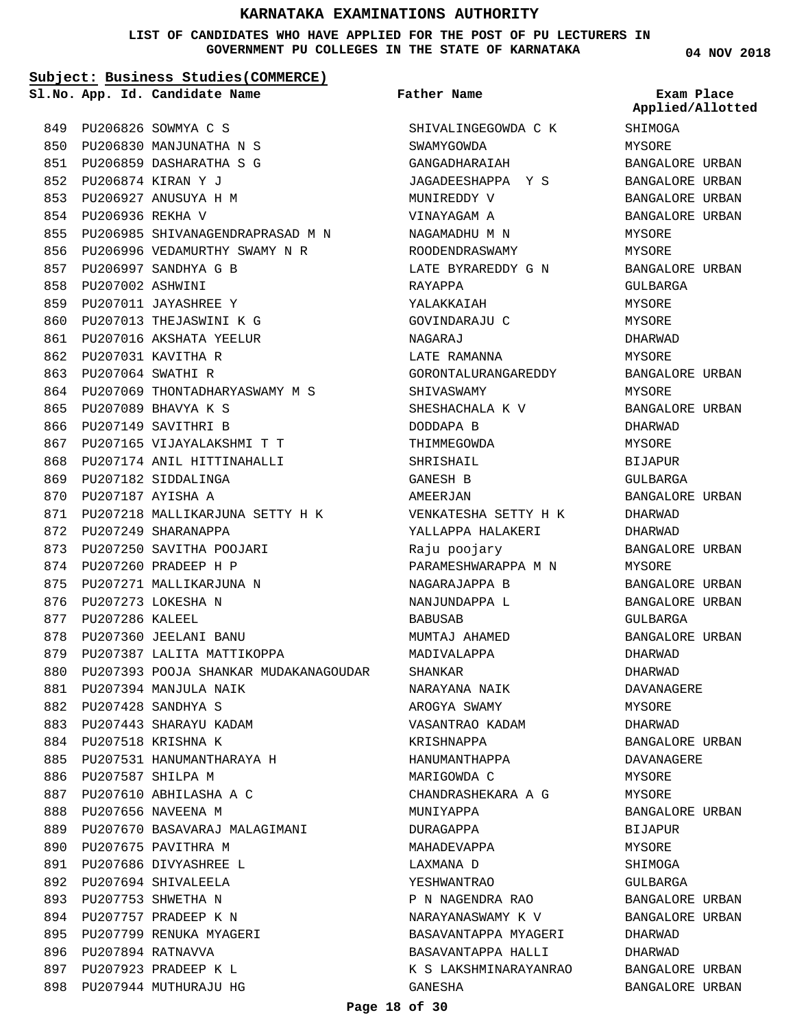# KARNATAKA EXAMINATIONS AUTHORITY

**LIST OF CANDIDATES WHO HAVE APPLIED FOR THE POST OF PU LECTURERS IN GOVERNMENT PU COLLEGES IN THE STATE OF KARNATAKA**

**04 NOV 2018**

**Subject: Business Studies(COMMERCE)**

| Sl.No. | App. Id. | Candidate Name | Father Name | Exam Place Applied/Allotted |
|---|---|---|---|---|
| 849 | PU206826 | SOWMYA C S | SHIVALINGEGOWDA C K | SHIMOGA |
| 850 | PU206830 | MANJUNATHA N S | SWAMYGOWDA | MYSORE |
| 851 | PU206859 | DASHARATHA S G | GANGADHARAIAH | BANGALORE URBAN |
| 852 | PU206874 | KIRAN Y J | JAGADEESHAPPA Y S | BANGALORE URBAN |
| 853 | PU206927 | ANUSUYA H M | MUNIREDDY V | BANGALORE URBAN |
| 854 | PU206936 | REKHA V | VINAYAGAM A | BANGALORE URBAN |
| 855 | PU206985 | SHIVANAGENDRAPRASAD M N | NAGAMADHU M N | MYSORE |
| 856 | PU206996 | VEDAMURTHY SWAMY N R | ROODENDRASWAMY | MYSORE |
| 857 | PU206997 | SANDHYA G B | LATE BYRAREDDY G N | BANGALORE URBAN |
| 858 | PU207002 | ASHWINI | RAYAPPA | GULBARGA |
| 859 | PU207011 | JAYASHREE Y | YALAKKAIAH | MYSORE |
| 860 | PU207013 | THEJASWINI K G | GOVINDARAJU C | MYSORE |
| 861 | PU207016 | AKSHATA YEELUR | NAGARAJ | DHARWAD |
| 862 | PU207031 | KAVITHA R | LATE RAMANNA | MYSORE |
| 863 | PU207064 | SWATHI R | GORONTALURANGAREDDY | BANGALORE URBAN |
| 864 | PU207069 | THONTADHARYASWAMY M S | SHIVASWAMY | MYSORE |
| 865 | PU207089 | BHAVYA K S | SHESHACHALA K V | BANGALORE URBAN |
| 866 | PU207149 | SAVITHRI B | DODDAPA B | DHARWAD |
| 867 | PU207165 | VIJAYALAKSHMI T T | THIMMEGOWDA | MYSORE |
| 868 | PU207174 | ANIL HITTINAHALLI | SHRISHAIL | BIJAPUR |
| 869 | PU207182 | SIDDALINGA | GANESH B | GULBARGA |
| 870 | PU207187 | AYISHA A | AMEERJAN | BANGALORE URBAN |
| 871 | PU207218 | MALLIKARJUNA SETTY H K | VENKATESHA SETTY H K | DHARWAD |
| 872 | PU207249 | SHARANAPPA | YALLAPPA HALAKERI | DHARWAD |
| 873 | PU207250 | SAVITHA POOJARI | Raju poojary | BANGALORE URBAN |
| 874 | PU207260 | PRADEEP H P | PARAMESHWARAPPA M N | MYSORE |
| 875 | PU207271 | MALLIKARJUNA N | NAGARAJAPPA B | BANGALORE URBAN |
| 876 | PU207273 | LOKESHA N | NANJUNDAPPA L | BANGALORE URBAN |
| 877 | PU207286 | KALEEL | BABUSAB | GULBARGA |
| 878 | PU207360 | JEELANI BANU | MUMTAJ AHAMED | BANGALORE URBAN |
| 879 | PU207387 | LALITA MATTIKOPPA | MADIVALAPPA | DHARWAD |
| 880 | PU207393 | POOJA SHANKAR MUDAKANAGOUDAR | SHANKAR | DHARWAD |
| 881 | PU207394 | MANJULA NAIK | NARAYANA NAIK | DAVANAGERE |
| 882 | PU207428 | SANDHYA S | AROGYA SWAMY | MYSORE |
| 883 | PU207443 | SHARAYU KADAM | VASANTRAO KADAM | DHARWAD |
| 884 | PU207518 | KRISHNA K | KRISHNAPPA | BANGALORE URBAN |
| 885 | PU207531 | HANUMANTHARAYA H | HANUMANTHAPPA | DAVANAGERE |
| 886 | PU207587 | SHILPA M | MARIGOWDA C | MYSORE |
| 887 | PU207610 | ABHILASHA A C | CHANDRASHEKARA A G | MYSORE |
| 888 | PU207656 | NAVEENA M | MUNIYAPPA | BANGALORE URBAN |
| 889 | PU207670 | BASAVARAJ MALAGIMANI | DURAGAPPA | BIJAPUR |
| 890 | PU207675 | PAVITHRA M | MAHADEVAPPA | MYSORE |
| 891 | PU207686 | DIVYASHREE L | LAXMANA D | SHIMOGA |
| 892 | PU207694 | SHIVALEELA | YESHWANTRAO | GULBARGA |
| 893 | PU207753 | SHWETHA N | P N NAGENDRA RAO | BANGALORE URBAN |
| 894 | PU207757 | PRADEEP K N | NARAYANASWAMY K V | BANGALORE URBAN |
| 895 | PU207799 | RENUKA MYAGERI | BASAVANTAPPA MYAGERI | DHARWAD |
| 896 | PU207894 | RATNAVVA | BASAVANTAPPA HALLI | DHARWAD |
| 897 | PU207923 | PRADEEP K L | K S LAKSHMINARAYANRAO | BANGALORE URBAN |
| 898 | PU207944 | MUTHURAJU HG | GANESHA | BANGALORE URBAN |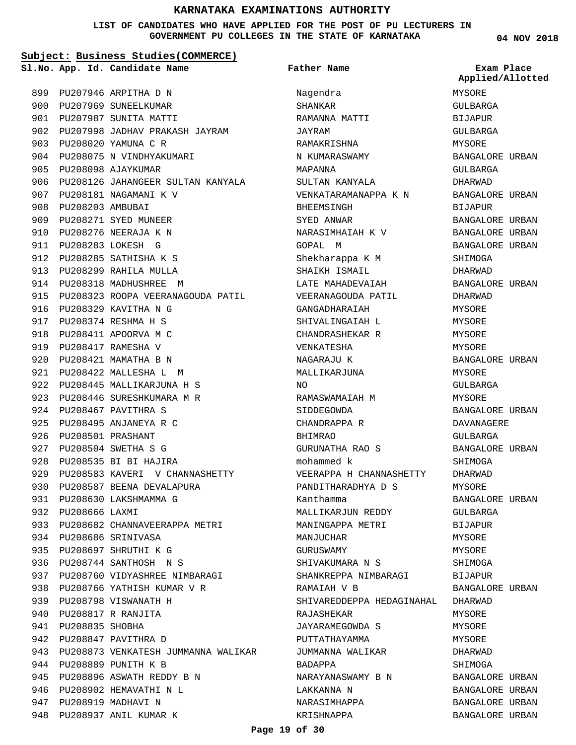# KARNATAKA EXAMINATIONS AUTHORITY

**LIST OF CANDIDATES WHO HAVE APPLIED FOR THE POST OF PU LECTURERS IN GOVERNMENT PU COLLEGES IN THE STATE OF KARNATAKA**

04 NOV 2018

**Subject: Business Studies(COMMERCE)**

| Sl.No. | App. Id. | Candidate Name | Father Name | Exam Place Applied/Allotted |
|---|---|---|---|---|
| 899 | PU207946 | ARPITHA D N | Nagendra | MYSORE |
| 900 | PU207969 | SUNEELKUMAR | SHANKAR | GULBARGA |
| 901 | PU207987 | SUNITA MATTI | RAMANNA MATTI | BIJAPUR |
| 902 | PU207998 | JADHAV PRAKASH JAYRAM | JAYRAM | GULBARGA |
| 903 | PU208020 | YAMUNA C R | RAMAKRISHNA | MYSORE |
| 904 | PU208075 | N VINDHYAKUMARI | N KUMARASWAMY | BANGALORE URBAN |
| 905 | PU208098 | AJAYKUMAR | MAPANNA | GULBARGA |
| 906 | PU208126 | JAHANGEER SULTAN KANYALA | SULTAN KANYALA | DHARWAD |
| 907 | PU208181 | NAGAMANI K V | VENKATARAMANAPPA K N | BANGALORE URBAN |
| 908 | PU208203 | AMBUBAI | BHEEMSINGH | BIJAPUR |
| 909 | PU208271 | SYED MUNEER | SYED ANWAR | BANGALORE URBAN |
| 910 | PU208276 | NEERAJA K N | NARASIMHAIAH K V | BANGALORE URBAN |
| 911 | PU208283 | LOKESH G | GOPAL M | BANGALORE URBAN |
| 912 | PU208285 | SATHISHA K S | Shekharappa K M | SHIMOGA |
| 913 | PU208299 | RAHILA MULLA | SHAIKH ISMAIL | DHARWAD |
| 914 | PU208318 | MADHUSHREE M | LATE MAHADEVAIAH | BANGALORE URBAN |
| 915 | PU208323 | ROOPA VEERANAGOUDA PATIL | VEERANAGOUDA PATIL | DHARWAD |
| 916 | PU208329 | KAVITHA N G | GANGADHARAIAH | MYSORE |
| 917 | PU208374 | RESHMA H S | SHIVALINGAIAH L | MYSORE |
| 918 | PU208411 | APOORVA M C | CHANDRASHEKAR R | MYSORE |
| 919 | PU208417 | RAMESHA V | VENKATESHA | MYSORE |
| 920 | PU208421 | MAMATHA B N | NAGARAJU K | BANGALORE URBAN |
| 921 | PU208422 | MALLESHA L M | MALLIKARJUNA | MYSORE |
| 922 | PU208445 | MALLIKARJUNA H S | NO | GULBARGA |
| 923 | PU208446 | SURESHKUMARA M R | RAMASWAMAIAH M | MYSORE |
| 924 | PU208467 | PAVITHRA S | SIDDEGOWDA | BANGALORE URBAN |
| 925 | PU208495 | ANJANEYA R C | CHANDRAPPA R | DAVANAGERE |
| 926 | PU208501 | PRASHANT | BHIMRAO | GULBARGA |
| 927 | PU208504 | SWETHA S G | GURUNATHA RAO S | BANGALORE URBAN |
| 928 | PU208535 | BI BI HAJIRA | mohammed k | SHIMOGA |
| 929 | PU208583 | KAVERI V CHANNASHETTY | VEERAPPA H CHANNASHETTY | DHARWAD |
| 930 | PU208587 | BEENA DEVALAPURA | PANDITHARADHYA D S | MYSORE |
| 931 | PU208630 | LAKSHMAMMA G | Kanthamma | BANGALORE URBAN |
| 932 | PU208666 | LAXMI | MALLIKARJUN REDDY | GULBARGA |
| 933 | PU208682 | CHANNAVEERAPPA METRI | MANINGAPPA METRI | BIJAPUR |
| 934 | PU208686 | SRINIVASA | MANJUCHAR | MYSORE |
| 935 | PU208697 | SHRUTHI K G | GURUSWAMY | MYSORE |
| 936 | PU208744 | SANTHOSH N S | SHIVAKUMARA N S | SHIMOGA |
| 937 | PU208760 | VIDYASHREE NIMBARAGI | SHANKREPPA NIMBARAGI | BIJAPUR |
| 938 | PU208766 | YATHISH KUMAR V R | RAMAIAH V B | BANGALORE URBAN |
| 939 | PU208798 | VISWANATH H | SHIVAREDDEPPA HEDAGINAHAL | DHARWAD |
| 940 | PU208817 | R RANJITA | RAJASHEKAR | MYSORE |
| 941 | PU208835 | SHOBHA | JAYARAMEGOWDA S | MYSORE |
| 942 | PU208847 | PAVITHRA D | PUTTATHAYAMMA | MYSORE |
| 943 | PU208873 | VENKATESH JUMMANNA WALIKAR | JUMMANNA WALIKAR | DHARWAD |
| 944 | PU208889 | PUNITH K B | BADAPPA | SHIMOGA |
| 945 | PU208896 | ASWATH REDDY B N | NARAYANASWAMY B N | BANGALORE URBAN |
| 946 | PU208902 | HEMAVATHI N L | LAKKANNA N | BANGALORE URBAN |
| 947 | PU208919 | MADHAVI N | NARASIMHAPPA | BANGALORE URBAN |
| 948 | PU208937 | ANIL KUMAR K | KRISHNAPPA | BANGALORE URBAN |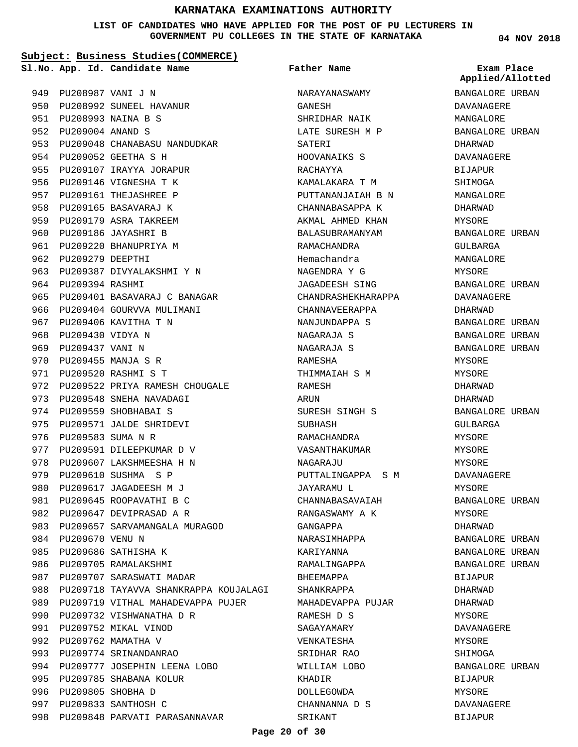# KARNATAKA EXAMINATIONS AUTHORITY

**LIST OF CANDIDATES WHO HAVE APPLIED FOR THE POST OF PU LECTURERS IN GOVERNMENT PU COLLEGES IN THE STATE OF KARNATAKA**

04 NOV 2018

**Subject: Business Studies(COMMERCE)**

| Sl.No. | App. Id. | Candidate Name | Father Name | Exam Place Applied/Allotted |
|---|---|---|---|---|
| 949 | PU208987 | VANI J N | NARAYANASWAMY | BANGALORE URBAN |
| 950 | PU208992 | SUNEEL HAVANUR | GANESH | DAVANAGERE |
| 951 | PU208993 | NAINA B S | SHRIDHAR NAIK | MANGALORE |
| 952 | PU209004 | ANAND S | LATE SURESH M P | BANGALORE URBAN |
| 953 | PU209048 | CHANABASU NANDUDKAR | SATERI | DHARWAD |
| 954 | PU209052 | GEETHA S H | HOOVANAIKS S | DAVANAGERE |
| 955 | PU209107 | IRAYYA JORAPUR | RACHAYYA | BIJAPUR |
| 956 | PU209146 | VIGNESHA T K | KAMALAKARA T M | SHIMOGA |
| 957 | PU209161 | THEJASHREE P | PUTTANANJAIAH B N | MANGALORE |
| 958 | PU209165 | BASAVARAJ K | CHANNABASAPPA K | DHARWAD |
| 959 | PU209179 | ASRA TAKREEM | AKMAL AHMED KHAN | MYSORE |
| 960 | PU209186 | JAYASHRI B | BALASUBRAMANYAM | BANGALORE URBAN |
| 961 | PU209220 | BHANUPRIYA M | RAMACHANDRA | GULBARGA |
| 962 | PU209279 | DEEPTHI | Hemachandra | MANGALORE |
| 963 | PU209387 | DIVYALAKSHMI Y N | NAGENDRA Y G | MYSORE |
| 964 | PU209394 | RASHMI | JAGADEESH SING | BANGALORE URBAN |
| 965 | PU209401 | BASAVARAJ C BANAGAR | CHANDRASHEKHARAPPA | DAVANAGERE |
| 966 | PU209404 | GOURVVA MULIMANI | CHANNAVEERAPPA | DHARWAD |
| 967 | PU209406 | KAVITHA T N | NANJUNDAPPA S | BANGALORE URBAN |
| 968 | PU209430 | VIDYA N | NAGARAJA S | BANGALORE URBAN |
| 969 | PU209437 | VANI N | NAGARAJA S | BANGALORE URBAN |
| 970 | PU209455 | MANJA S R | RAMESHA | MYSORE |
| 971 | PU209520 | RASHMI S T | THIMMAIAH S M | MYSORE |
| 972 | PU209522 | PRIYA RAMESH CHOUGALE | RAMESH | DHARWAD |
| 973 | PU209548 | SNEHA NAVADAGI | ARUN | DHARWAD |
| 974 | PU209559 | SHOBHABAI S | SURESH SINGH S | BANGALORE URBAN |
| 975 | PU209571 | JALDE SHRIDEVI | SUBHASH | GULBARGA |
| 976 | PU209583 | SUMA N R | RAMACHANDRA | MYSORE |
| 977 | PU209591 | DILEEPKUMAR D V | VASANTHAKUMAR | MYSORE |
| 978 | PU209607 | LAKSHMEESHA H N | NAGARAJU | MYSORE |
| 979 | PU209610 | SUSHMA S P | PUTTALINGAPPA S M | DAVANAGERE |
| 980 | PU209617 | JAGADEESH M J | JAYARAMU L | MYSORE |
| 981 | PU209645 | ROOPAVATHI B C | CHANNABASAVAIAH | BANGALORE URBAN |
| 982 | PU209647 | DEVIPRASAD A R | RANGASWAMY A K | MYSORE |
| 983 | PU209657 | SARVAMANGALA MURAGOD | GANGAPPA | DHARWAD |
| 984 | PU209670 | VENU N | NARASIMHAPPA | BANGALORE URBAN |
| 985 | PU209686 | SATHISHA K | KARIYANNA | BANGALORE URBAN |
| 986 | PU209705 | RAMALAKSHMI | RAMALINGAPPA | BANGALORE URBAN |
| 987 | PU209707 | SARASWATI MADAR | BHEEMAPPA | BIJAPUR |
| 988 | PU209718 | TAYAVVA SHANKRAPPA KOUJALAGI | SHANKRAPPA | DHARWAD |
| 989 | PU209719 | VITHAL MAHADEVAPPA PUJER | MAHADEVAPPA PUJAR | DHARWAD |
| 990 | PU209732 | VISHWANATHA D R | RAMESH D S | MYSORE |
| 991 | PU209752 | MIKAL VINOD | SAGAYAMARY | DAVANAGERE |
| 992 | PU209762 | MAMATHA V | VENKATESHA | MYSORE |
| 993 | PU209774 | SRINANDANRAO | SRIDHAR RAO | SHIMOGA |
| 994 | PU209777 | JOSEPHIN LEENA LOBO | WILLIAM LOBO | BANGALORE URBAN |
| 995 | PU209785 | SHABANA KOLUR | KHADIR | BIJAPUR |
| 996 | PU209805 | SHOBHA D | DOLLEGOWDA | MYSORE |
| 997 | PU209833 | SANTHOSH C | CHANNANNA D S | DAVANAGERE |
| 998 | PU209848 | PARVATI PARASANNAVAR | SRIKANT | BIJAPUR |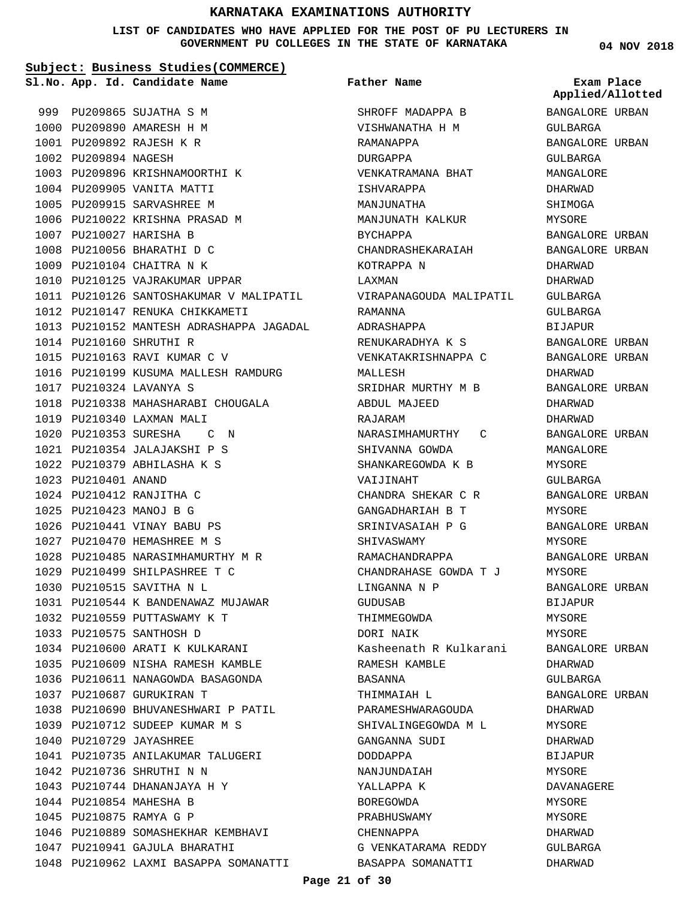# KARNATAKA EXAMINATIONS AUTHORITY

**LIST OF CANDIDATES WHO HAVE APPLIED FOR THE POST OF PU LECTURERS IN GOVERNMENT PU COLLEGES IN THE STATE OF KARNATAKA**

04 NOV 2018

**Subject: Business Studies(COMMERCE)**

| Sl.No. | App. Id. | Candidate Name | Father Name | Exam Place Applied/Allotted |
|---|---|---|---|---|
| 999 | PU209865 | SUJATHA S M | SHROFF MADAPPA B | BANGALORE URBAN |
| 1000 | PU209890 | AMARESH H M | VISHWANATHA H M | GULBARGA |
| 1001 | PU209892 | RAJESH K R | RAMANAPPA | BANGALORE URBAN |
| 1002 | PU209894 | NAGESH | DURGAPPA | GULBARGA |
| 1003 | PU209896 | KRISHNAMOORTHI K | VENKATRAMANA BHAT | MANGALORE |
| 1004 | PU209905 | VANITA MATTI | ISHVARAPPA | DHARWAD |
| 1005 | PU209915 | SARVASHREE M | MANJUNATHA | SHIMOGA |
| 1006 | PU210022 | KRISHNA PRASAD M | MANJUNATH KALKUR | MYSORE |
| 1007 | PU210027 | HARISHA B | BYCHAPPA | BANGALORE URBAN |
| 1008 | PU210056 | BHARATHI D C | CHANDRASHEKARAIAH | BANGALORE URBAN |
| 1009 | PU210104 | CHAITRA N K | KOTRAPPA N | DHARWAD |
| 1010 | PU210125 | VAJRAKUMAR UPPAR | LAXMAN | DHARWAD |
| 1011 | PU210126 | SANTOSHAKUMAR V MALIPATIL | VIRAPANAGOUDA MALIPATIL | GULBARGA |
| 1012 | PU210147 | RENUKA CHIKKAMETI | RAMANNA | GULBARGA |
| 1013 | PU210152 | MANTESH ADRASHAPPA JAGADAL | ADRASHAPPA | BIJAPUR |
| 1014 | PU210160 | SHRUTHI R | RENUKARADHYA K S | BANGALORE URBAN |
| 1015 | PU210163 | RAVI KUMAR C V | VENKATAKRISHNAPPA C | BANGALORE URBAN |
| 1016 | PU210199 | KUSUMA MALLESH RAMDURG | MALLESH | DHARWAD |
| 1017 | PU210324 | LAVANYA S | SRIDHAR MURTHY M B | BANGALORE URBAN |
| 1018 | PU210338 | MAHASHARABI CHOUGALA | ABDUL MAJEED | DHARWAD |
| 1019 | PU210340 | LAXMAN MALI | RAJARAM | DHARWAD |
| 1020 | PU210353 | SURESHA C N | NARASIMHAMURTHY C | BANGALORE URBAN |
| 1021 | PU210354 | JALAJAKSHI P S | SHIVANNA GOWDA | MANGALORE |
| 1022 | PU210379 | ABHILASHA K S | SHANKAREGOWDA K B | MYSORE |
| 1023 | PU210401 | ANAND | VAIJINAHT | GULBARGA |
| 1024 | PU210412 | RANJITHA C | CHANDRA SHEKAR C R | BANGALORE URBAN |
| 1025 | PU210423 | MANOJ B G | GANGADHARIAH B T | MYSORE |
| 1026 | PU210441 | VINAY BABU PS | SRINIVASAIAH P G | BANGALORE URBAN |
| 1027 | PU210470 | HEMASHREE M S | SHIVASWAMY | MYSORE |
| 1028 | PU210485 | NARASIMHAMURTHY M R | RAMACHANDRAPPA | BANGALORE URBAN |
| 1029 | PU210499 | SHILPASHREE T C | CHANDRAHASE GOWDA T J | MYSORE |
| 1030 | PU210515 | SAVITHA N L | LINGANNA N P | BANGALORE URBAN |
| 1031 | PU210544 | K BANDENAWAZ MUJAWAR | GUDUSAB | BIJAPUR |
| 1032 | PU210559 | PUTTASWAMY K T | THIMMEGOWDA | MYSORE |
| 1033 | PU210575 | SANTHOSH D | DORI NAIK | MYSORE |
| 1034 | PU210600 | ARATI K KULKARANI | Kasheenath R Kulkarani | BANGALORE URBAN |
| 1035 | PU210609 | NISHA RAMESH KAMBLE | RAMESH KAMBLE | DHARWAD |
| 1036 | PU210611 | NANAGOWDA BASAGONDA | BASANNA | GULBARGA |
| 1037 | PU210687 | GURUKIRAN T | THIMMAIAH L | BANGALORE URBAN |
| 1038 | PU210690 | BHUVANESHWARI P PATIL | PARAMESHWARAGOUDA | DHARWAD |
| 1039 | PU210712 | SUDEEP KUMAR M S | SHIVALINGEGOWDA M L | MYSORE |
| 1040 | PU210729 | JAYASHREE | GANGANNA SUDI | DHARWAD |
| 1041 | PU210735 | ANILAKUMAR TALUGERI | DODDAPPA | BIJAPUR |
| 1042 | PU210736 | SHRUTHI N N | NANJUNDAIAH | MYSORE |
| 1043 | PU210744 | DHANANJAYA H Y | YALLAPPA K | DAVANAGERE |
| 1044 | PU210854 | MAHESHA B | BOREGOWDA | MYSORE |
| 1045 | PU210875 | RAMYA G P | PRABHUSWAMY | MYSORE |
| 1046 | PU210889 | SOMASHEKHAR KEMBHAVI | CHENNAPPA | DHARWAD |
| 1047 | PU210941 | GAJULA BHARATHI | G VENKATARAMA REDDY | GULBARGA |
| 1048 | PU210962 | LAXMI BASAPPA SOMANATTI | BASAPPA SOMANATTI | DHARWAD |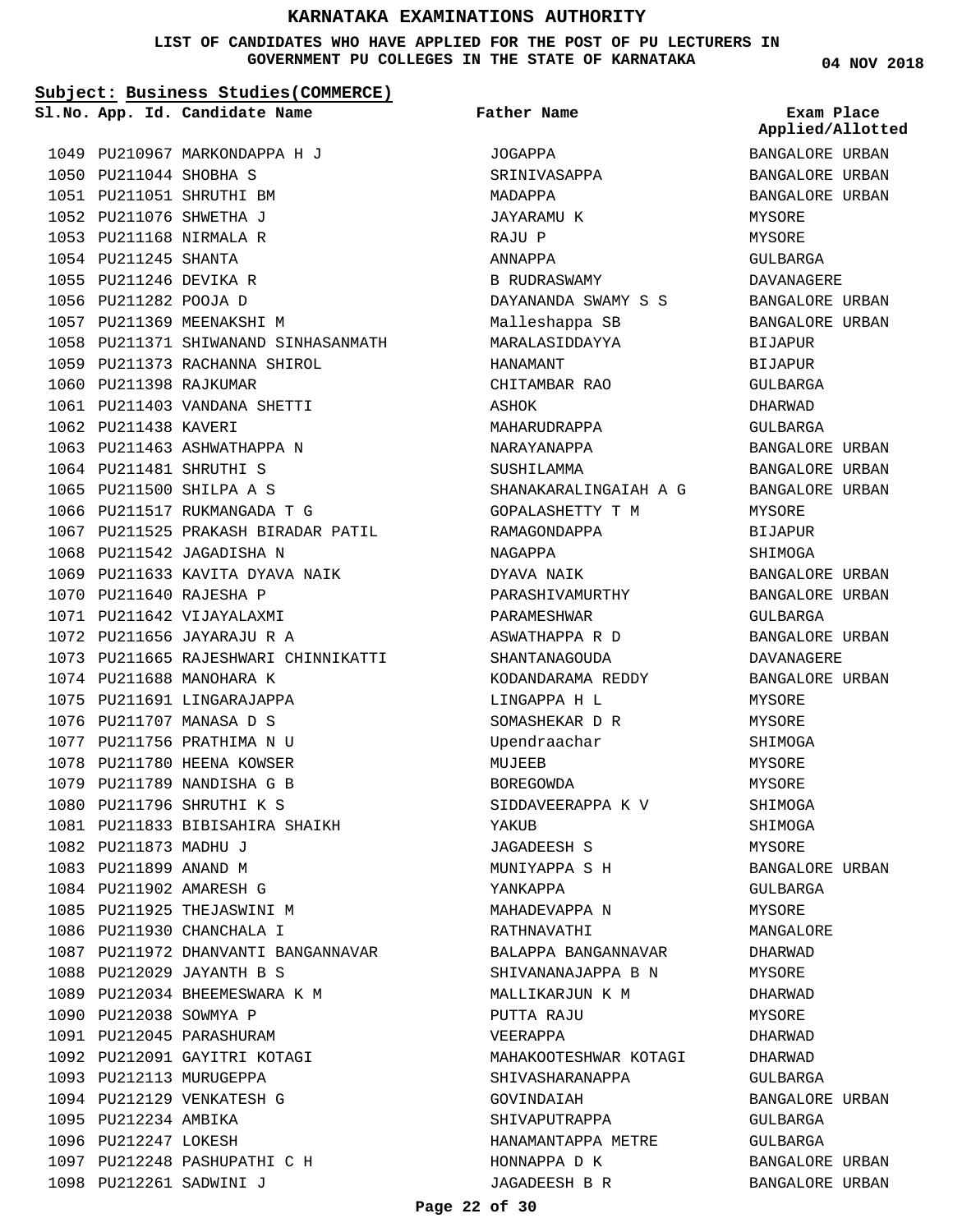# KARNATAKA EXAMINATIONS AUTHORITY

**LIST OF CANDIDATES WHO HAVE APPLIED FOR THE POST OF PU LECTURERS IN GOVERNMENT PU COLLEGES IN THE STATE OF KARNATAKA**

**04 NOV 2018**

**Subject: Business Studies(COMMERCE)**

| Sl.No. | App. Id. | Candidate Name | Father Name | Exam Place Applied/Allotted |
|---|---|---|---|---|
| 1049 | PU210967 | MARKONDAPPA H J | JOGAPPA | BANGALORE URBAN |
| 1050 | PU211044 | SHOBHA S | SRINIVASAPPA | BANGALORE URBAN |
| 1051 | PU211051 | SHRUTHI BM | MADAPPA | BANGALORE URBAN |
| 1052 | PU211076 | SHWETHA J | JAYARAMU K | MYSORE |
| 1053 | PU211168 | NIRMALA R | RAJU P | MYSORE |
| 1054 | PU211245 | SHANTA | ANNAPPA | GULBARGA |
| 1055 | PU211246 | DEVIKA R | B RUDRASWAMY | DAVANAGERE |
| 1056 | PU211282 | POOJA D | DAYANANDA SWAMY S S | BANGALORE URBAN |
| 1057 | PU211369 | MEENAKSHI M | Malleshappa SB | BANGALORE URBAN |
| 1058 | PU211371 | SHIWANAND SINHASANMATH | MARALASIDDAYYA | BIJAPUR |
| 1059 | PU211373 | RACHANNA SHIROL | HANAMANT | BIJAPUR |
| 1060 | PU211398 | RAJKUMAR | CHITAMBAR RAO | GULBARGA |
| 1061 | PU211403 | VANDANA SHETTI | ASHOK | DHARWAD |
| 1062 | PU211438 | KAVERI | MAHARUDRAPPA | GULBARGA |
| 1063 | PU211463 | ASHWATHAPPA N | NARAYANAPPA | BANGALORE URBAN |
| 1064 | PU211481 | SHRUTHI S | SUSHILAMMA | BANGALORE URBAN |
| 1065 | PU211500 | SHILPA A S | SHANAKARALINGAIAH A G | BANGALORE URBAN |
| 1066 | PU211517 | RUKMANGADA T G | GOPALASHETTY T M | MYSORE |
| 1067 | PU211525 | PRAKASH BIRADAR PATIL | RAMAGONDAPPA | BIJAPUR |
| 1068 | PU211542 | JAGADISHA N | NAGAPPA | SHIMOGA |
| 1069 | PU211633 | KAVITA DYAVA NAIK | DYAVA NAIK | BANGALORE URBAN |
| 1070 | PU211640 | RAJESHA P | PARASHIVAMURTHY | BANGALORE URBAN |
| 1071 | PU211642 | VIJAYALAXMI | PARAMESHWAR | GULBARGA |
| 1072 | PU211656 | JAYARAJU R A | ASWATHAPPA R D | BANGALORE URBAN |
| 1073 | PU211665 | RAJESHWARI CHINNIKATTI | SHANTANAGOUDA | DAVANAGERE |
| 1074 | PU211688 | MANOHARA K | KODANDARAMA REDDY | BANGALORE URBAN |
| 1075 | PU211691 | LINGARAJAPPA | LINGAPPA H L | MYSORE |
| 1076 | PU211707 | MANASA D S | SOMASHEKAR D R | MYSORE |
| 1077 | PU211756 | PRATHIMA N U | Upendraachar | SHIMOGA |
| 1078 | PU211780 | HEENA KOWSER | MUJEEB | MYSORE |
| 1079 | PU211789 | NANDISHA G B | BOREGOWDA | MYSORE |
| 1080 | PU211796 | SHRUTHI K S | SIDDAVEERAPPA K V | SHIMOGA |
| 1081 | PU211833 | BIBISAHIRA SHAIKH | YAKUB | SHIMOGA |
| 1082 | PU211873 | MADHU J | JAGADEESH S | MYSORE |
| 1083 | PU211899 | ANAND M | MUNIYAPPA S H | BANGALORE URBAN |
| 1084 | PU211902 | AMARESH G | YANKAPPA | GULBARGA |
| 1085 | PU211925 | THEJASWINI M | MAHADEVAPPA N | MYSORE |
| 1086 | PU211930 | CHANCHALA I | RATHNAVATHI | MANGALORE |
| 1087 | PU211972 | DHANVANTI BANGANNAVAR | BALAPPA BANGANNAVAR | DHARWAD |
| 1088 | PU212029 | JAYANTH B S | SHIVANANAJAPPA B N | MYSORE |
| 1089 | PU212034 | BHEEMESWARA K M | MALLIKARJUN K M | DHARWAD |
| 1090 | PU212038 | SOWMYA P | PUTTA RAJU | MYSORE |
| 1091 | PU212045 | PARASHURAM | VEERAPPA | DHARWAD |
| 1092 | PU212091 | GAYITRI KOTAGI | MAHAKOOTESHWAR KOTAGI | DHARWAD |
| 1093 | PU212113 | MURUGEPPA | SHIVASHARANAPPA | GULBARGA |
| 1094 | PU212129 | VENKATESH G | GOVINDAIAH | BANGALORE URBAN |
| 1095 | PU212234 | AMBIKA | SHIVAPUTRAPPA | GULBARGA |
| 1096 | PU212247 | LOKESH | HANAMANTAPPA METRE | GULBARGA |
| 1097 | PU212248 | PASHUPATHI C H | HONNAPPA D K | BANGALORE URBAN |
| 1098 | PU212261 | SADWINI J | JAGADEESH B R | BANGALORE URBAN |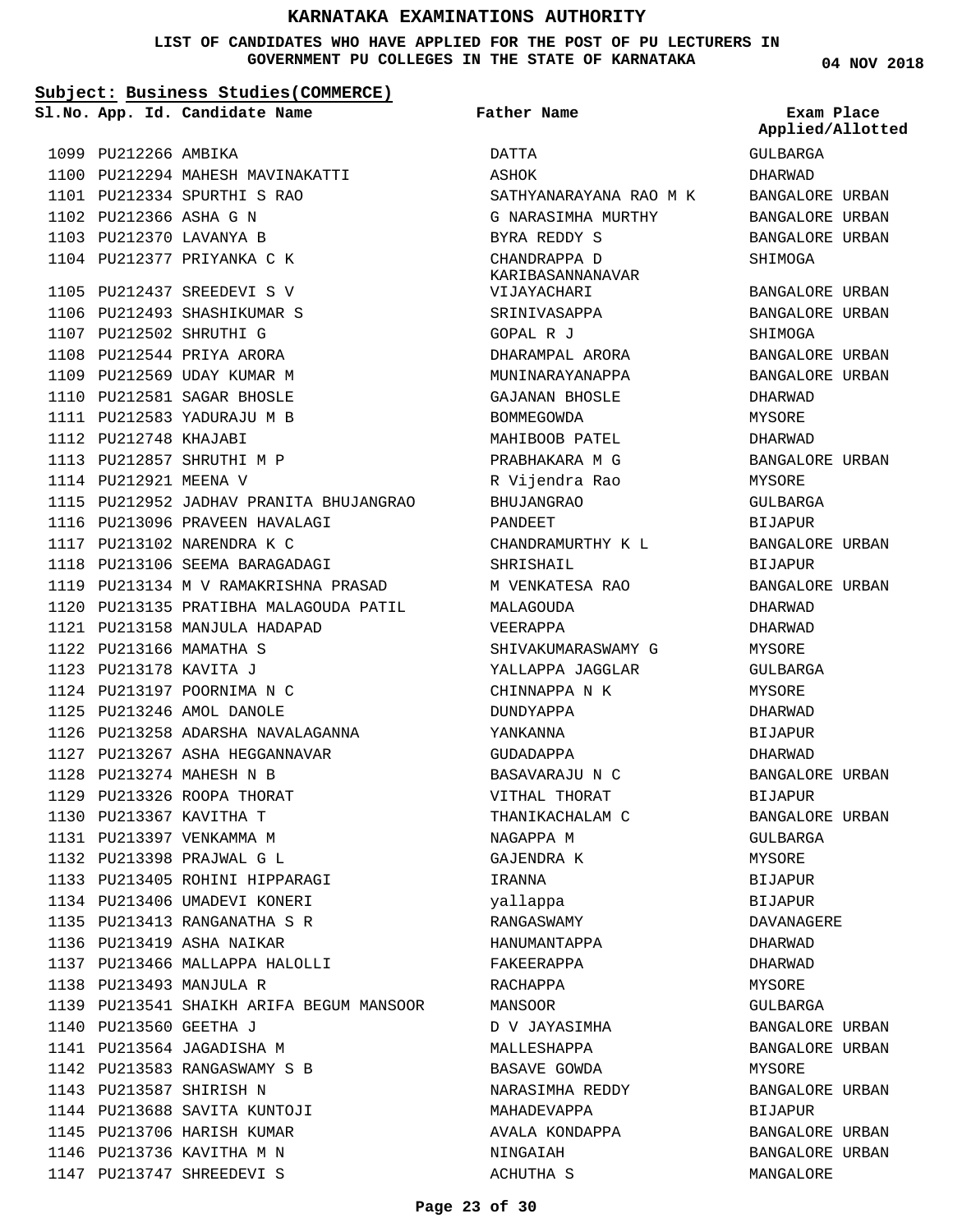# KARNATAKA EXAMINATIONS AUTHORITY

**LIST OF CANDIDATES WHO HAVE APPLIED FOR THE POST OF PU LECTURERS IN GOVERNMENT PU COLLEGES IN THE STATE OF KARNATAKA**

04 NOV 2018

**Subject: Business Studies(COMMERCE)**

| Sl.No. | App. Id. | Candidate Name | Father Name | Exam Place Applied/Allotted |
|---|---|---|---|---|
| 1099 | PU212266 | AMBIKA | DATTA | GULBARGA |
| 1100 | PU212294 | MAHESH MAVINAKATTI | ASHOK | DHARWAD |
| 1101 | PU212334 | SPURTHI S RAO | SATHYANARAYANA RAO M K | BANGALORE URBAN |
| 1102 | PU212366 | ASHA G N | G NARASIMHA MURTHY | BANGALORE URBAN |
| 1103 | PU212370 | LAVANYA B | BYRA REDDY S | BANGALORE URBAN |
| 1104 | PU212377 | PRIYANKA C K | CHANDRAPPA D KARIBASANNANAVAR | SHIMOGA |
| 1105 | PU212437 | SREEDEVI S V | VIJAYACHARI | BANGALORE URBAN |
| 1106 | PU212493 | SHASHIKUMAR S | SRINIVASAPPA | BANGALORE URBAN |
| 1107 | PU212502 | SHRUTHI G | GOPAL R J | SHIMOGA |
| 1108 | PU212544 | PRIYA ARORA | DHARAMPAL ARORA | BANGALORE URBAN |
| 1109 | PU212569 | UDAY KUMAR M | MUNINARAYANAPPA | BANGALORE URBAN |
| 1110 | PU212581 | SAGAR BHOSLE | GAJANAN BHOSLE | DHARWAD |
| 1111 | PU212583 | YADURAJU M B | BOMMEGOWDA | MYSORE |
| 1112 | PU212748 | KHAJABI | MAHIBOOB PATEL | DHARWAD |
| 1113 | PU212857 | SHRUTHI M P | PRABHAKARA M G | BANGALORE URBAN |
| 1114 | PU212921 | MEENA V | R Vijendra Rao | MYSORE |
| 1115 | PU212952 | JADHAV PRANITA BHUJANGRAO | BHUJANGRAO | GULBARGA |
| 1116 | PU213096 | PRAVEEN HAVALAGI | PANDEET | BIJAPUR |
| 1117 | PU213102 | NARENDRA K C | CHANDRAMURTHY K L | BANGALORE URBAN |
| 1118 | PU213106 | SEEMA BARAGADAGI | SHRISHAIL | BIJAPUR |
| 1119 | PU213134 | M V RAMAKRISHNA PRASAD | M VENKATESA RAO | BANGALORE URBAN |
| 1120 | PU213135 | PRATIBHA MALAGOUDA PATIL | MALAGOUDA | DHARWAD |
| 1121 | PU213158 | MANJULA HADAPAD | VEERAPPA | DHARWAD |
| 1122 | PU213166 | MAMATHA S | SHIVAKUMARASWAMY G | MYSORE |
| 1123 | PU213178 | KAVITA J | YALLAPPA JAGGLAR | GULBARGA |
| 1124 | PU213197 | POORNIMA N C | CHINNAPPA N K | MYSORE |
| 1125 | PU213246 | AMOL DANOLE | DUNDYAPPA | DHARWAD |
| 1126 | PU213258 | ADARSHA NAVALAGANNA | YANKANNA | BIJAPUR |
| 1127 | PU213267 | ASHA HEGGANNAVAR | GUDADAPPA | DHARWAD |
| 1128 | PU213274 | MAHESH N B | BASAVARAJU N C | BANGALORE URBAN |
| 1129 | PU213326 | ROOPA THORAT | VITHAL THORAT | BIJAPUR |
| 1130 | PU213367 | KAVITHA T | THANIKACHALAM C | BANGALORE URBAN |
| 1131 | PU213397 | VENKAMMA M | NAGAPPA M | GULBARGA |
| 1132 | PU213398 | PRAJWAL G L | GAJENDRA K | MYSORE |
| 1133 | PU213405 | ROHINI HIPPARAGI | IRANNA | BIJAPUR |
| 1134 | PU213406 | UMADEVI KONERI | yallappa | BIJAPUR |
| 1135 | PU213413 | RANGANATHA S R | RANGASWAMY | DAVANAGERE |
| 1136 | PU213419 | ASHA NAIKAR | HANUMANTAPPA | DHARWAD |
| 1137 | PU213466 | MALLAPPA HALOLLI | FAKEERAPPA | DHARWAD |
| 1138 | PU213493 | MANJULA R | RACHAPPA | MYSORE |
| 1139 | PU213541 | SHAIKH ARIFA BEGUM MANSOOR | MANSOOR | GULBARGA |
| 1140 | PU213560 | GEETHA J | D V JAYASIMHA | BANGALORE URBAN |
| 1141 | PU213564 | JAGADISHA M | MALLESHAPPA | BANGALORE URBAN |
| 1142 | PU213583 | RANGASWAMY S B | BASAVE GOWDA | MYSORE |
| 1143 | PU213587 | SHIRISH N | NARASIMHA REDDY | BANGALORE URBAN |
| 1144 | PU213688 | SAVITA KUNTOJI | MAHADEVAPPA | BIJAPUR |
| 1145 | PU213706 | HARISH KUMAR | AVALA KONDAPPA | BANGALORE URBAN |
| 1146 | PU213736 | KAVITHA M N | NINGAIAH | BANGALORE URBAN |
| 1147 | PU213747 | SHREEDEVI S | ACHUTHA S | MANGALORE |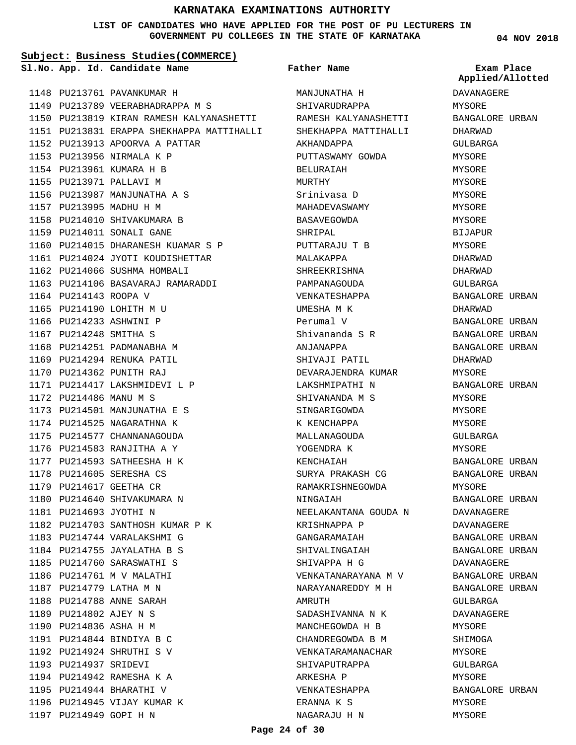# KARNATAKA EXAMINATIONS AUTHORITY

**LIST OF CANDIDATES WHO HAVE APPLIED FOR THE POST OF PU LECTURERS IN GOVERNMENT PU COLLEGES IN THE STATE OF KARNATAKA**

**04 NOV 2018**

**Subject: Business Studies(COMMERCE)**

| Sl.No. | App. Id. | Candidate Name | Father Name | Exam Place Applied/Allotted |
|---|---|---|---|---|
| 1148 | PU213761 | PAVANKUMAR H | MANJUNATHA H | DAVANAGERE |
| 1149 | PU213789 | VEERABHADRAPPA M S | SHIVARUDRAPPA | MYSORE |
| 1150 | PU213819 | KIRAN RAMESH KALYANASHETTI | RAMESH KALYANASHETTI | BANGALORE URBAN |
| 1151 | PU213831 | ERAPPA SHEKHAPPA MATTIHALLI | SHEKHAPPA MATTIHALLI | DHARWAD |
| 1152 | PU213913 | APOORVA A PATTAR | AKHANDAPPA | GULBARGA |
| 1153 | PU213956 | NIRMALA K P | PUTTASWAMY GOWDA | MYSORE |
| 1154 | PU213961 | KUMARA H B | BELURAIAH | MYSORE |
| 1155 | PU213971 | PALLAVI M | MURTHY | MYSORE |
| 1156 | PU213987 | MANJUNATHA A S | Srinivasa D | MYSORE |
| 1157 | PU213995 | MADHU H M | MAHADEVASWAMY | MYSORE |
| 1158 | PU214010 | SHIVAKUMARA B | BASAVEGOWDA | MYSORE |
| 1159 | PU214011 | SONALI GANE | SHRIPAL | BIJAPUR |
| 1160 | PU214015 | DHARANESH KUAMAR S P | PUTTARAJU T B | MYSORE |
| 1161 | PU214024 | JYOTI KOUDISHETTAR | MALAKAPPA | DHARWAD |
| 1162 | PU214066 | SUSHMA HOMBALI | SHREEKRISHNA | DHARWAD |
| 1163 | PU214106 | BASAVARAJ RAMARADDI | PAMPANAGOUDA | GULBARGA |
| 1164 | PU214143 | ROOPA V | VENKATESHAPPA | BANGALORE URBAN |
| 1165 | PU214190 | LOHITH M U | UMESHA M K | DHARWAD |
| 1166 | PU214233 | ASHWINI P | Perumal V | BANGALORE URBAN |
| 1167 | PU214248 | SMITHA S | Shivananda S R | BANGALORE URBAN |
| 1168 | PU214251 | PADMANABHA M | ANJANAPPA | BANGALORE URBAN |
| 1169 | PU214294 | RENUKA PATIL | SHIVAJI PATIL | DHARWAD |
| 1170 | PU214362 | PUNITH RAJ | DEVARAJENDRA KUMAR | MYSORE |
| 1171 | PU214417 | LAKSHMIDEVI L P | LAKSHMIPATHI N | BANGALORE URBAN |
| 1172 | PU214486 | MANU M S | SHIVANANDA M S | MYSORE |
| 1173 | PU214501 | MANJUNATHA E S | SINGARIGOWDA | MYSORE |
| 1174 | PU214525 | NAGARATHNA K | K KENCHAPPA | MYSORE |
| 1175 | PU214577 | CHANNANAGOUDA | MALLANAGOUDA | GULBARGA |
| 1176 | PU214583 | RANJITHA A Y | YOGENDRA K | MYSORE |
| 1177 | PU214593 | SATHEESHA H K | KENCHAIAH | BANGALORE URBAN |
| 1178 | PU214605 | SERESHA CS | SURYA PRAKASH CG | BANGALORE URBAN |
| 1179 | PU214617 | GEETHA CR | RAMAKRISHNEGOWDA | MYSORE |
| 1180 | PU214640 | SHIVAKUMARA N | NINGAIAH | BANGALORE URBAN |
| 1181 | PU214693 | JYOTHI N | NEELAKANTANA GOUDA N | DAVANAGERE |
| 1182 | PU214703 | SANTHOSH KUMAR P K | KRISHNAPPA P | DAVANAGERE |
| 1183 | PU214744 | VARALAKSHMI G | GANGARAMAIAH | BANGALORE URBAN |
| 1184 | PU214755 | JAYALATHA B S | SHIVALINGAIAH | BANGALORE URBAN |
| 1185 | PU214760 | SARASWATHI S | SHIVAPPA H G | DAVANAGERE |
| 1186 | PU214761 | M V MALATHI | VENKATANARAYANA M V | BANGALORE URBAN |
| 1187 | PU214779 | LATHA M N | NARAYANAREDDY M H | BANGALORE URBAN |
| 1188 | PU214788 | ANNE SARAH | AMRUTH | GULBARGA |
| 1189 | PU214802 | AJEY N S | SADASHIVANNA N K | DAVANAGERE |
| 1190 | PU214836 | ASHA H M | MANCHEGOWDA H B | MYSORE |
| 1191 | PU214844 | BINDIYA B C | CHANDREGOWDA B M | SHIMOGA |
| 1192 | PU214924 | SHRUTHI S V | VENKATARAMANACHAR | MYSORE |
| 1193 | PU214937 | SRIDEVI | SHIVAPUTRAPPA | GULBARGA |
| 1194 | PU214942 | RAMESHA K A | ARKESHA P | MYSORE |
| 1195 | PU214944 | BHARATHI V | VENKATESHAPPA | BANGALORE URBAN |
| 1196 | PU214945 | VIJAY KUMAR K | ERANNA K S | MYSORE |
| 1197 | PU214949 | GOPI H N | NAGARAJU H N | MYSORE |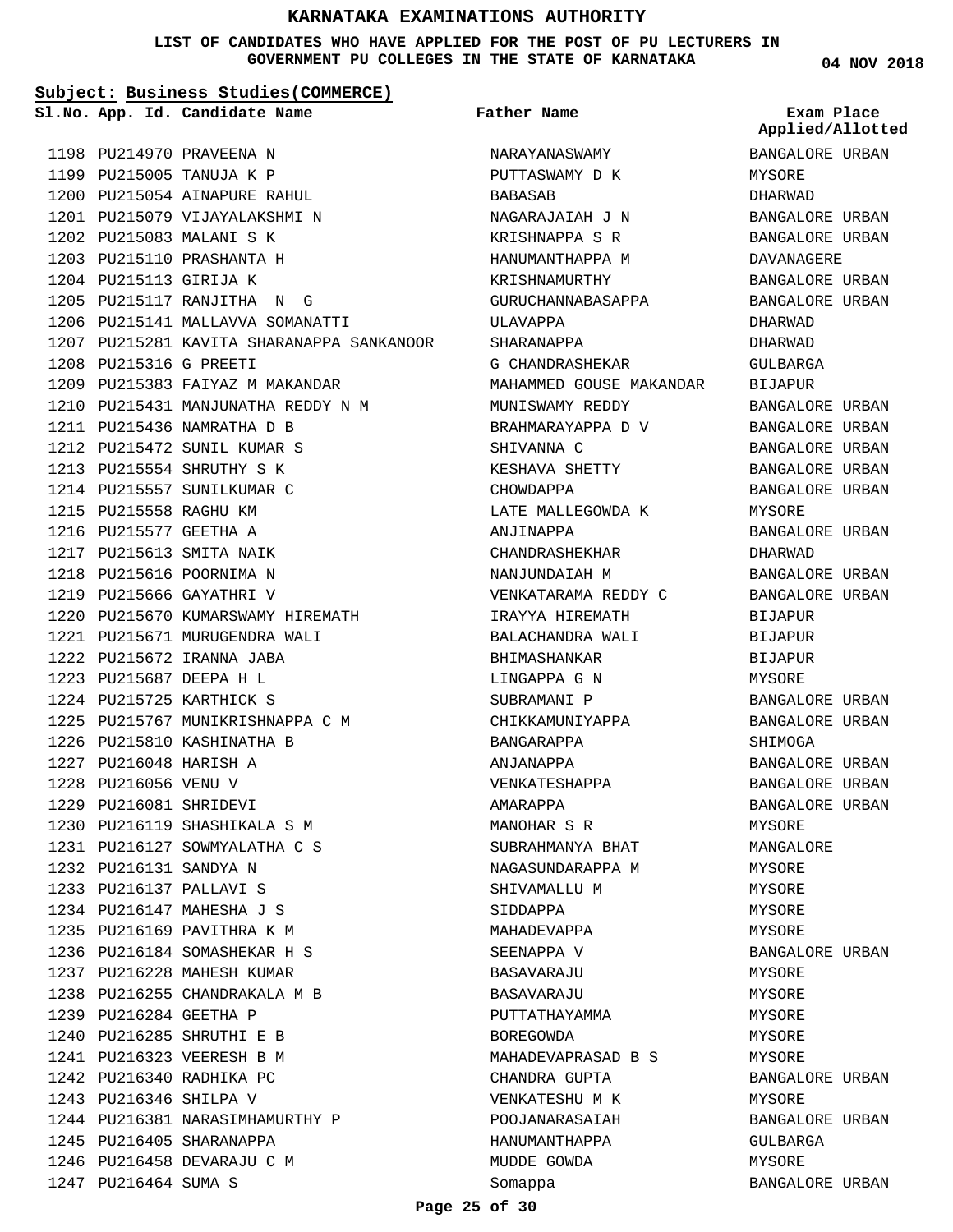# KARNATAKA EXAMINATIONS AUTHORITY

**LIST OF CANDIDATES WHO HAVE APPLIED FOR THE POST OF PU LECTURERS IN GOVERNMENT PU COLLEGES IN THE STATE OF KARNATAKA**

**04 NOV 2018**

**Subject: Business Studies(COMMERCE)**

| Sl.No. | App. Id. | Candidate Name | Father Name | Exam Place Applied/Allotted |
|---|---|---|---|---|
| 1198 | PU214970 | PRAVEENA N | NARAYANASWAMY | BANGALORE URBAN |
| 1199 | PU215005 | TANUJA K P | PUTTASWAMY D K | MYSORE |
| 1200 | PU215054 | AINAPURE RAHUL | BABASAB | DHARWAD |
| 1201 | PU215079 | VIJAYALAKSHMI N | NAGARAJAIAH J N | BANGALORE URBAN |
| 1202 | PU215083 | MALANI S K | KRISHNAPPA S R | BANGALORE URBAN |
| 1203 | PU215110 | PRASHANTA H | HANUMANTHAPPA M | DAVANAGERE |
| 1204 | PU215113 | GIRIJA K | KRISHNAMURTHY | BANGALORE URBAN |
| 1205 | PU215117 | RANJITHA N G | GURUCHANNABASAPPA | BANGALORE URBAN |
| 1206 | PU215141 | MALLAVVA SOMANATTI | ULAVAPPA | DHARWAD |
| 1207 | PU215281 | KAVITA SHARANAPPA SANKANOOR | SHARANAPPA | DHARWAD |
| 1208 | PU215316 | G PREETI | G CHANDRASHEKAR | GULBARGA |
| 1209 | PU215383 | FAIYAZ M MAKANDAR | MAHAMMED GOUSE MAKANDAR | BIJAPUR |
| 1210 | PU215431 | MANJUNATHA REDDY N M | MUNISWAMY REDDY | BANGALORE URBAN |
| 1211 | PU215436 | NAMRATHA D B | BRAHMARAYAPPA D V | BANGALORE URBAN |
| 1212 | PU215472 | SUNIL KUMAR S | SHIVANNA C | BANGALORE URBAN |
| 1213 | PU215554 | SHRUTHY S K | KESHAVA SHETTY | BANGALORE URBAN |
| 1214 | PU215557 | SUNILKUMAR C | CHOWDAPPA | BANGALORE URBAN |
| 1215 | PU215558 | RAGHU KM | LATE MALLEGOWDA K | MYSORE |
| 1216 | PU215577 | GEETHA A | ANJINAPPA | BANGALORE URBAN |
| 1217 | PU215613 | SMITA NAIK | CHANDRASHEKHAR | DHARWAD |
| 1218 | PU215616 | POORNIMA N | NANJUNDAIAH M | BANGALORE URBAN |
| 1219 | PU215666 | GAYATHRI V | VENKATARAMA REDDY C | BANGALORE URBAN |
| 1220 | PU215670 | KUMARSWAMY HIREMATH | IRAYYA HIREMATH | BIJAPUR |
| 1221 | PU215671 | MURUGENDRA WALI | BALACHANDRA WALI | BIJAPUR |
| 1222 | PU215672 | IRANNA JABA | BHIMASHANKAR | BIJAPUR |
| 1223 | PU215687 | DEEPA H L | LINGAPPA G N | MYSORE |
| 1224 | PU215725 | KARTHICK S | SUBRAMANI P | BANGALORE URBAN |
| 1225 | PU215767 | MUNIKRISHNAPPA C M | CHIKKAMUNIYAPPA | BANGALORE URBAN |
| 1226 | PU215810 | KASHINATHA B | BANGARAPPA | SHIMOGA |
| 1227 | PU216048 | HARISH A | ANJANAPPA | BANGALORE URBAN |
| 1228 | PU216056 | VENU V | VENKATESHAPPA | BANGALORE URBAN |
| 1229 | PU216081 | SHRIDEVI | AMARAPPA | BANGALORE URBAN |
| 1230 | PU216119 | SHASHIKALA S M | MANOHAR S R | MYSORE |
| 1231 | PU216127 | SOWMYALATHA C S | SUBRAHMANYA BHAT | MANGALORE |
| 1232 | PU216131 | SANDYA N | NAGASUNDARAPPA M | MYSORE |
| 1233 | PU216137 | PALLAVI S | SHIVAMALLU M | MYSORE |
| 1234 | PU216147 | MAHESHA J S | SIDDAPPA | MYSORE |
| 1235 | PU216169 | PAVITHRA K M | MAHADEVAPPA | MYSORE |
| 1236 | PU216184 | SOMASHEKAR H S | SEENAPPA V | BANGALORE URBAN |
| 1237 | PU216228 | MAHESH KUMAR | BASAVARAJU | MYSORE |
| 1238 | PU216255 | CHANDRAKALA M B | BASAVARAJU | MYSORE |
| 1239 | PU216284 | GEETHA P | PUTTATHAYAMMA | MYSORE |
| 1240 | PU216285 | SHRUTHI E B | BOREGOWDA | MYSORE |
| 1241 | PU216323 | VEERESH B M | MAHADEVAPRASAD B S | MYSORE |
| 1242 | PU216340 | RADHIKA PC | CHANDRA GUPTA | BANGALORE URBAN |
| 1243 | PU216346 | SHILPA V | VENKATESHU M K | MYSORE |
| 1244 | PU216381 | NARASIMHAMURTHY P | POOJANARASAIAH | BANGALORE URBAN |
| 1245 | PU216405 | SHARANAPPA | HANUMANTHAPPA | GULBARGA |
| 1246 | PU216458 | DEVARAJU C M | MUDDE GOWDA | MYSORE |
| 1247 | PU216464 | SUMA S | Somappa | BANGALORE URBAN |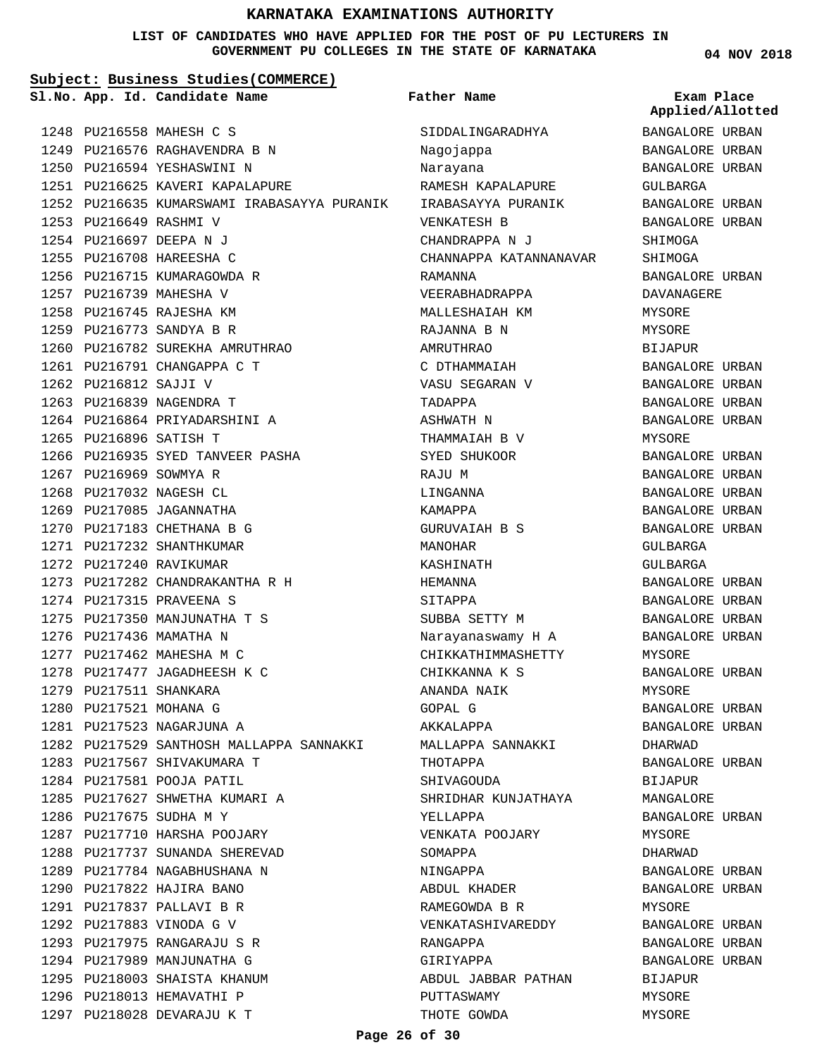# KARNATAKA EXAMINATIONS AUTHORITY

**LIST OF CANDIDATES WHO HAVE APPLIED FOR THE POST OF PU LECTURERS IN GOVERNMENT PU COLLEGES IN THE STATE OF KARNATAKA**

**04 NOV 2018**

**Subject: Business Studies(COMMERCE)**

| Sl.No. | App. Id. | Candidate Name | Father Name | Exam Place Applied/Allotted |
|---|---|---|---|---|
| 1248 | PU216558 | MAHESH C S | SIDDALINGARADHYA | BANGALORE URBAN |
| 1249 | PU216576 | RAGHAVENDRA B N | Nagojappa | BANGALORE URBAN |
| 1250 | PU216594 | YESHASWINI N | Narayana | BANGALORE URBAN |
| 1251 | PU216625 | KAVERI KAPALAPURE | RAMESH KAPALAPURE | GULBARGA |
| 1252 | PU216635 | KUMARSWAMI IRABASAYYA PURANIK | IRABASAYYA PURANIK | BANGALORE URBAN |
| 1253 | PU216649 | RASHMI V | VENKATESH B | BANGALORE URBAN |
| 1254 | PU216697 | DEEPA N J | CHANDRAPPA N J | SHIMOGA |
| 1255 | PU216708 | HAREESHA C | CHANNAPPA KATANNANAVAR | SHIMOGA |
| 1256 | PU216715 | KUMARAGOWDA R | RAMANNA | BANGALORE URBAN |
| 1257 | PU216739 | MAHESHA V | VEERABHADRAPPA | DAVANAGERE |
| 1258 | PU216745 | RAJESHA KM | MALLESHAIAH KM | MYSORE |
| 1259 | PU216773 | SANDYA B R | RAJANNA B N | MYSORE |
| 1260 | PU216782 | SUREKHA AMRUTHRAO | AMRUTHRAO | BIJAPUR |
| 1261 | PU216791 | CHANGAPPA C T | C DTHAMMAIAH | BANGALORE URBAN |
| 1262 | PU216812 | SAJJI V | VASU SEGARAN V | BANGALORE URBAN |
| 1263 | PU216839 | NAGENDRA T | TADAPPA | BANGALORE URBAN |
| 1264 | PU216864 | PRIYADARSHINI A | ASHWATH N | BANGALORE URBAN |
| 1265 | PU216896 | SATISH T | THAMMAIAH B V | MYSORE |
| 1266 | PU216935 | SYED TANVEER PASHA | SYED SHUKOOR | BANGALORE URBAN |
| 1267 | PU216969 | SOWMYA R | RAJU M | BANGALORE URBAN |
| 1268 | PU217032 | NAGESH CL | LINGANNA | BANGALORE URBAN |
| 1269 | PU217085 | JAGANNATHA | KAMAPPA | BANGALORE URBAN |
| 1270 | PU217183 | CHETHANA B G | GURUVAIAH B S | BANGALORE URBAN |
| 1271 | PU217232 | SHANTHKUMAR | MANOHAR | GULBARGA |
| 1272 | PU217240 | RAVIKUMAR | KASHINATH | GULBARGA |
| 1273 | PU217282 | CHANDRAKANTHA R H | HEMANNA | BANGALORE URBAN |
| 1274 | PU217315 | PRAVEENA S | SITAPPA | BANGALORE URBAN |
| 1275 | PU217350 | MANJUNATHA T S | SUBBA SETTY M | BANGALORE URBAN |
| 1276 | PU217436 | MAMATHA N | Narayanaswamy H A | BANGALORE URBAN |
| 1277 | PU217462 | MAHESHA M C | CHIKKATHIMMASHETTY | MYSORE |
| 1278 | PU217477 | JAGADHEESH K C | CHIKKANNA K S | BANGALORE URBAN |
| 1279 | PU217511 | SHANKARA | ANANDA NAIK | MYSORE |
| 1280 | PU217521 | MOHANA G | GOPAL G | BANGALORE URBAN |
| 1281 | PU217523 | NAGARJUNA A | AKKALAPPA | BANGALORE URBAN |
| 1282 | PU217529 | SANTHOSH MALLAPPA SANNAKKI | MALLAPPA SANNAKKI | DHARWAD |
| 1283 | PU217567 | SHIVAKUMARA T | THOTAPPA | BANGALORE URBAN |
| 1284 | PU217581 | POOJA PATIL | SHIVAGOUDA | BIJAPUR |
| 1285 | PU217627 | SHWETHA KUMARI A | SHRIDHAR KUNJATHAYA | MANGALORE |
| 1286 | PU217675 | SUDHA M Y | YELLAPPA | BANGALORE URBAN |
| 1287 | PU217710 | HARSHA POOJARY | VENKATA POOJARY | MYSORE |
| 1288 | PU217737 | SUNANDA SHEREVAD | SOMAPPA | DHARWAD |
| 1289 | PU217784 | NAGABHUSHANA N | NINGAPPA | BANGALORE URBAN |
| 1290 | PU217822 | HAJIRA BANO | ABDUL KHADER | BANGALORE URBAN |
| 1291 | PU217837 | PALLAVI B R | RAMEGOWDA B R | MYSORE |
| 1292 | PU217883 | VINODA G V | VENKATASHIVAREDDY | BANGALORE URBAN |
| 1293 | PU217975 | RANGARAJU S R | RANGAPPA | BANGALORE URBAN |
| 1294 | PU217989 | MANJUNATHA G | GIRIYAPPA | BANGALORE URBAN |
| 1295 | PU218003 | SHAISTA KHANUM | ABDUL JABBAR PATHAN | BIJAPUR |
| 1296 | PU218013 | HEMAVATHI P | PUTTASWAMY | MYSORE |
| 1297 | PU218028 | DEVARAJU K T | THOTE GOWDA | MYSORE |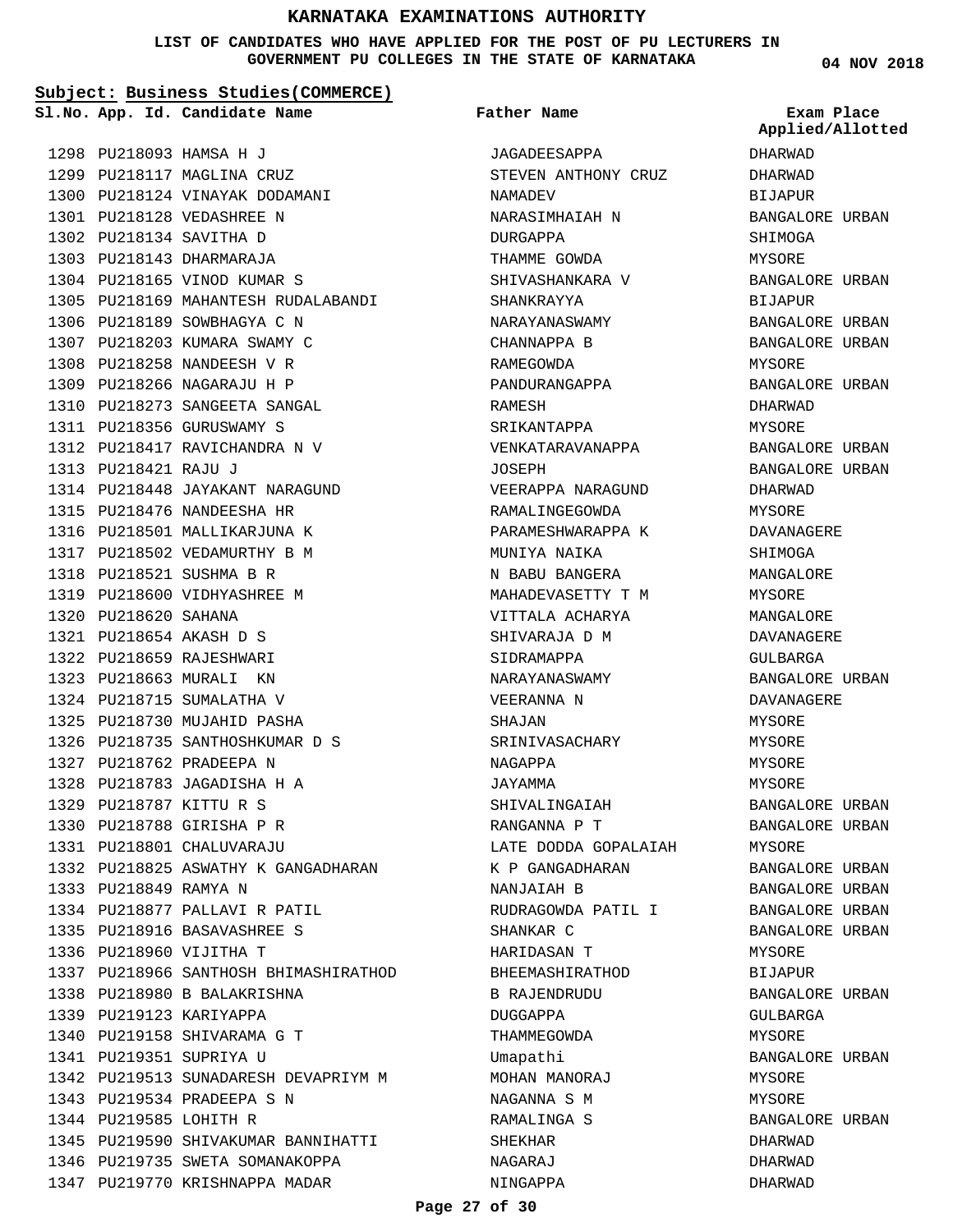# KARNATAKA EXAMINATIONS AUTHORITY

**LIST OF CANDIDATES WHO HAVE APPLIED FOR THE POST OF PU LECTURERS IN GOVERNMENT PU COLLEGES IN THE STATE OF KARNATAKA**

**04 NOV 2018**

**Subject: Business Studies(COMMERCE)**

| Sl.No. | App. Id. | Candidate Name | Father Name | Exam Place Applied/Allotted |
|---|---|---|---|---|
| 1298 | PU218093 | HAMSA H J | JAGADEESAPPA | DHARWAD |
| 1299 | PU218117 | MAGLINA CRUZ | STEVEN ANTHONY CRUZ | DHARWAD |
| 1300 | PU218124 | VINAYAK DODAMANI | NAMADEV | BIJAPUR |
| 1301 | PU218128 | VEDASHREE N | NARASIMHAIAH N | BANGALORE URBAN |
| 1302 | PU218134 | SAVITHA D | DURGAPPA | SHIMOGA |
| 1303 | PU218143 | DHARMARAJA | THAMME GOWDA | MYSORE |
| 1304 | PU218165 | VINOD KUMAR S | SHIVASHANKARA V | BANGALORE URBAN |
| 1305 | PU218169 | MAHANTESH RUDALABANDI | SHANKRAYYA | BIJAPUR |
| 1306 | PU218189 | SOWBHAGYA C N | NARAYANASWAMY | BANGALORE URBAN |
| 1307 | PU218203 | KUMARA SWAMY C | CHANNAPPA B | BANGALORE URBAN |
| 1308 | PU218258 | NANDEESH V R | RAMEGOWDA | MYSORE |
| 1309 | PU218266 | NAGARAJU H P | PANDURANGAPPA | BANGALORE URBAN |
| 1310 | PU218273 | SANGEETA SANGAL | RAMESH | DHARWAD |
| 1311 | PU218356 | GURUSWAMY S | SRIKANTAPPA | MYSORE |
| 1312 | PU218417 | RAVICHANDRA N V | VENKATARAVANAPPA | BANGALORE URBAN |
| 1313 | PU218421 | RAJU J | JOSEPH | BANGALORE URBAN |
| 1314 | PU218448 | JAYAKANT NARAGUND | VEERAPPA NARAGUND | DHARWAD |
| 1315 | PU218476 | NANDEESHA HR | RAMALINGEGOWDA | MYSORE |
| 1316 | PU218501 | MALLIKARJUNA K | PARAMESHWARAPPA K | DAVANAGERE |
| 1317 | PU218502 | VEDAMURTHY B M | MUNIYA NAIKA | SHIMOGA |
| 1318 | PU218521 | SUSHMA B R | N BABU BANGERA | MANGALORE |
| 1319 | PU218600 | VIDHYASHREE M | MAHADEVASETTY T M | MYSORE |
| 1320 | PU218620 | SAHANA | VITTALA ACHARYA | MANGALORE |
| 1321 | PU218654 | AKASH D S | SHIVARAJA D M | DAVANAGERE |
| 1322 | PU218659 | RAJESHWARI | SIDRAMAPPA | GULBARGA |
| 1323 | PU218663 | MURALI KN | NARAYANASWAMY | BANGALORE URBAN |
| 1324 | PU218715 | SUMALATHA V | VEERANNA N | DAVANAGERE |
| 1325 | PU218730 | MUJAHID PASHA | SHAJAN | MYSORE |
| 1326 | PU218735 | SANTHOSHKUMAR D S | SRINIVASACHARY | MYSORE |
| 1327 | PU218762 | PRADEEPA N | NAGAPPA | MYSORE |
| 1328 | PU218783 | JAGADISHA H A | JAYAMMA | MYSORE |
| 1329 | PU218787 | KITTU R S | SHIVALINGAIAH | BANGALORE URBAN |
| 1330 | PU218788 | GIRISHA P R | RANGANNA P T | BANGALORE URBAN |
| 1331 | PU218801 | CHALUVARAJU | LATE DODDA GOPALAIAH | MYSORE |
| 1332 | PU218825 | ASWATHY K GANGADHARAN | K P GANGADHARAN | BANGALORE URBAN |
| 1333 | PU218849 | RAMYA N | NANJAIAH B | BANGALORE URBAN |
| 1334 | PU218877 | PALLAVI R PATIL | RUDRAGOWDA PATIL I | BANGALORE URBAN |
| 1335 | PU218916 | BASAVASHREE S | SHANKAR C | BANGALORE URBAN |
| 1336 | PU218960 | VIJITHA T | HARIDASAN T | MYSORE |
| 1337 | PU218966 | SANTHOSH BHIMASHIRATHOD | BHEEMASHIRATHOD | BIJAPUR |
| 1338 | PU218980 | B BALAKRISHNA | B RAJENDRUDU | BANGALORE URBAN |
| 1339 | PU219123 | KARIYAPPA | DUGGAPPA | GULBARGA |
| 1340 | PU219158 | SHIVARAMA G T | THAMMEGOWDA | MYSORE |
| 1341 | PU219351 | SUPRIYA U | Umapathi | BANGALORE URBAN |
| 1342 | PU219513 | SUNADARESH DEVAPRIYM M | MOHAN MANORAJ | MYSORE |
| 1343 | PU219534 | PRADEEPA S N | NAGANNA S M | MYSORE |
| 1344 | PU219585 | LOHITH R | RAMALINGA S | BANGALORE URBAN |
| 1345 | PU219590 | SHIVAKUMAR BANNIHATTI | SHEKHAR | DHARWAD |
| 1346 | PU219735 | SWETA SOMANAKOPPA | NAGARAJ | DHARWAD |
| 1347 | PU219770 | KRISHNAPPA MADAR | NINGAPPA | DHARWAD |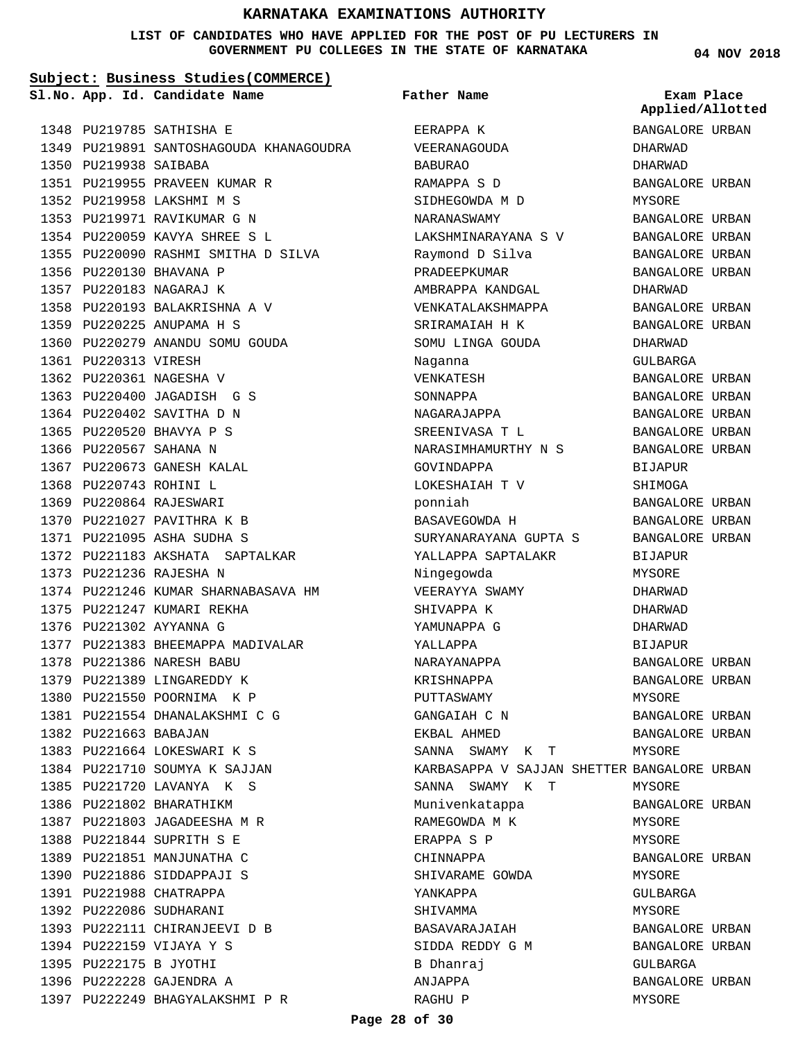# KARNATAKA EXAMINATIONS AUTHORITY

**LIST OF CANDIDATES WHO HAVE APPLIED FOR THE POST OF PU LECTURERS IN GOVERNMENT PU COLLEGES IN THE STATE OF KARNATAKA**

**04 NOV 2018**

**Subject: Business Studies(COMMERCE)**

| Sl.No. | App. Id. | Candidate Name | Father Name | Exam Place Applied/Allotted |
|---|---|---|---|---|
| 1348 | PU219785 | SATHISHA E | EERAPPA K | BANGALORE URBAN |
| 1349 | PU219891 | SANTOSHAGOUDA KHANAGOUDRA | VEERANAGOUDA | DHARWAD |
| 1350 | PU219938 | SAIBABA | BABURAO | DHARWAD |
| 1351 | PU219955 | PRAVEEN KUMAR R | RAMAPPA S D | BANGALORE URBAN |
| 1352 | PU219958 | LAKSHMI M S | SIDHEGOWDA M D | MYSORE |
| 1353 | PU219971 | RAVIKUMAR G N | NARANASWAMY | BANGALORE URBAN |
| 1354 | PU220059 | KAVYA SHREE S L | LAKSHMINARAYANA S V | BANGALORE URBAN |
| 1355 | PU220090 | RASHMI SMITHA D SILVA | Raymond D Silva | BANGALORE URBAN |
| 1356 | PU220130 | BHAVANA P | PRADEEPKUMAR | BANGALORE URBAN |
| 1357 | PU220183 | NAGARAJ K | AMBRAPPA KANDGAL | DHARWAD |
| 1358 | PU220193 | BALAKRISHNA A V | VENKATALAKSHMAPPA | BANGALORE URBAN |
| 1359 | PU220225 | ANUPAMA H S | SRIRAMAIAH H K | BANGALORE URBAN |
| 1360 | PU220279 | ANANDU SOMU GOUDA | SOMU LINGA GOUDA | DHARWAD |
| 1361 | PU220313 | VIRESH | Naganna | GULBARGA |
| 1362 | PU220361 | NAGESHA V | VENKATESH | BANGALORE URBAN |
| 1363 | PU220400 | JAGADISH G S | SONNAPPA | BANGALORE URBAN |
| 1364 | PU220402 | SAVITHA D N | NAGARAJAPPA | BANGALORE URBAN |
| 1365 | PU220520 | BHAVYA P S | SREENIVASA T L | BANGALORE URBAN |
| 1366 | PU220567 | SAHANA N | NARASIMHAMURTHY N S | BANGALORE URBAN |
| 1367 | PU220673 | GANESH KALAL | GOVINDAPPA | BIJAPUR |
| 1368 | PU220743 | ROHINI L | LOKESHAIAH T V | SHIMOGA |
| 1369 | PU220864 | RAJESWARI | ponniah | BANGALORE URBAN |
| 1370 | PU221027 | PAVITHRA K B | BASAVEGOWDA H | BANGALORE URBAN |
| 1371 | PU221095 | ASHA SUDHA S | SURYANARAYANA GUPTA S | BANGALORE URBAN |
| 1372 | PU221183 | AKSHATA SAPTALKAR | YALLAPPA SAPTALAKR | BIJAPUR |
| 1373 | PU221236 | RAJESHA N | Ningegowda | MYSORE |
| 1374 | PU221246 | KUMAR SHARNABASAVA HM | VEERAYYA SWAMY | DHARWAD |
| 1375 | PU221247 | KUMARI REKHA | SHIVAPPA K | DHARWAD |
| 1376 | PU221302 | AYYANNA G | YAMUNAPPA G | DHARWAD |
| 1377 | PU221383 | BHEEMAPPA MADIVALAR | YALLAPPA | BIJAPUR |
| 1378 | PU221386 | NARESH BABU | NARAYANAPPA | BANGALORE URBAN |
| 1379 | PU221389 | LINGAREDDY K | KRISHNAPPA | BANGALORE URBAN |
| 1380 | PU221550 | POORNIMA K P | PUTTASWAMY | MYSORE |
| 1381 | PU221554 | DHANALAKSHMI C G | GANGAIAH C N | BANGALORE URBAN |
| 1382 | PU221663 | BABAJAN | EKBAL AHMED | BANGALORE URBAN |
| 1383 | PU221664 | LOKESWARI K S | SANNA SWAMY K T | MYSORE |
| 1384 | PU221710 | SOUMYA K SAJJAN | KARBASAPPA V SAJJAN SHETTER | BANGALORE URBAN |
| 1385 | PU221720 | LAVANYA K S | SANNA SWAMY K T | MYSORE |
| 1386 | PU221802 | BHARATHIKM | Munivenkatappa | BANGALORE URBAN |
| 1387 | PU221803 | JAGADEESHA M R | RAMEGOWDA M K | MYSORE |
| 1388 | PU221844 | SUPRITH S E | ERAPPA S P | MYSORE |
| 1389 | PU221851 | MANJUNATHA C | CHINNAPPA | BANGALORE URBAN |
| 1390 | PU221886 | SIDDAPPAJI S | SHIVARAME GOWDA | MYSORE |
| 1391 | PU221988 | CHATRAPPA | YANKAPPA | GULBARGA |
| 1392 | PU222086 | SUDHARANI | SHIVAMMA | MYSORE |
| 1393 | PU222111 | CHIRANJEEVI D B | BASAVARAJAIAH | BANGALORE URBAN |
| 1394 | PU222159 | VIJAYA Y S | SIDDA REDDY G M | BANGALORE URBAN |
| 1395 | PU222175 | B JYOTHI | B Dhanraj | GULBARGA |
| 1396 | PU222228 | GAJENDRA A | ANJAPPA | BANGALORE URBAN |
| 1397 | PU222249 | BHAGYALAKSHMI P R | RAGHU P | MYSORE |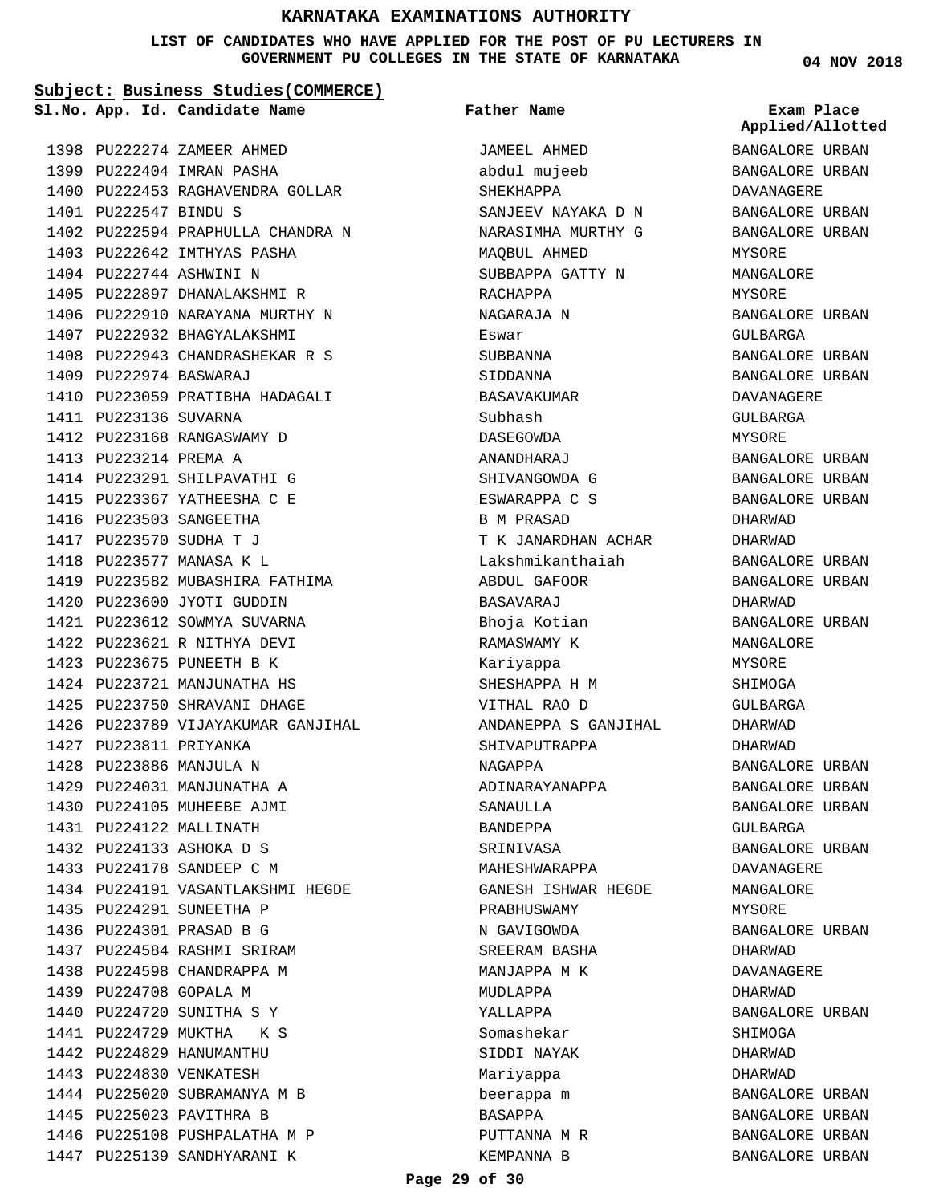# KARNATAKA EXAMINATIONS AUTHORITY

**LIST OF CANDIDATES WHO HAVE APPLIED FOR THE POST OF PU LECTURERS IN GOVERNMENT PU COLLEGES IN THE STATE OF KARNATAKA**

04 NOV 2018

**Subject: Business Studies(COMMERCE)**

| Sl.No. | App. Id. | Candidate Name | Father Name | Exam Place Applied/Allotted |
|---|---|---|---|---|
| 1398 | PU222274 | ZAMEER AHMED | JAMEEL AHMED | BANGALORE URBAN |
| 1399 | PU222404 | IMRAN PASHA | abdul mujeeb | BANGALORE URBAN |
| 1400 | PU222453 | RAGHAVENDRA GOLLAR | SHEKHAPPA | DAVANAGERE |
| 1401 | PU222547 | BINDU S | SANJEEV NAYAKA D N | BANGALORE URBAN |
| 1402 | PU222594 | PRAPHULLA CHANDRA N | NARASIMHA MURTHY G | BANGALORE URBAN |
| 1403 | PU222642 | IMTHYAS PASHA | MAQBUL AHMED | MYSORE |
| 1404 | PU222744 | ASHWINI N | SUBBAPPA GATTY N | MANGALORE |
| 1405 | PU222897 | DHANALAKSHMI R | RACHAPPA | MYSORE |
| 1406 | PU222910 | NARAYANA MURTHY N | NAGARAJA N | BANGALORE URBAN |
| 1407 | PU222932 | BHAGYALAKSHMI | Eswar | GULBARGA |
| 1408 | PU222943 | CHANDRASHEKAR R S | SUBBANNA | BANGALORE URBAN |
| 1409 | PU222974 | BASWARAJ | SIDDANNA | BANGALORE URBAN |
| 1410 | PU223059 | PRATIBHA HADAGALI | BASAVAKUMAR | DAVANAGERE |
| 1411 | PU223136 | SUVARNA | Subhash | GULBARGA |
| 1412 | PU223168 | RANGASWAMY D | DASEGOWDA | MYSORE |
| 1413 | PU223214 | PREMA A | ANANDHARAJ | BANGALORE URBAN |
| 1414 | PU223291 | SHILPAVATHI G | SHIVANGOWDA G | BANGALORE URBAN |
| 1415 | PU223367 | YATHEESHA C E | ESWARAPPA C S | BANGALORE URBAN |
| 1416 | PU223503 | SANGEETHA | B M PRASAD | DHARWAD |
| 1417 | PU223570 | SUDHA T J | T K JANARDHAN ACHAR | DHARWAD |
| 1418 | PU223577 | MANASA K L | Lakshmikanthaiah | BANGALORE URBAN |
| 1419 | PU223582 | MUBASHIRA FATHIMA | ABDUL GAFOOR | BANGALORE URBAN |
| 1420 | PU223600 | JYOTI GUDDIN | BASAVARAJ | DHARWAD |
| 1421 | PU223612 | SOWMYA SUVARNA | Bhoja Kotian | BANGALORE URBAN |
| 1422 | PU223621 | R NITHYA DEVI | RAMASWAMY K | MANGALORE |
| 1423 | PU223675 | PUNEETH B K | Kariyappa | MYSORE |
| 1424 | PU223721 | MANJUNATHA HS | SHESHAPPA H M | SHIMOGA |
| 1425 | PU223750 | SHRAVANI DHAGE | VITHAL RAO D | GULBARGA |
| 1426 | PU223789 | VIJAYAKUMAR GANJIHAL | ANDANEPPA S GANJIHAL | DHARWAD |
| 1427 | PU223811 | PRIYANKA | SHIVAPUTRAPPA | DHARWAD |
| 1428 | PU223886 | MANJULA N | NAGAPPA | BANGALORE URBAN |
| 1429 | PU224031 | MANJUNATHA A | ADINARAYANAPPA | BANGALORE URBAN |
| 1430 | PU224105 | MUHEEBE AJMI | SANAULLA | BANGALORE URBAN |
| 1431 | PU224122 | MALLINATH | BANDEPPA | GULBARGA |
| 1432 | PU224133 | ASHOKA D S | SRINIVASA | BANGALORE URBAN |
| 1433 | PU224178 | SANDEEP C M | MAHESHWARAPPA | DAVANAGERE |
| 1434 | PU224191 | VASANTLAKSHMI HEGDE | GANESH ISHWAR HEGDE | MANGALORE |
| 1435 | PU224291 | SUNEETHA P | PRABHUSWAMY | MYSORE |
| 1436 | PU224301 | PRASAD B G | N GAVIGOWDA | BANGALORE URBAN |
| 1437 | PU224584 | RASHMI SRIRAM | SREERAM BASHA | DHARWAD |
| 1438 | PU224598 | CHANDRAPPA M | MANJAPPA M K | DAVANAGERE |
| 1439 | PU224708 | GOPALA M | MUDLAPPA | DHARWAD |
| 1440 | PU224720 | SUNITHA S Y | YALLAPPA | BANGALORE URBAN |
| 1441 | PU224729 | MUKTHA K S | Somashekar | SHIMOGA |
| 1442 | PU224829 | HANUMANTHU | SIDDI NAYAK | DHARWAD |
| 1443 | PU224830 | VENKATESH | Mariyappa | DHARWAD |
| 1444 | PU225020 | SUBRAMANYA M B | beerappa m | BANGALORE URBAN |
| 1445 | PU225023 | PAVITHRA B | BASAPPA | BANGALORE URBAN |
| 1446 | PU225108 | PUSHPALATHA M P | PUTTANNA M R | BANGALORE URBAN |
| 1447 | PU225139 | SANDHYARANI K | KEMPANNA B | BANGALORE URBAN |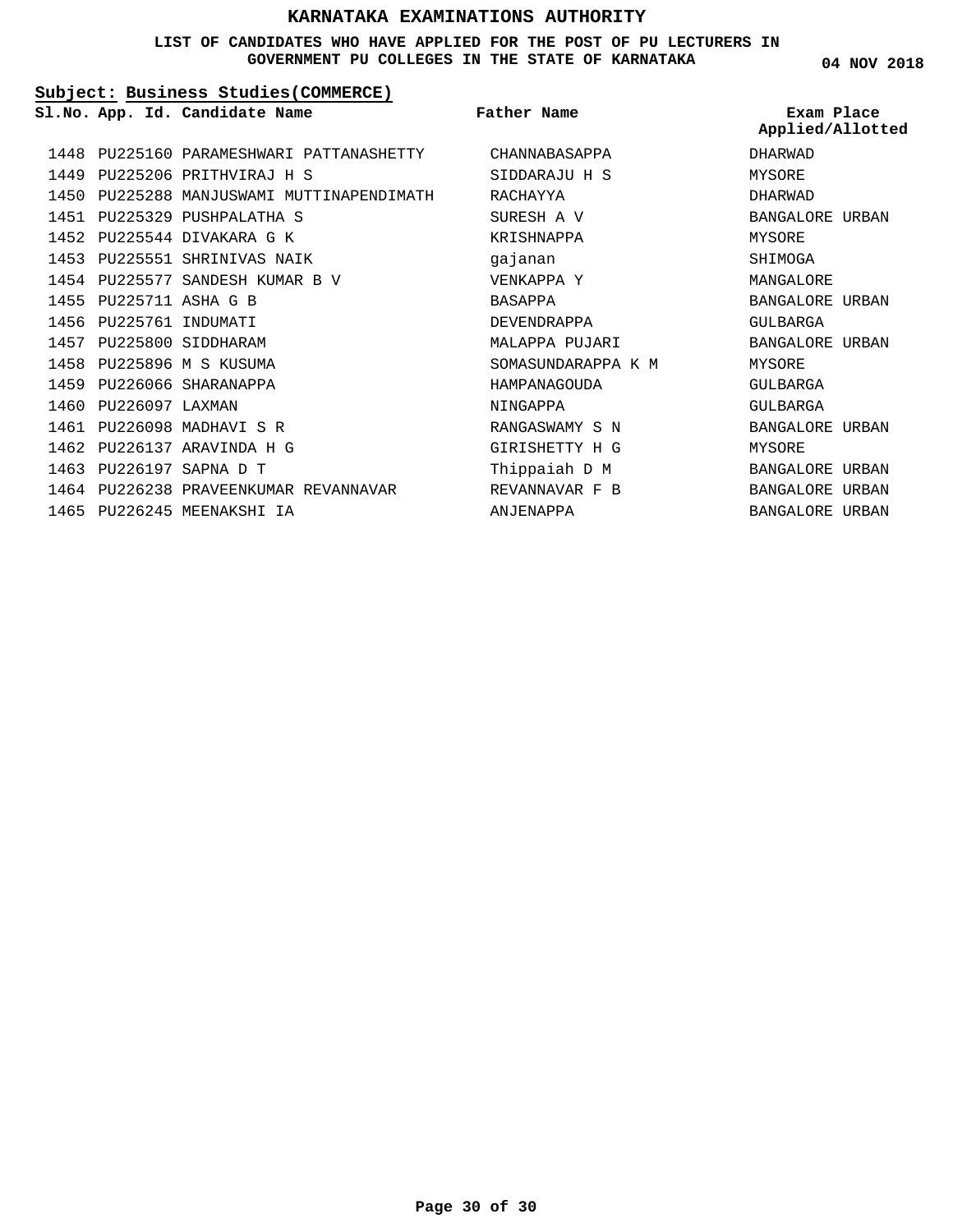**KARNATAKA EXAMINATIONS AUTHORITY**

**LIST OF CANDIDATES WHO HAVE APPLIED FOR THE POST OF PU LECTURERS IN GOVERNMENT PU COLLEGES IN THE STATE OF KARNATAKA**

**04 NOV 2018**

**Subject: Business Studies(COMMERCE)**

| Sl.No. | App. Id. | Candidate Name | Father Name | Exam Place Applied/Allotted |
|---|---|---|---|---|
| 1448 | PU225160 | PARAMESHWARI PATTANASHETTY | CHANNABASAPPA | DHARWAD |
| 1449 | PU225206 | PRITHVIRAJ H S | SIDDARAJU H S | MYSORE |
| 1450 | PU225288 | MANJUSWAMI MUTTINAPENDIMATH | RACHAYYA | DHARWAD |
| 1451 | PU225329 | PUSHPALATHA S | SURESH A V | BANGALORE URBAN |
| 1452 | PU225544 | DIVAKARA G K | KRISHNAPPA | MYSORE |
| 1453 | PU225551 | SHRINIVAS NAIK | gajanan | SHIMOGA |
| 1454 | PU225577 | SANDESH KUMAR B V | VENKAPPA Y | MANGALORE |
| 1455 | PU225711 | ASHA G B | BASAPPA | BANGALORE URBAN |
| 1456 | PU225761 | INDUMATI | DEVENDRAPPA | GULBARGA |
| 1457 | PU225800 | SIDDHARAM | MALAPPA PUJARI | BANGALORE URBAN |
| 1458 | PU225896 | M S KUSUMA | SOMASUNDARAPPA K M | MYSORE |
| 1459 | PU226066 | SHARANAPPA | HAMPANAGOUDA | GULBARGA |
| 1460 | PU226097 | LAXMAN | NINGAPPA | GULBARGA |
| 1461 | PU226098 | MADHAVI S R | RANGASWAMY S N | BANGALORE URBAN |
| 1462 | PU226137 | ARAVINDA H G | GIRISHETTY H G | MYSORE |
| 1463 | PU226197 | SAPNA D T | Thippaiah D M | BANGALORE URBAN |
| 1464 | PU226238 | PRAVEENKUMAR REVANNAVAR | REVANNAVAR F B | BANGALORE URBAN |
| 1465 | PU226245 | MEENAKSHI IA | ANJENAPPA | BANGALORE URBAN |